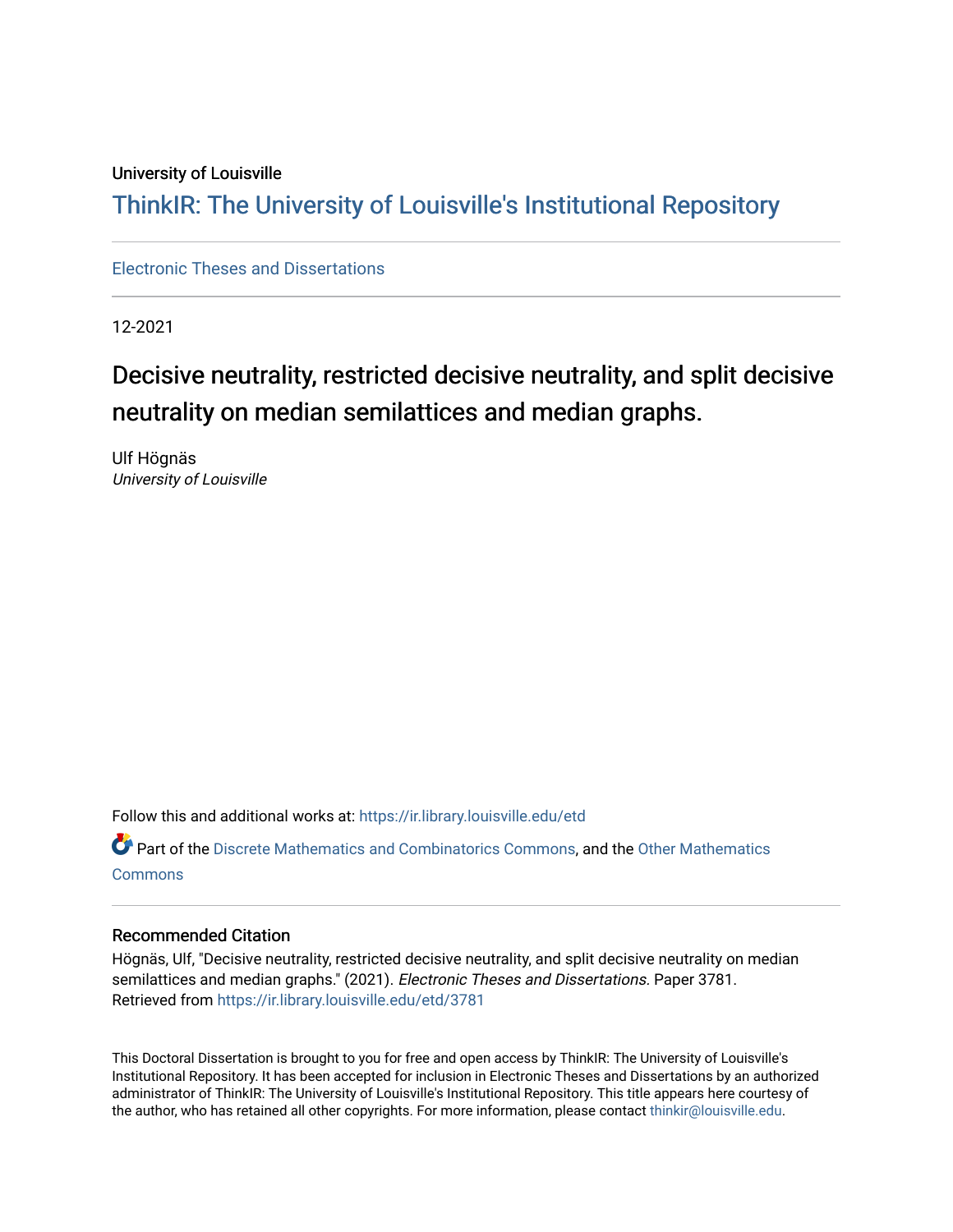University of Louisville

# ThinkIR: The University of Louisville's Institutional Repository

Electronic Theses and Dissertations

12-2021

# Decisive neutrality, restricted decisive neutrality, and split decisive neutrality on median semilattices and median graphs.

Ulf Högnäs
*University of Louisville*

Follow this and additional works at: https://ir.library.louisville.edu/etd

Part of the Discrete Mathematics and Combinatorics Commons, and the Other Mathematics Commons

## Recommended Citation

Högnäs, Ulf, "Decisive neutrality, restricted decisive neutrality, and split decisive neutrality on median semilattices and median graphs." (2021). *Electronic Theses and Dissertations.* Paper 3781.
Retrieved from https://ir.library.louisville.edu/etd/3781

This Doctoral Dissertation is brought to you for free and open access by ThinkIR: The University of Louisville's Institutional Repository. It has been accepted for inclusion in Electronic Theses and Dissertations by an authorized administrator of ThinkIR: The University of Louisville's Institutional Repository. This title appears here courtesy of the author, who has retained all other copyrights. For more information, please contact thinkir@louisville.edu.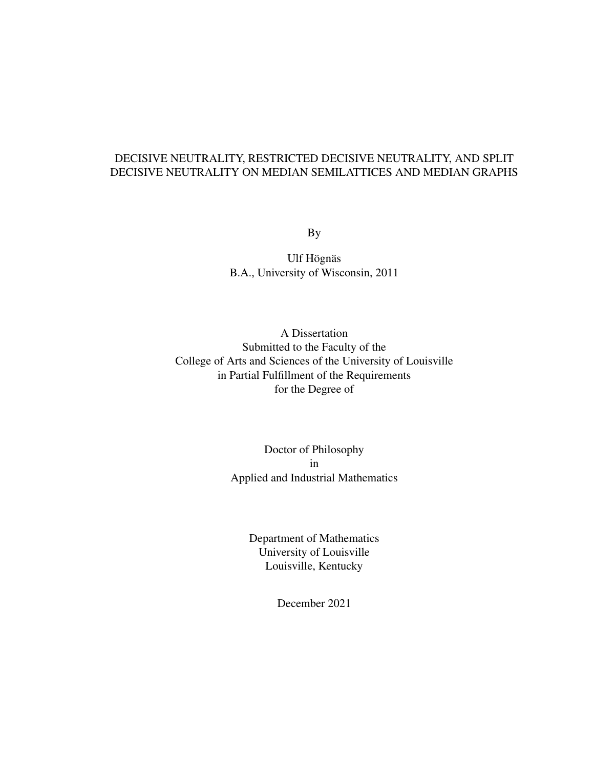# DECISIVE NEUTRALITY, RESTRICTED DECISIVE NEUTRALITY, AND SPLIT DECISIVE NEUTRALITY ON MEDIAN SEMILATTICES AND MEDIAN GRAPHS

By

Ulf Högnäs
B.A., University of Wisconsin, 2011

A Dissertation
Submitted to the Faculty of the
College of Arts and Sciences of the University of Louisville
in Partial Fulfillment of the Requirements
for the Degree of

Doctor of Philosophy
in
Applied and Industrial Mathematics

Department of Mathematics
University of Louisville
Louisville, Kentucky

December 2021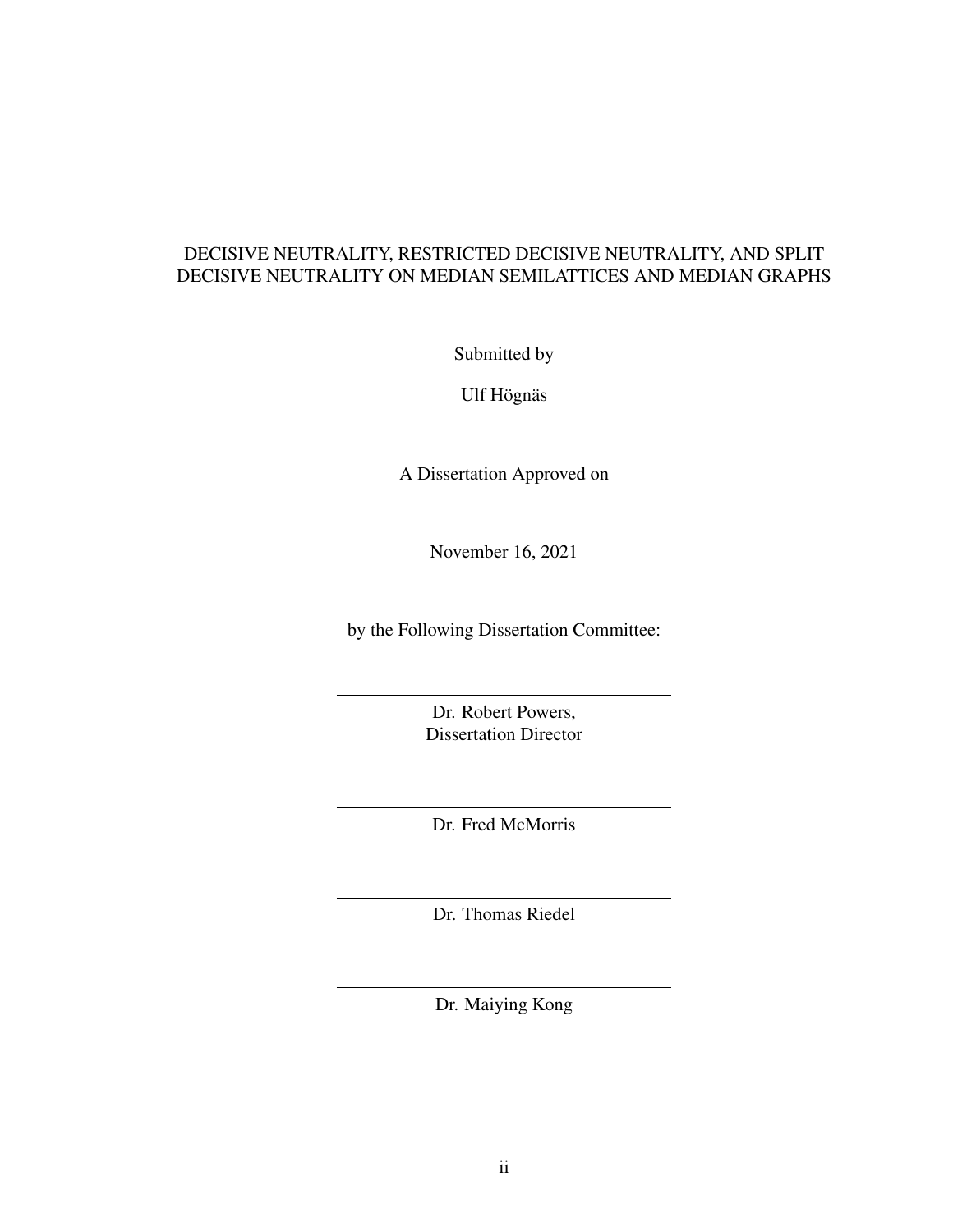DECISIVE NEUTRALITY, RESTRICTED DECISIVE NEUTRALITY, AND SPLIT DECISIVE NEUTRALITY ON MEDIAN SEMILATTICES AND MEDIAN GRAPHS

Submitted by

Ulf Högnäs

A Dissertation Approved on

November 16, 2021

by the Following Dissertation Committee:

---

Dr. Robert Powers,
Dissertation Director

---

Dr. Fred McMorris

---

Dr. Thomas Riedel

---

Dr. Maiying Kong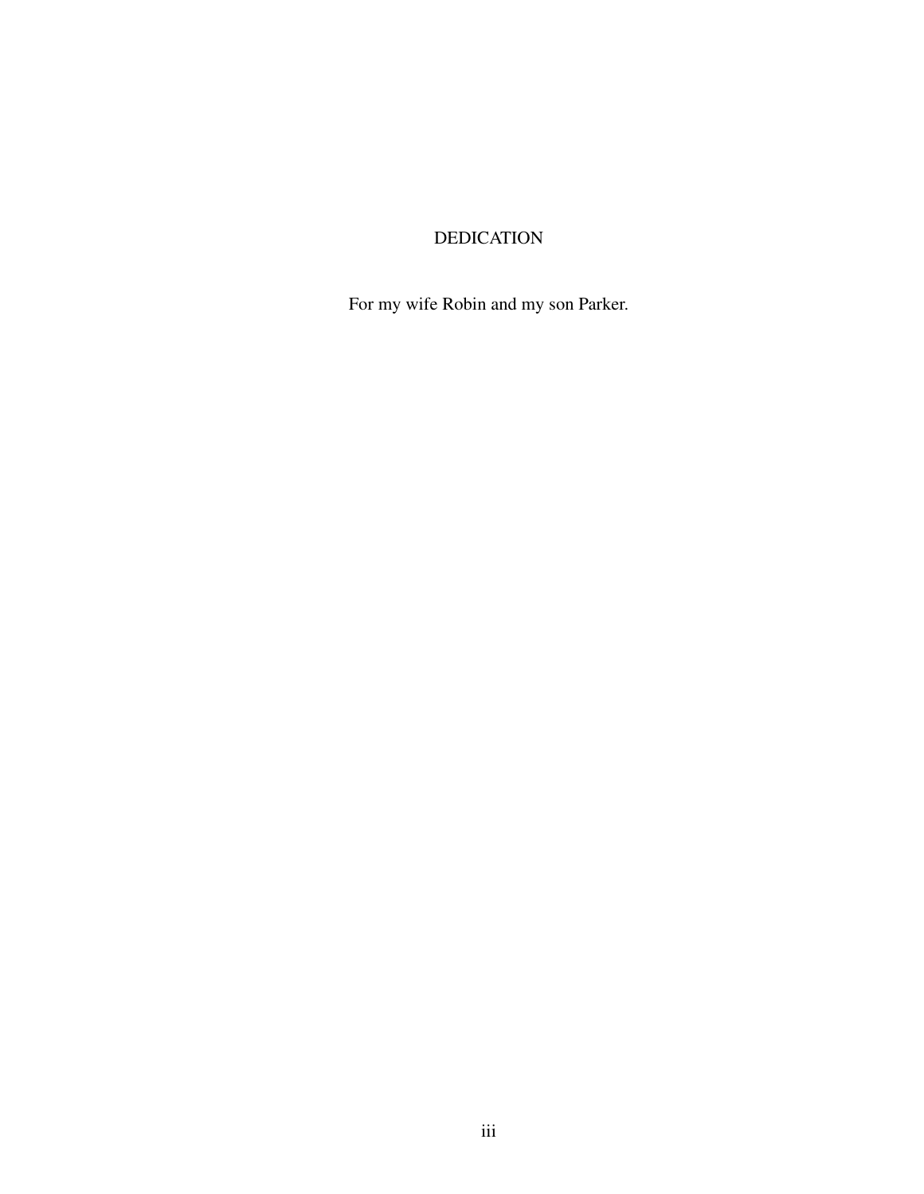# DEDICATION

For my wife Robin and my son Parker.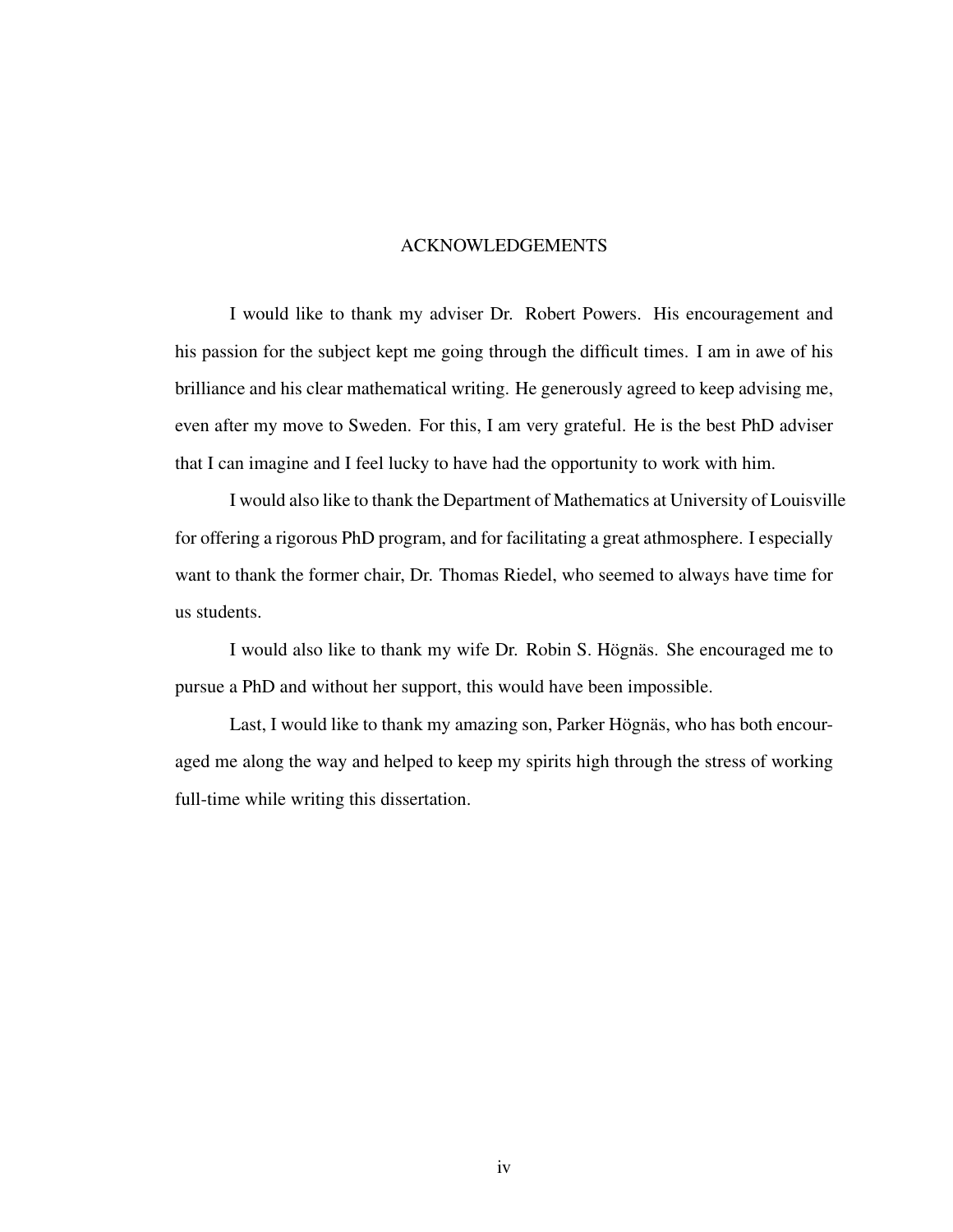# ACKNOWLEDGEMENTS

I would like to thank my adviser Dr. Robert Powers. His encouragement and his passion for the subject kept me going through the difficult times. I am in awe of his brilliance and his clear mathematical writing. He generously agreed to keep advising me, even after my move to Sweden. For this, I am very grateful. He is the best PhD adviser that I can imagine and I feel lucky to have had the opportunity to work with him.

I would also like to thank the Department of Mathematics at University of Louisville for offering a rigorous PhD program, and for facilitating a great athmosphere. I especially want to thank the former chair, Dr. Thomas Riedel, who seemed to always have time for us students.

I would also like to thank my wife Dr. Robin S. Högnäs. She encouraged me to pursue a PhD and without her support, this would have been impossible.

Last, I would like to thank my amazing son, Parker Högnäs, who has both encouraged me along the way and helped to keep my spirits high through the stress of working full-time while writing this dissertation.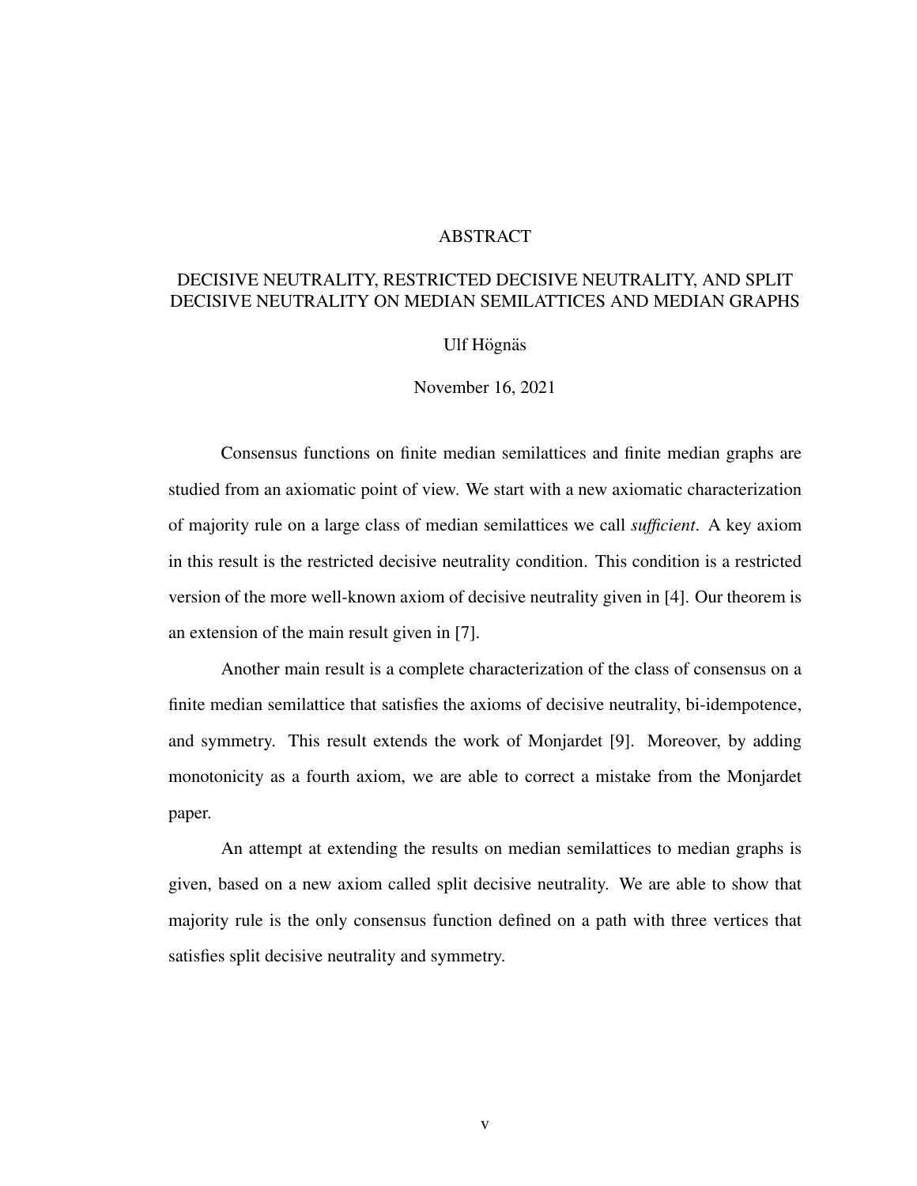# ABSTRACT

## DECISIVE NEUTRALITY, RESTRICTED DECISIVE NEUTRALITY, AND SPLIT DECISIVE NEUTRALITY ON MEDIAN SEMILATTICES AND MEDIAN GRAPHS

Ulf Högnäs

November 16, 2021

Consensus functions on finite median semilattices and finite median graphs are studied from an axiomatic point of view. We start with a new axiomatic characterization of majority rule on a large class of median semilattices we call *sufficient*. A key axiom in this result is the restricted decisive neutrality condition. This condition is a restricted version of the more well-known axiom of decisive neutrality given in [4]. Our theorem is an extension of the main result given in [7].

Another main result is a complete characterization of the class of consensus on a finite median semilattice that satisfies the axioms of decisive neutrality, bi-idempotence, and symmetry. This result extends the work of Monjardet [9]. Moreover, by adding monotonicity as a fourth axiom, we are able to correct a mistake from the Monjardet paper.

An attempt at extending the results on median semilattices to median graphs is given, based on a new axiom called split decisive neutrality. We are able to show that majority rule is the only consensus function defined on a path with three vertices that satisfies split decisive neutrality and symmetry.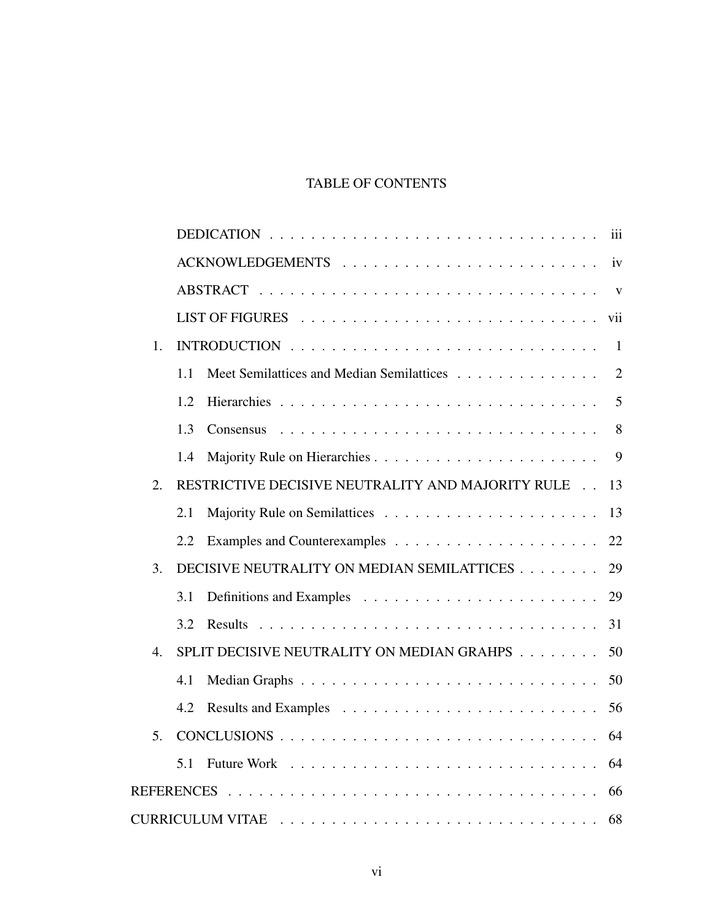# TABLE OF CONTENTS

| | | |
|---|---|---|
| | DEDICATION | iii |
| | ACKNOWLEDGEMENTS | iv |
| | ABSTRACT | v |
| | LIST OF FIGURES | vii |
| 1. | INTRODUCTION | 1 |
| | 1.1 Meet Semilattices and Median Semilattices | 2 |
| | 1.2 Hierarchies | 5 |
| | 1.3 Consensus | 8 |
| | 1.4 Majority Rule on Hierarchies | 9 |
| 2. | RESTRICTIVE DECISIVE NEUTRALITY AND MAJORITY RULE | 13 |
| | 2.1 Majority Rule on Semilattices | 13 |
| | 2.2 Examples and Counterexamples | 22 |
| 3. | DECISIVE NEUTRALITY ON MEDIAN SEMILATTICES | 29 |
| | 3.1 Definitions and Examples | 29 |
| | 3.2 Results | 31 |
| 4. | SPLIT DECISIVE NEUTRALITY ON MEDIAN GRAHPS | 50 |
| | 4.1 Median Graphs | 50 |
| | 4.2 Results and Examples | 56 |
| 5. | CONCLUSIONS | 64 |
| | 5.1 Future Work | 64 |
| REFERENCES | | 66 |
| CURRICULUM VITAE | | 68 |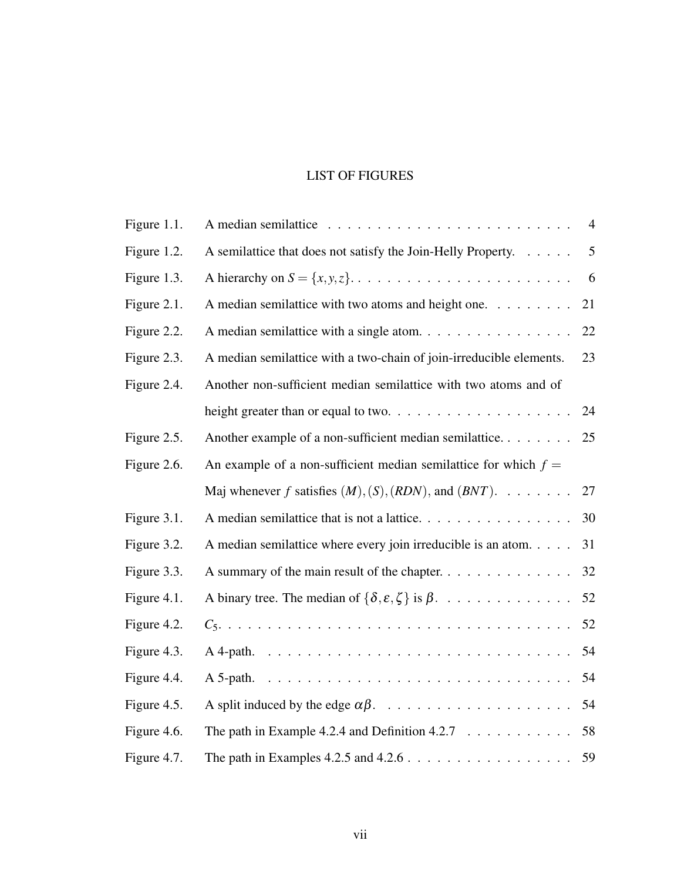# LIST OF FIGURES

| | | |
|---|---|---|
| Figure 1.1. | A median semilattice | 4 |
| Figure 1.2. | A semilattice that does not satisfy the Join-Helly Property. | 5 |
| Figure 1.3. | A hierarchy on $S = \{x, y, z\}$. | 6 |
| Figure 2.1. | A median semilattice with two atoms and height one. | 21 |
| Figure 2.2. | A median semilattice with a single atom. | 22 |
| Figure 2.3. | A median semilattice with a two-chain of join-irreducible elements. | 23 |
| Figure 2.4. | Another non-sufficient median semilattice with two atoms and of height greater than or equal to two. | 24 |
| Figure 2.5. | Another example of a non-sufficient median semilattice. | 25 |
| Figure 2.6. | An example of a non-sufficient median semilattice for which $f =$ Maj whenever $f$ satisfies $(M), (S), (RDN)$, and $(BNT)$. | 27 |
| Figure 3.1. | A median semilattice that is not a lattice. | 30 |
| Figure 3.2. | A median semilattice where every join irreducible is an atom. | 31 |
| Figure 3.3. | A summary of the main result of the chapter. | 32 |
| Figure 4.1. | A binary tree. The median of $\{\delta, \varepsilon, \zeta\}$ is $\beta$. | 52 |
| Figure 4.2. | $C_5$. | 52 |
| Figure 4.3. | A 4-path. | 54 |
| Figure 4.4. | A 5-path. | 54 |
| Figure 4.5. | A split induced by the edge $\alpha\beta$. | 54 |
| Figure 4.6. | The path in Example 4.2.4 and Definition 4.2.7 | 58 |
| Figure 4.7. | The path in Examples 4.2.5 and 4.2.6 | 59 |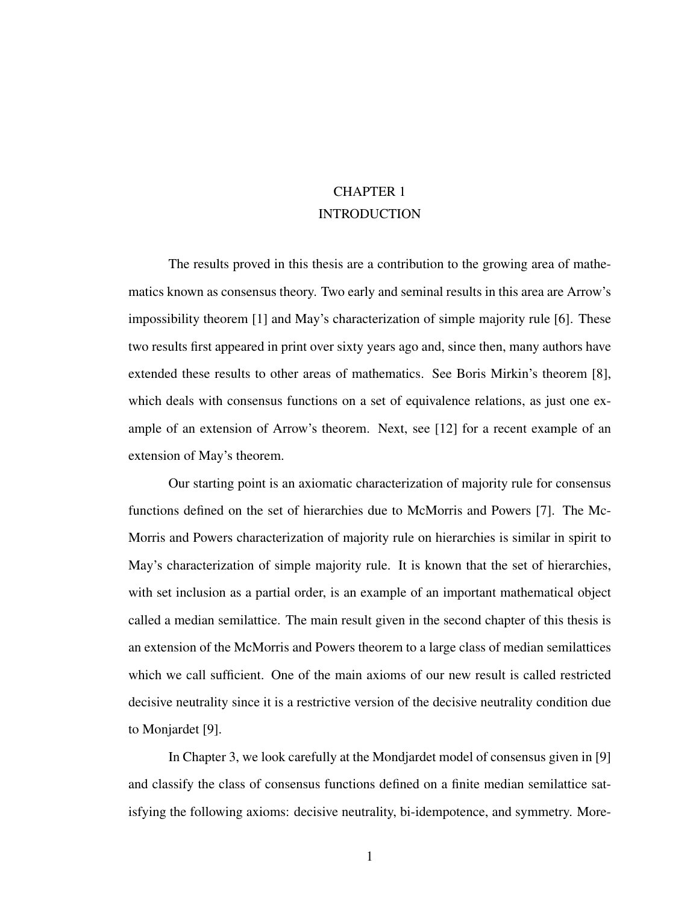# CHAPTER 1
# INTRODUCTION

The results proved in this thesis are a contribution to the growing area of mathematics known as consensus theory. Two early and seminal results in this area are Arrow's impossibility theorem [1] and May's characterization of simple majority rule [6]. These two results first appeared in print over sixty years ago and, since then, many authors have extended these results to other areas of mathematics. See Boris Mirkin's theorem [8], which deals with consensus functions on a set of equivalence relations, as just one example of an extension of Arrow's theorem. Next, see [12] for a recent example of an extension of May's theorem.

Our starting point is an axiomatic characterization of majority rule for consensus functions defined on the set of hierarchies due to McMorris and Powers [7]. The McMorris and Powers characterization of majority rule on hierarchies is similar in spirit to May's characterization of simple majority rule. It is known that the set of hierarchies, with set inclusion as a partial order, is an example of an important mathematical object called a median semilattice. The main result given in the second chapter of this thesis is an extension of the McMorris and Powers theorem to a large class of median semilattices which we call sufficient. One of the main axioms of our new result is called restricted decisive neutrality since it is a restrictive version of the decisive neutrality condition due to Monjardet [9].

In Chapter 3, we look carefully at the Mondjardet model of consensus given in [9] and classify the class of consensus functions defined on a finite median semilattice satisfying the following axioms: decisive neutrality, bi-idempotence, and symmetry. More-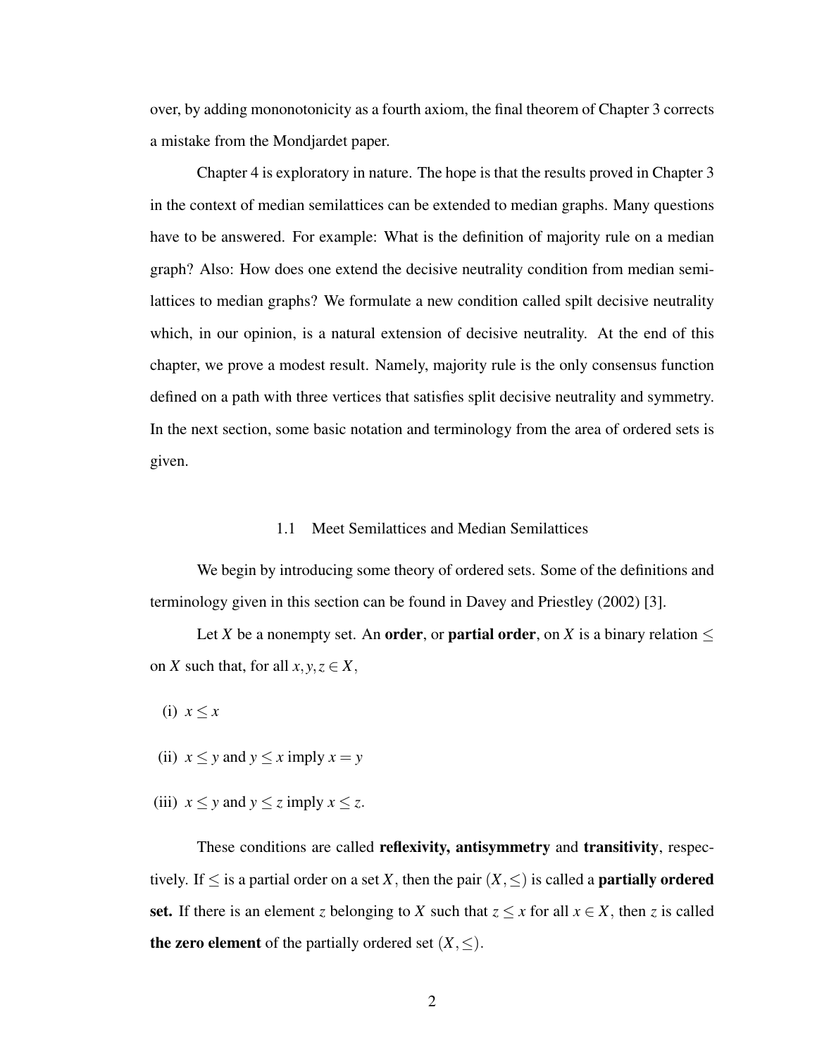over, by adding mononotonicity as a fourth axiom, the final theorem of Chapter 3 corrects a mistake from the Mondjardet paper.

Chapter 4 is exploratory in nature. The hope is that the results proved in Chapter 3 in the context of median semilattices can be extended to median graphs. Many questions have to be answered. For example: What is the definition of majority rule on a median graph? Also: How does one extend the decisive neutrality condition from median semilattices to median graphs? We formulate a new condition called spilt decisive neutrality which, in our opinion, is a natural extension of decisive neutrality. At the end of this chapter, we prove a modest result. Namely, majority rule is the only consensus function defined on a path with three vertices that satisfies split decisive neutrality and symmetry. In the next section, some basic notation and terminology from the area of ordered sets is given.

## 1.1 Meet Semilattices and Median Semilattices

We begin by introducing some theory of ordered sets. Some of the definitions and terminology given in this section can be found in Davey and Priestley (2002) [3].

Let $X$ be a nonempty set. An **order**, or **partial order**, on $X$ is a binary relation $\leq$ on $X$ such that, for all $x, y, z \in X$,

(i) $x \leq x$

(ii) $x \leq y$ and $y \leq x$ imply $x = y$

(iii) $x \leq y$ and $y \leq z$ imply $x \leq z$.

These conditions are called **reflexivity, antisymmetry** and **transitivity**, respectively. If $\leq$ is a partial order on a set $X$, then the pair $(X, \leq)$ is called a **partially ordered set.** If there is an element $z$ belonging to $X$ such that $z \leq x$ for all $x \in X$, then $z$ is called **the zero element** of the partially ordered set $(X, \leq)$.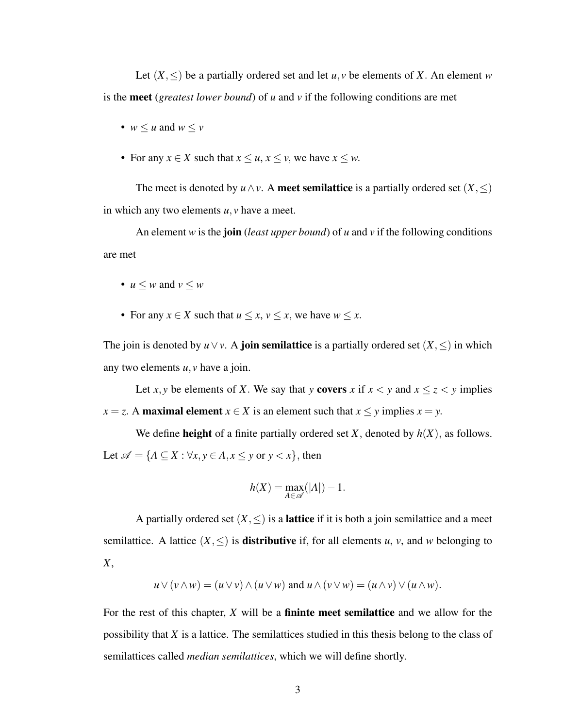Let $(X, \leq)$ be a partially ordered set and let $u, v$ be elements of $X$. An element $w$ is the **meet** (*greatest lower bound*) of $u$ and $v$ if the following conditions are met

- $w \leq u$ and $w \leq v$
- For any $x \in X$ such that $x \leq u$, $x \leq v$, we have $x \leq w$.

The meet is denoted by $u \wedge v$. A **meet semilattice** is a partially ordered set $(X, \leq)$ in which any two elements $u, v$ have a meet.

An element $w$ is the **join** (*least upper bound*) of $u$ and $v$ if the following conditions are met

- $u \leq w$ and $v \leq w$
- For any $x \in X$ such that $u \leq x$, $v \leq x$, we have $w \leq x$.

The join is denoted by $u \vee v$. A **join semilattice** is a partially ordered set $(X, \leq)$ in which any two elements $u, v$ have a join.

Let $x, y$ be elements of $X$. We say that $y$ **covers** $x$ if $x < y$ and $x \leq z < y$ implies $x = z$. A **maximal element** $x \in X$ is an element such that $x \leq y$ implies $x = y$.

We define **height** of a finite partially ordered set $X$, denoted by $h(X)$, as follows. Let $\mathscr{A} = \{A \subseteq X : \forall x, y \in A, x \leq y \text{ or } y < x\}$, then

$$h(X) = \max_{A \in \mathscr{A}}(|A|) - 1.$$

A partially ordered set $(X, \leq)$ is a **lattice** if it is both a join semilattice and a meet semilattice. A lattice $(X, \leq)$ is **distributive** if, for all elements $u$, $v$, and $w$ belonging to $X$,

$$u \vee (v \wedge w) = (u \vee v) \wedge (u \vee w) \text{ and } u \wedge (v \vee w) = (u \wedge v) \vee (u \wedge w).$$

For the rest of this chapter, $X$ will be a **fininte meet semilattice** and we allow for the possibility that $X$ is a lattice. The semilattices studied in this thesis belong to the class of semilattices called *median semilattices*, which we will define shortly.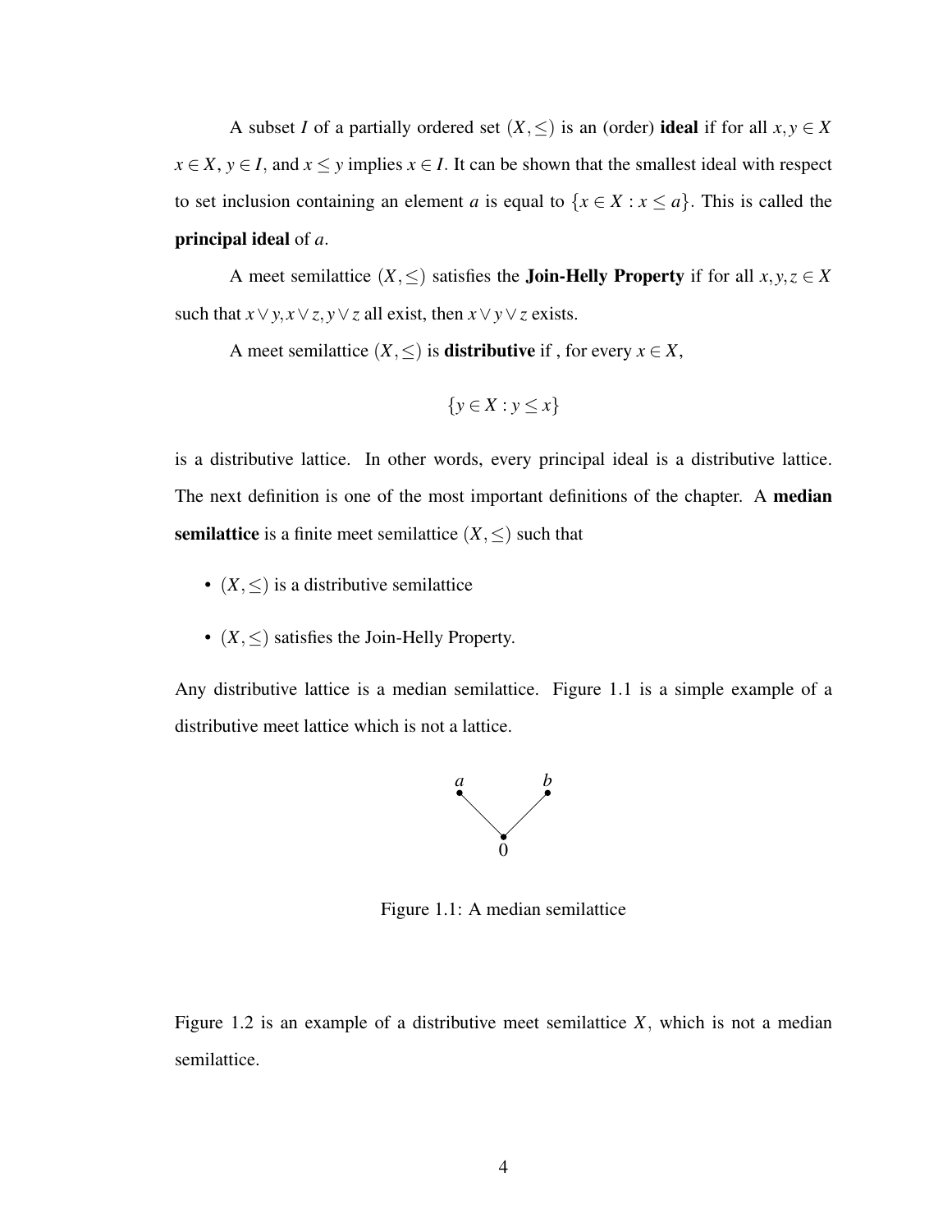A subset $I$ of a partially ordered set $(X, \leq)$ is an (order) **ideal** if for all $x, y \in X$ $x \in X$, $y \in I$, and $x \leq y$ implies $x \in I$. It can be shown that the smallest ideal with respect to set inclusion containing an element $a$ is equal to $\{x \in X : x \leq a\}$. This is called the **principal ideal** of $a$.

A meet semilattice $(X, \leq)$ satisfies the **Join-Helly Property** if for all $x, y, z \in X$ such that $x \vee y, x \vee z, y \vee z$ all exist, then $x \vee y \vee z$ exists.

A meet semilattice $(X, \leq)$ is **distributive** if , for every $x \in X$,

$$\{y \in X : y \leq x\}$$

is a distributive lattice. In other words, every principal ideal is a distributive lattice. The next definition is one of the most important definitions of the chapter. A **median semilattice** is a finite meet semilattice $(X, \leq)$ such that

- $(X, \leq)$ is a distributive semilattice
- $(X, \leq)$ satisfies the Join-Helly Property.

Any distributive lattice is a median semilattice. Figure 1.1 is a simple example of a distributive meet lattice which is not a lattice.

Figure 1.1: A median semilattice

Figure 1.2 is an example of a distributive meet semilattice $X$, which is not a median semilattice.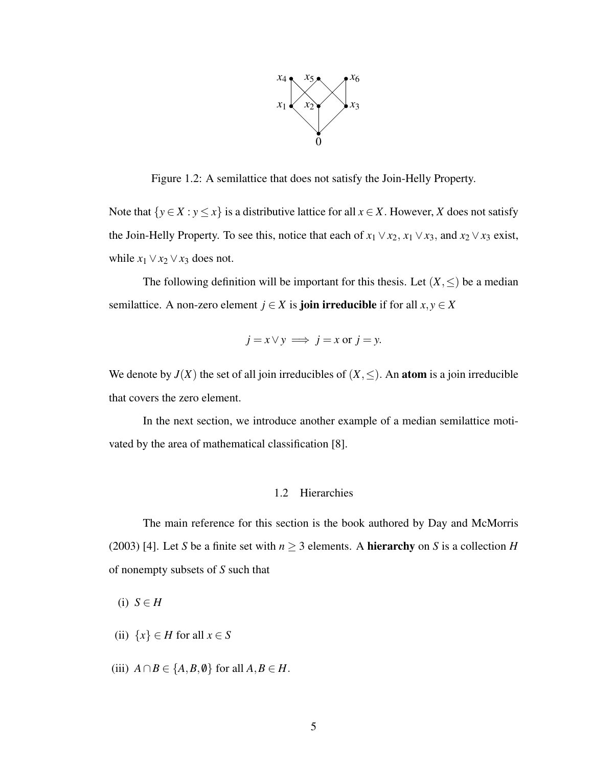Figure 1.2: A semilattice that does not satisfy the Join-Helly Property.

Note that $\{y \in X : y \leq x\}$ is a distributive lattice for all $x \in X$. However, $X$ does not satisfy the Join-Helly Property. To see this, notice that each of $x_1 \vee x_2$, $x_1 \vee x_3$, and $x_2 \vee x_3$ exist, while $x_1 \vee x_2 \vee x_3$ does not.

The following definition will be important for this thesis. Let $(X, \leq)$ be a median semilattice. A non-zero element $j \in X$ is **join irreducible** if for all $x, y \in X$

$$j = x \vee y \implies j = x \text{ or } j = y.$$

We denote by $J(X)$ the set of all join irreducibles of $(X, \leq)$. An **atom** is a join irreducible that covers the zero element.

In the next section, we introduce another example of a median semilattice motivated by the area of mathematical classification [8].

## 1.2 Hierarchies

The main reference for this section is the book authored by Day and McMorris (2003) [4]. Let $S$ be a finite set with $n \geq 3$ elements. A **hierarchy** on $S$ is a collection $H$ of nonempty subsets of $S$ such that

(i) $S \in H$

(ii) $\{x\} \in H$ for all $x \in S$

(iii) $A \cap B \in \{A, B, \emptyset\}$ for all $A, B \in H$.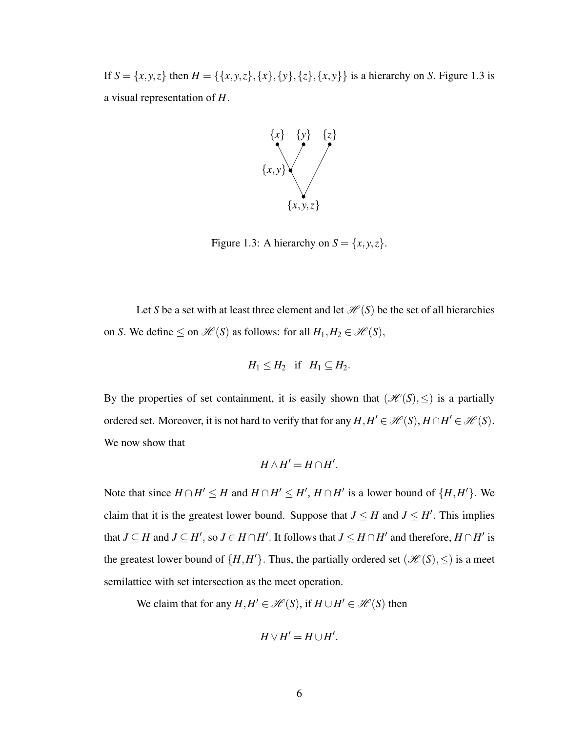If $S = \{x,y,z\}$ then $H = \{\{x,y,z\},\{x\},\{y\},\{z\},\{x,y\}\}$ is a hierarchy on $S$. Figure 1.3 is a visual representation of $H$.

Figure 1.3: A hierarchy on $S = \{x,y,z\}$.

Let $S$ be a set with at least three element and let $\mathscr{H}(S)$ be the set of all hierarchies on S. We define $\leq$ on $\mathscr{H}(S)$ as follows: for all $H_1, H_2 \in \mathscr{H}(S)$,

$$H_1 \leq H_2 \quad \text{if} \quad H_1 \subseteq H_2.$$

By the properties of set containment, it is easily shown that $(\mathscr{H}(S), \leq)$ is a partially ordered set. Moreover, it is not hard to verify that for any $H, H' \in \mathscr{H}(S)$, $H \cap H' \in \mathscr{H}(S)$. We now show that

$$H \wedge H' = H \cap H'.$$

Note that since $H \cap H' \leq H$ and $H \cap H' \leq H'$, $H \cap H'$ is a lower bound of $\{H, H'\}$. We claim that it is the greatest lower bound. Suppose that $J \leq H$ and $J \leq H'$. This implies that $J \subseteq H$ and $J \subseteq H'$, so $J \in H \cap H'$. It follows that $J \leq H \cap H'$ and therefore, $H \cap H'$ is the greatest lower bound of $\{H, H'\}$. Thus, the partially ordered set $(\mathscr{H}(S), \leq)$ is a meet semilattice with set intersection as the meet operation.

We claim that for any $H, H' \in \mathscr{H}(S)$, if $H \cup H' \in \mathscr{H}(S)$ then

$$H \vee H' = H \cup H'.$$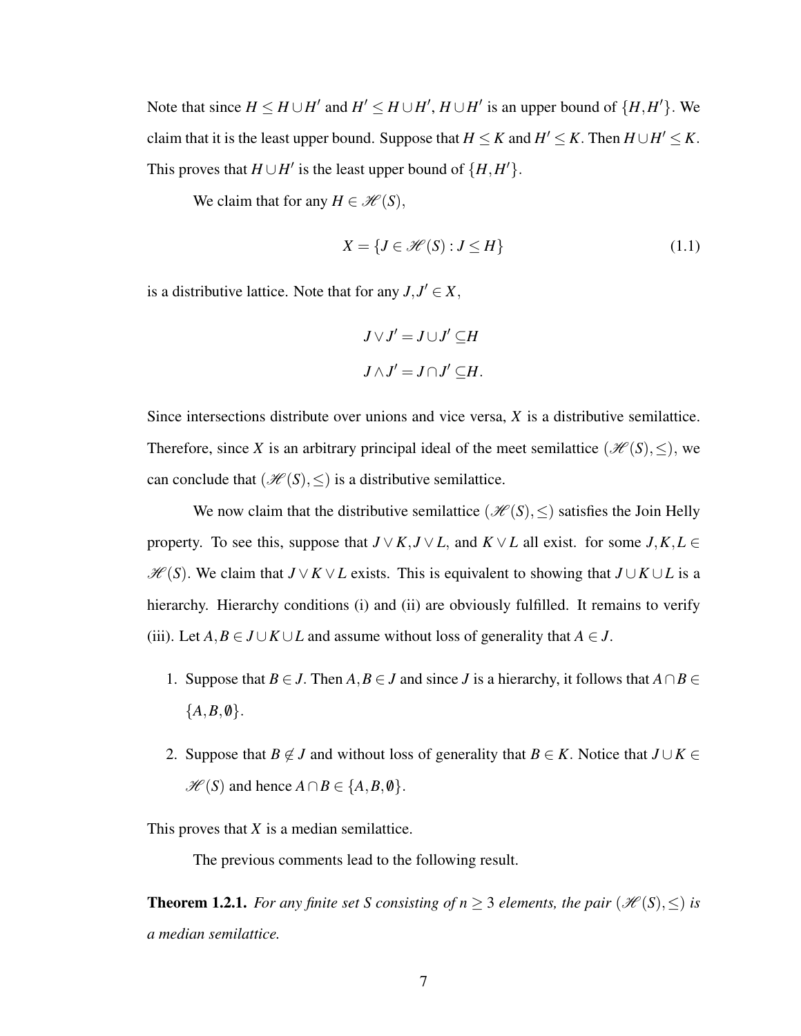Note that since $H \leq H \cup H'$ and $H' \leq H \cup H'$, $H \cup H'$ is an upper bound of $\{H, H'\}$. We claim that it is the least upper bound. Suppose that $H \leq K$ and $H' \leq K$. Then $H \cup H' \leq K$. This proves that $H \cup H'$ is the least upper bound of $\{H, H'\}$.

We claim that for any $H \in \mathscr{H}(S)$,

$$X = \{J \in \mathscr{H}(S) : J \leq H\} \tag{1.1}$$

is a distributive lattice. Note that for any $J, J' \in X$,

$$J \vee J' = J \cup J' \subseteq H$$

$$J \wedge J' = J \cap J' \subseteq H.$$

Since intersections distribute over unions and vice versa, $X$ is a distributive semilattice. Therefore, since $X$ is an arbitrary principal ideal of the meet semilattice $(\mathscr{H}(S), \leq)$, we can conclude that $(\mathscr{H}(S), \leq)$ is a distributive semilattice.

We now claim that the distributive semilattice $(\mathscr{H}(S), \leq)$ satisfies the Join Helly property. To see this, suppose that $J \vee K, J \vee L$, and $K \vee L$ all exist. for some $J, K, L \in \mathscr{H}(S)$. We claim that $J \vee K \vee L$ exists. This is equivalent to showing that $J \cup K \cup L$ is a hierarchy. Hierarchy conditions (i) and (ii) are obviously fulfilled. It remains to verify (iii). Let $A, B \in J \cup K \cup L$ and assume without loss of generality that $A \in J$.

1. Suppose that $B \in J$. Then $A, B \in J$ and since $J$ is a hierarchy, it follows that $A \cap B \in \{A, B, \emptyset\}$.
2. Suppose that $B \notin J$ and without loss of generality that $B \in K$. Notice that $J \cup K \in \mathscr{H}(S)$ and hence $A \cap B \in \{A, B, \emptyset\}$.

This proves that $X$ is a median semilattice.

The previous comments lead to the following result.

**Theorem 1.2.1.** *For any finite set S consisting of $n \geq 3$ elements, the pair $(\mathscr{H}(S), \leq)$ is a median semilattice.*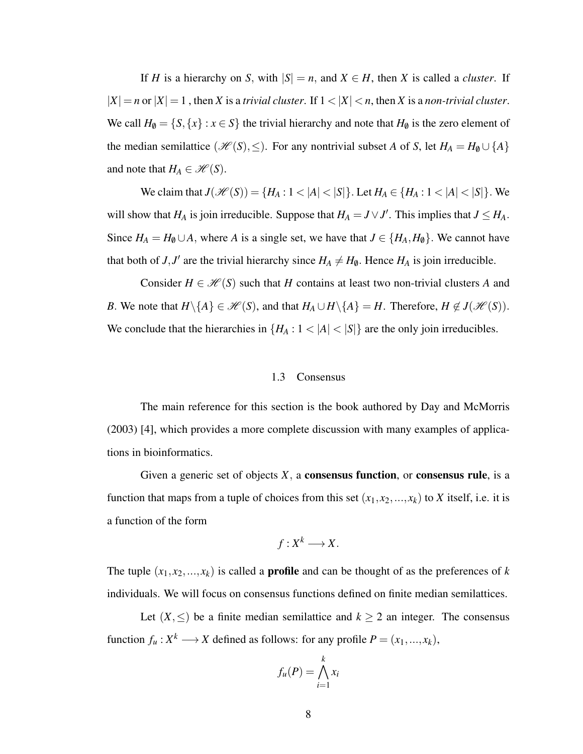If $H$ is a hierarchy on $S$, with $|S| = n$, and $X \in H$, then $X$ is called a *cluster*. If $|X| = n$ or $|X| = 1$ , then $X$ is a *trivial cluster*. If $1 < |X| < n$, then $X$ is a *non-trivial cluster*. We call $H_{\emptyset} = \{S, \{x\} : x \in S\}$ the trivial hierarchy and note that $H_{\emptyset}$ is the zero element of the median semilattice $(\mathscr{H}(S), \leq)$. For any nontrivial subset $A$ of $S$, let $H_A = H_{\emptyset} \cup \{A\}$ and note that $H_A \in \mathscr{H}(S)$.

We claim that $J(\mathscr{H}(S)) = \{H_A : 1 < |A| < |S|\}$. Let $H_A \in \{H_A : 1 < |A| < |S|\}$. We will show that $H_A$ is join irreducible. Suppose that $H_A = J \vee J'$. This implies that $J \leq H_A$. Since $H_A = H_{\emptyset} \cup A$, where $A$ is a single set, we have that $J \in \{H_A, H_{\emptyset}\}$. We cannot have that both of $J, J'$ are the trivial hierarchy since $H_A \neq H_{\emptyset}$. Hence $H_A$ is join irreducible.

Consider $H \in \mathscr{H}(S)$ such that $H$ contains at least two non-trivial clusters $A$ and $B$. We note that $H \backslash \{A\} \in \mathscr{H}(S)$, and that $H_A \cup H \backslash \{A\} = H$. Therefore, $H \notin J(\mathscr{H}(S))$. We conclude that the hierarchies in $\{H_A : 1 < |A| < |S|\}$ are the only join irreducibles.

## 1.3 Consensus

The main reference for this section is the book authored by Day and McMorris (2003) [4], which provides a more complete discussion with many examples of applications in bioinformatics.

Given a generic set of objects $X$, a **consensus function**, or **consensus rule**, is a function that maps from a tuple of choices from this set $(x_1, x_2, ..., x_k)$ to $X$ itself, i.e. it is a function of the form

$$f : X^k \longrightarrow X.$$

The tuple $(x_1, x_2, ..., x_k)$ is called a **profile** and can be thought of as the preferences of $k$ individuals. We will focus on consensus functions defined on finite median semilattices.

Let $(X, \leq)$ be a finite median semilattice and $k \geq 2$ an integer. The consensus function $f_u : X^k \longrightarrow X$ defined as follows: for any profile $P = (x_1, ..., x_k)$,

$$f_u(P) = \bigwedge_{i=1}^{k} x_i$$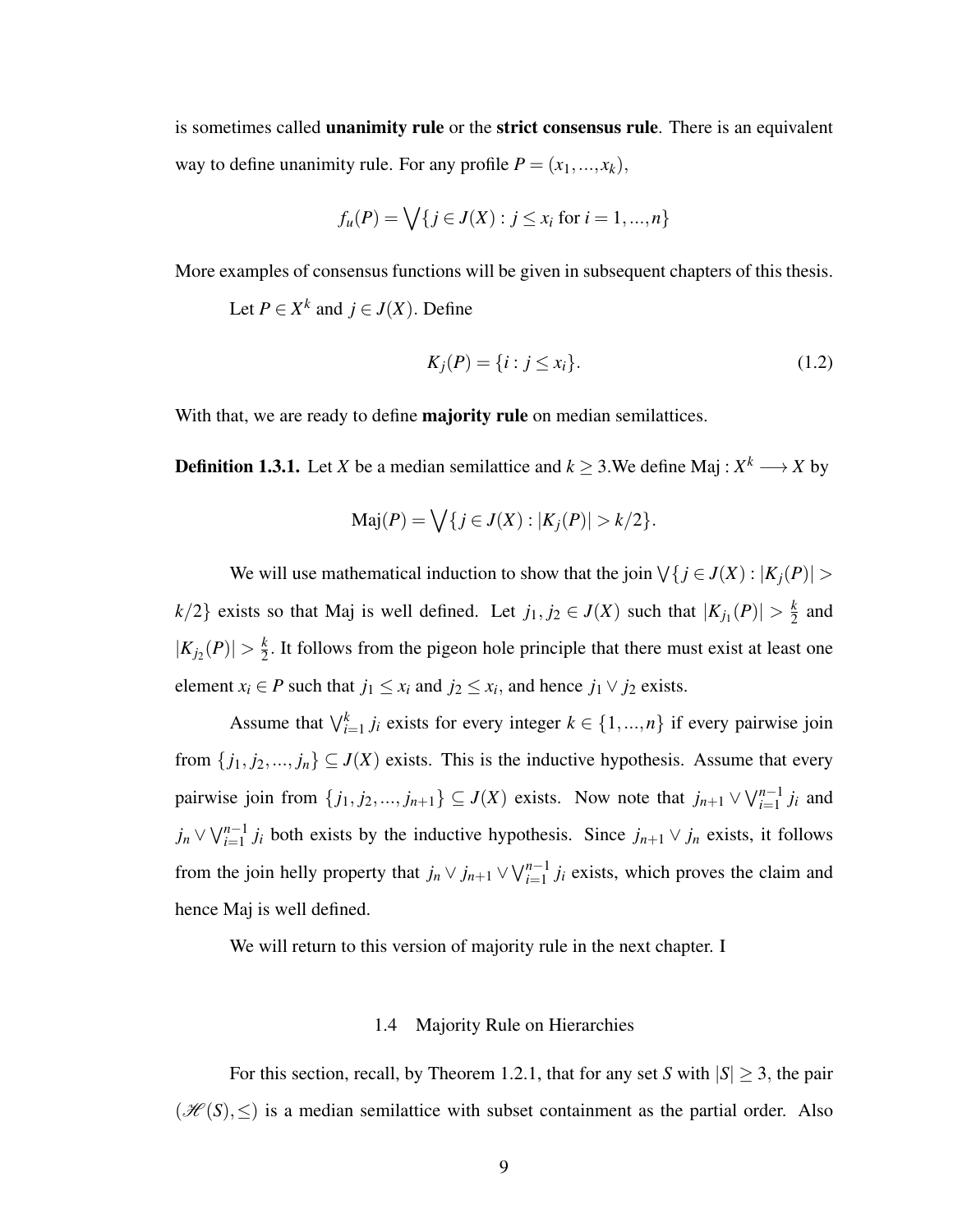is sometimes called **unanimity rule** or the **strict consensus rule**. There is an equivalent way to define unanimity rule. For any profile $P = (x_1, ..., x_k)$,

$$f_u(P) = \bigvee \{j \in J(X) : j \leq x_i \text{ for } i = 1, ..., n\}$$

More examples of consensus functions will be given in subsequent chapters of this thesis.

Let $P \in X^k$ and $j \in J(X)$. Define

$$K_j(P) = \{i : j \leq x_i\}. \tag{1.2}$$

With that, we are ready to define **majority rule** on median semilattices.

**Definition 1.3.1.** Let $X$ be a median semilattice and $k \geq 3$.We define $\text{Maj} : X^k \longrightarrow X$ by

$$\text{Maj}(P) = \bigvee \{j \in J(X) : |K_j(P)| > k/2\}.$$

We will use mathematical induction to show that the join $\bigvee \{j \in J(X) : |K_j(P)| > k/2\}$ exists so that Maj is well defined. Let $j_1, j_2 \in J(X)$ such that $|K_{j_1}(P)| > \frac{k}{2}$ and $|K_{j_2}(P)| > \frac{k}{2}$. It follows from the pigeon hole principle that there must exist at least one element $x_i \in P$ such that $j_1 \leq x_i$ and $j_2 \leq x_i$, and hence $j_1 \vee j_2$ exists.

Assume that $\bigvee_{i=1}^{k} j_i$ exists for every integer $k \in \{1, ..., n\}$ if every pairwise join from $\{j_1, j_2, ..., j_n\} \subseteq J(X)$ exists. This is the inductive hypothesis. Assume that every pairwise join from $\{j_1, j_2, ..., j_{n+1}\} \subseteq J(X)$ exists. Now note that $j_{n+1} \vee \bigvee_{i=1}^{n-1} j_i$ and $j_n \vee \bigvee_{i=1}^{n-1} j_i$ both exists by the inductive hypothesis. Since $j_{n+1} \vee j_n$ exists, it follows from the join helly property that $j_n \vee j_{n+1} \vee \bigvee_{i=1}^{n-1} j_i$ exists, which proves the claim and hence Maj is well defined.

We will return to this version of majority rule in the next chapter. I

## 1.4 Majority Rule on Hierarchies

For this section, recall, by Theorem 1.2.1, that for any set $S$ with $|S| \geq 3$, the pair $(\mathscr{H}(S), \leq)$ is a median semilattice with subset containment as the partial order. Also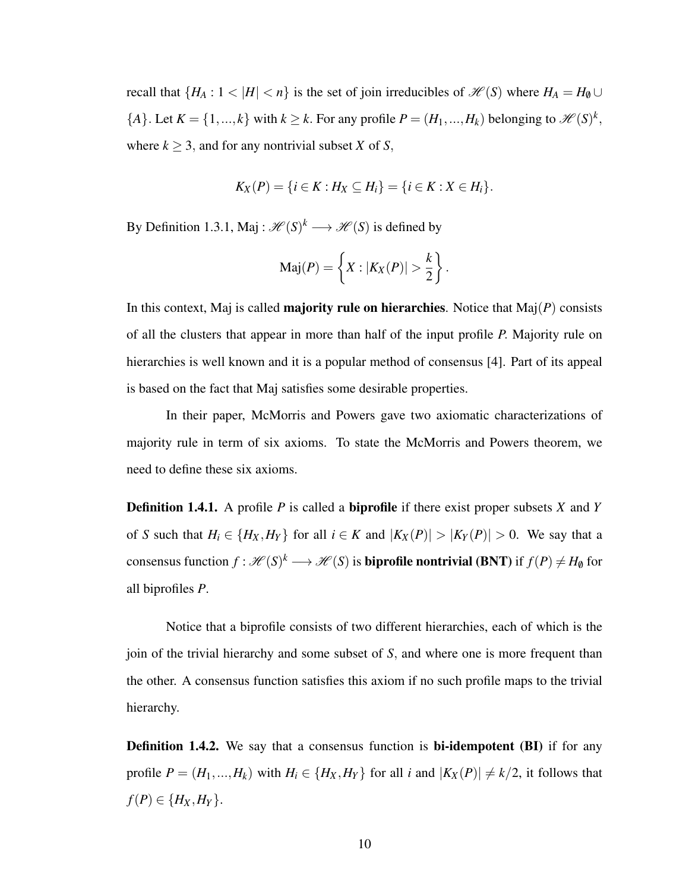recall that $\{H_A : 1 < |H| < n\}$ is the set of join irreducibles of $\mathscr{H}(S)$ where $H_A = H_\emptyset \cup \{A\}$. Let $K = \{1, ..., k\}$ with $k \geq k$. For any profile $P = (H_1, ..., H_k)$ belonging to $\mathscr{H}(S)^k$, where $k \geq 3$, and for any nontrivial subset $X$ of $S$,

$$K_X(P) = \{i \in K : H_X \subseteq H_i\} = \{i \in K : X \in H_i\}.$$

By Definition 1.3.1, $\text{Maj} : \mathscr{H}(S)^k \longrightarrow \mathscr{H}(S)$ is defined by

$$\text{Maj}(P) = \left\{X : |K_X(P)| > \frac{k}{2}\right\}.$$

In this context, Maj is called **majority rule on hierarchies**. Notice that $\text{Maj}(P)$ consists of all the clusters that appear in more than half of the input profile $P$. Majority rule on hierarchies is well known and it is a popular method of consensus [4]. Part of its appeal is based on the fact that Maj satisfies some desirable properties.

In their paper, McMorris and Powers gave two axiomatic characterizations of majority rule in term of six axioms. To state the McMorris and Powers theorem, we need to define these six axioms.

**Definition 1.4.1.** A profile $P$ is called a **biprofile** if there exist proper subsets $X$ and $Y$ of $S$ such that $H_i \in \{H_X, H_Y\}$ for all $i \in K$ and $|K_X(P)| > |K_Y(P)| > 0$. We say that a consensus function $f : \mathscr{H}(S)^k \longrightarrow \mathscr{H}(S)$ is **biprofile nontrivial (BNT)** if $f(P) \neq H_\emptyset$ for all biprofiles $P$.

Notice that a biprofile consists of two different hierarchies, each of which is the join of the trivial hierarchy and some subset of $S$, and where one is more frequent than the other. A consensus function satisfies this axiom if no such profile maps to the trivial hierarchy.

**Definition 1.4.2.** We say that a consensus function is **bi-idempotent (BI)** if for any profile $P = (H_1, ..., H_k)$ with $H_i \in \{H_X, H_Y\}$ for all $i$ and $|K_X(P)| \neq k/2$, it follows that $f(P) \in \{H_X, H_Y\}$.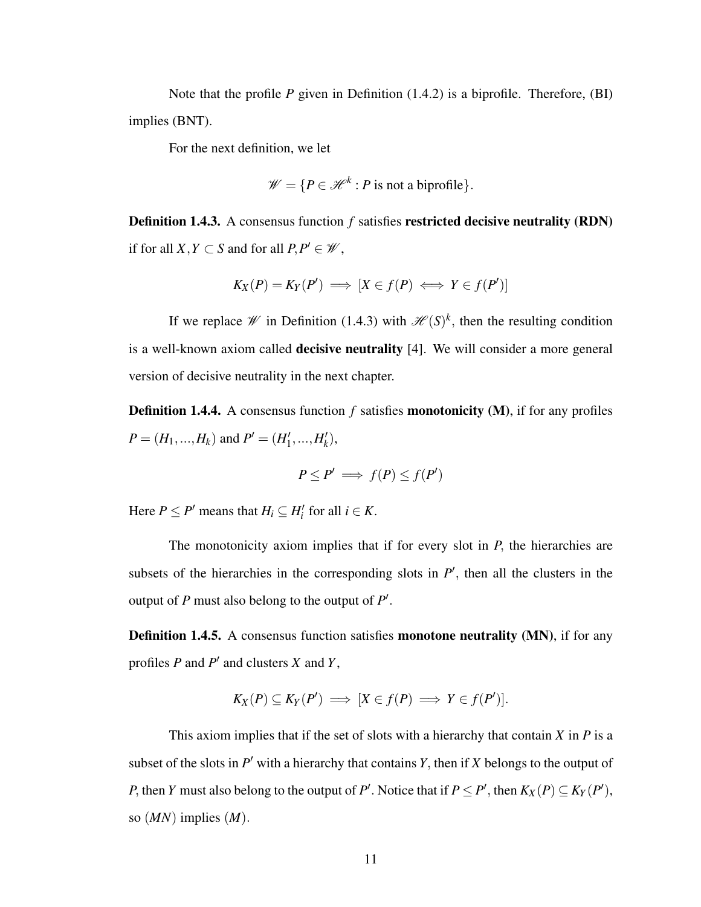Note that the profile $P$ given in Definition (1.4.2) is a biprofile. Therefore, (BI) implies (BNT).

For the next definition, we let

$$\mathscr{W} = \{P \in \mathscr{H}^k : P \text{ is not a biprofile}\}.$$

**Definition 1.4.3.** A consensus function $f$ satisfies **restricted decisive neutrality (RDN)** if for all $X, Y \subset S$ and for all $P, P' \in \mathscr{W}$,

$$K_X(P) = K_Y(P') \implies [X \in f(P) \iff Y \in f(P')]$$

If we replace $\mathscr{W}$ in Definition (1.4.3) with $\mathscr{H}(S)^k$, then the resulting condition is a well-known axiom called **decisive neutrality** [4]. We will consider a more general version of decisive neutrality in the next chapter.

**Definition 1.4.4.** A consensus function $f$ satisfies **monotonicity (M)**, if for any profiles $P = (H_1, ..., H_k)$ and $P' = (H'_1, ..., H'_k)$,

$$P \leq P' \implies f(P) \leq f(P')$$

Here $P \leq P'$ means that $H_i \subseteq H'_i$ for all $i \in K$.

The monotonicity axiom implies that if for every slot in $P$, the hierarchies are subsets of the hierarchies in the corresponding slots in $P'$, then all the clusters in the output of $P$ must also belong to the output of $P'$.

**Definition 1.4.5.** A consensus function satisfies **monotone neutrality (MN)**, if for any profiles $P$ and $P'$ and clusters $X$ and $Y$,

$$K_X(P) \subseteq K_Y(P') \implies [X \in f(P) \implies Y \in f(P')].$$

This axiom implies that if the set of slots with a hierarchy that contain $X$ in $P$ is a subset of the slots in $P'$ with a hierarchy that contains $Y$, then if $X$ belongs to the output of $P$, then $Y$ must also belong to the output of $P'$. Notice that if $P \leq P'$, then $K_X(P) \subseteq K_Y(P')$, so $(MN)$ implies $(M)$.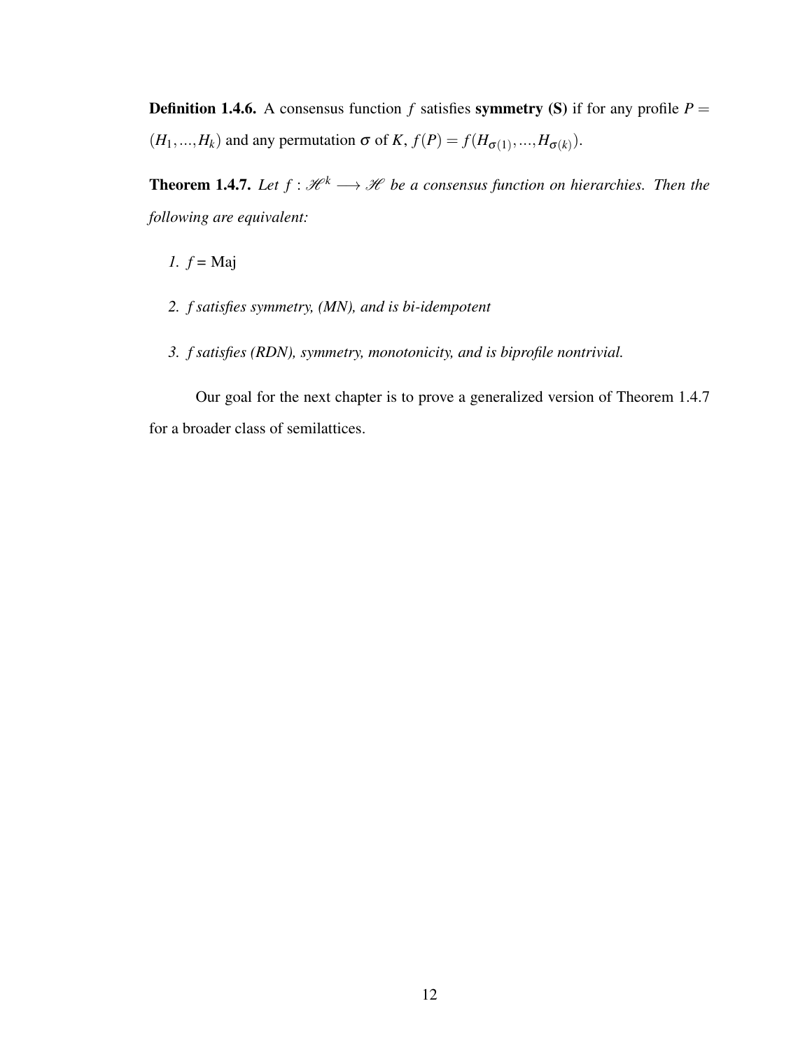**Definition 1.4.6.** A consensus function $f$ satisfies **symmetry (S)** if for any profile $P = (H_1, ..., H_k)$ and any permutation $\sigma$ of $K$, $f(P) = f(H_{\sigma(1)}, ..., H_{\sigma(k)})$.

**Theorem 1.4.7.** *Let $f : \mathscr{H}^k \longrightarrow \mathscr{H}$ be a consensus function on hierarchies. Then the following are equivalent:*

1. $f$ = Maj
2. *f satisfies symmetry, (MN), and is bi-idempotent*
3. *f satisfies (RDN), symmetry, monotonicity, and is biprofile nontrivial.*

Our goal for the next chapter is to prove a generalized version of Theorem 1.4.7 for a broader class of semilattices.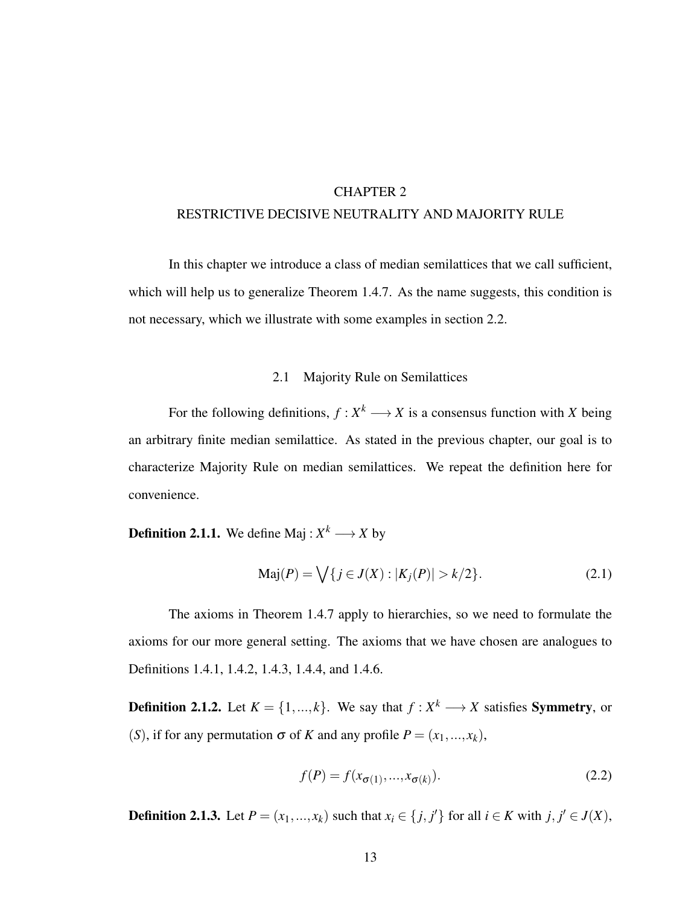# CHAPTER 2
# RESTRICTIVE DECISIVE NEUTRALITY AND MAJORITY RULE

In this chapter we introduce a class of median semilattices that we call sufficient, which will help us to generalize Theorem 1.4.7. As the name suggests, this condition is not necessary, which we illustrate with some examples in section 2.2.

## 2.1 Majority Rule on Semilattices

For the following definitions, $f : X^k \longrightarrow X$ is a consensus function with $X$ being an arbitrary finite median semilattice. As stated in the previous chapter, our goal is to characterize Majority Rule on median semilattices. We repeat the definition here for convenience.

**Definition 2.1.1.** We define $\text{Maj} : X^k \longrightarrow X$ by

$$\text{Maj}(P) = \bigvee \{j \in J(X) : |K_j(P)| > k/2\}. \tag{2.1}$$

The axioms in Theorem 1.4.7 apply to hierarchies, so we need to formulate the axioms for our more general setting. The axioms that we have chosen are analogues to Definitions 1.4.1, 1.4.2, 1.4.3, 1.4.4, and 1.4.6.

**Definition 2.1.2.** Let $K = \{1,...,k\}$. We say that $f : X^k \longrightarrow X$ satisfies **Symmetry**, or $(S)$, if for any permutation $\sigma$ of $K$ and any profile $P = (x_1,...,x_k)$,

$$f(P) = f(x_{\sigma(1)},...,x_{\sigma(k)}). \tag{2.2}$$

**Definition 2.1.3.** Let $P = (x_1,...,x_k)$ such that $x_i \in \{j, j'\}$ for all $i \in K$ with $j, j' \in J(X)$,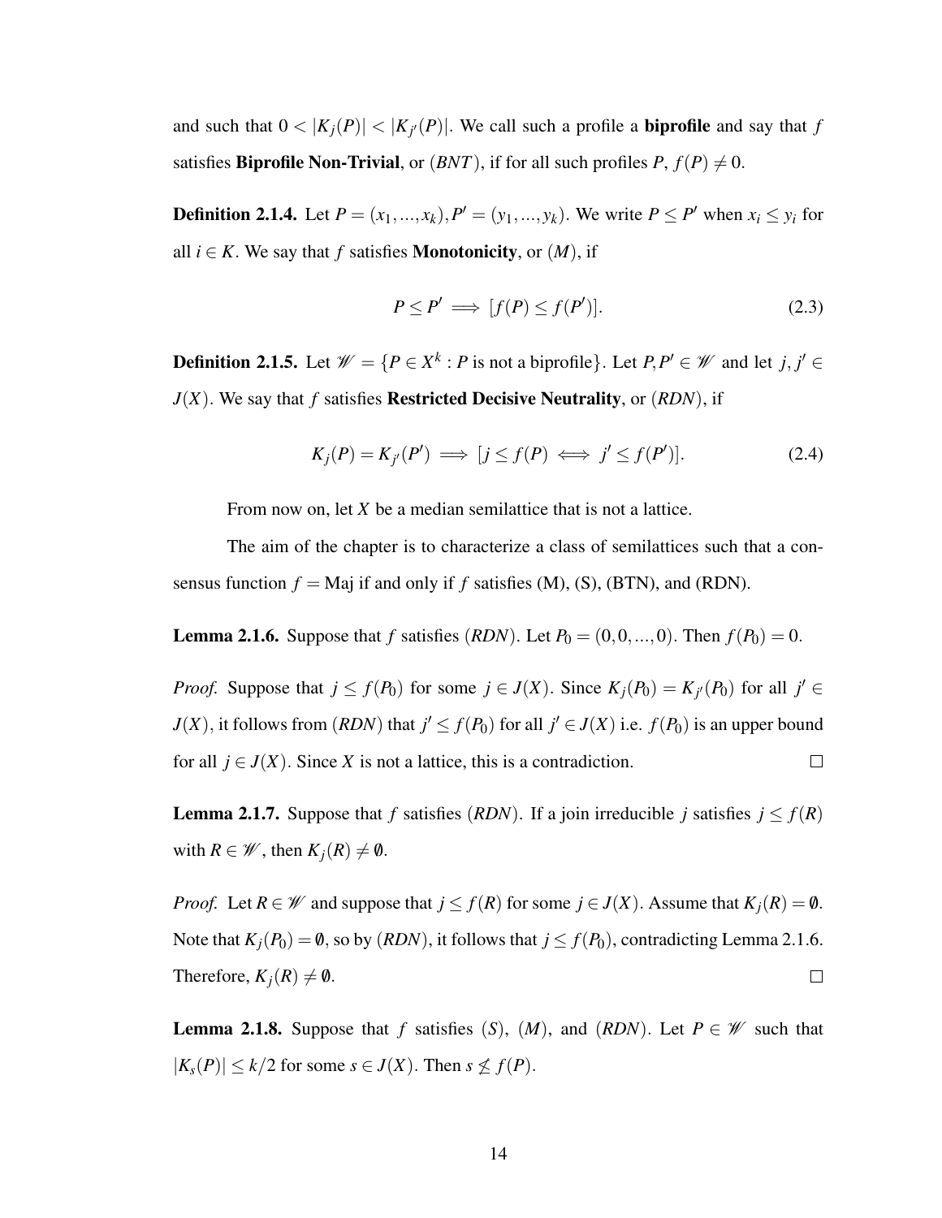and such that $0 < |K_j(P)| < |K_{j'}(P)|$. We call such a profile a **biprofile** and say that $f$ satisfies **Biprofile Non-Trivial**, or $(BNT)$, if for all such profiles $P$, $f(P) \neq 0$.

**Definition 2.1.4.** Let $P = (x_1, ..., x_k), P' = (y_1, ..., y_k)$. We write $P \leq P'$ when $x_i \leq y_i$ for all $i \in K$. We say that $f$ satisfies **Monotonicity**, or $(M)$, if

$$P \leq P' \implies [f(P) \leq f(P')]. \tag{2.3}$$

**Definition 2.1.5.** Let $\mathscr{W} = \{P \in X^k : P \text{ is not a biprofile}\}$. Let $P, P' \in \mathscr{W}$ and let $j, j' \in J(X)$. We say that $f$ satisfies **Restricted Decisive Neutrality**, or $(RDN)$, if

$$K_j(P) = K_{j'}(P') \implies [j \leq f(P) \iff j' \leq f(P')]. \tag{2.4}$$

From now on, let $X$ be a median semilattice that is not a lattice.

The aim of the chapter is to characterize a class of semilattices such that a consensus function $f = \text{Maj}$ if and only if $f$ satisfies (M), (S), (BTN), and (RDN).

**Lemma 2.1.6.** Suppose that $f$ satisfies $(RDN)$. Let $P_0 = (0, 0, ..., 0)$. Then $f(P_0) = 0$.

*Proof.* Suppose that $j \leq f(P_0)$ for some $j \in J(X)$. Since $K_j(P_0) = K_{j'}(P_0)$ for all $j' \in J(X)$, it follows from $(RDN)$ that $j' \leq f(P_0)$ for all $j' \in J(X)$ i.e. $f(P_0)$ is an upper bound for all $j \in J(X)$. Since $X$ is not a lattice, this is a contradiction. $\square$

**Lemma 2.1.7.** Suppose that $f$ satisfies $(RDN)$. If a join irreducible $j$ satisfies $j \leq f(R)$ with $R \in \mathscr{W}$, then $K_j(R) \neq \emptyset$.

*Proof.* Let $R \in \mathscr{W}$ and suppose that $j \leq f(R)$ for some $j \in J(X)$. Assume that $K_j(R) = \emptyset$. Note that $K_j(P_0) = \emptyset$, so by $(RDN)$, it follows that $j \leq f(P_0)$, contradicting Lemma 2.1.6. Therefore, $K_j(R) \neq \emptyset$. $\square$

**Lemma 2.1.8.** Suppose that $f$ satisfies $(S)$, $(M)$, and $(RDN)$. Let $P \in \mathscr{W}$ such that $|K_s(P)| \leq k/2$ for some $s \in J(X)$. Then $s \not\leq f(P)$.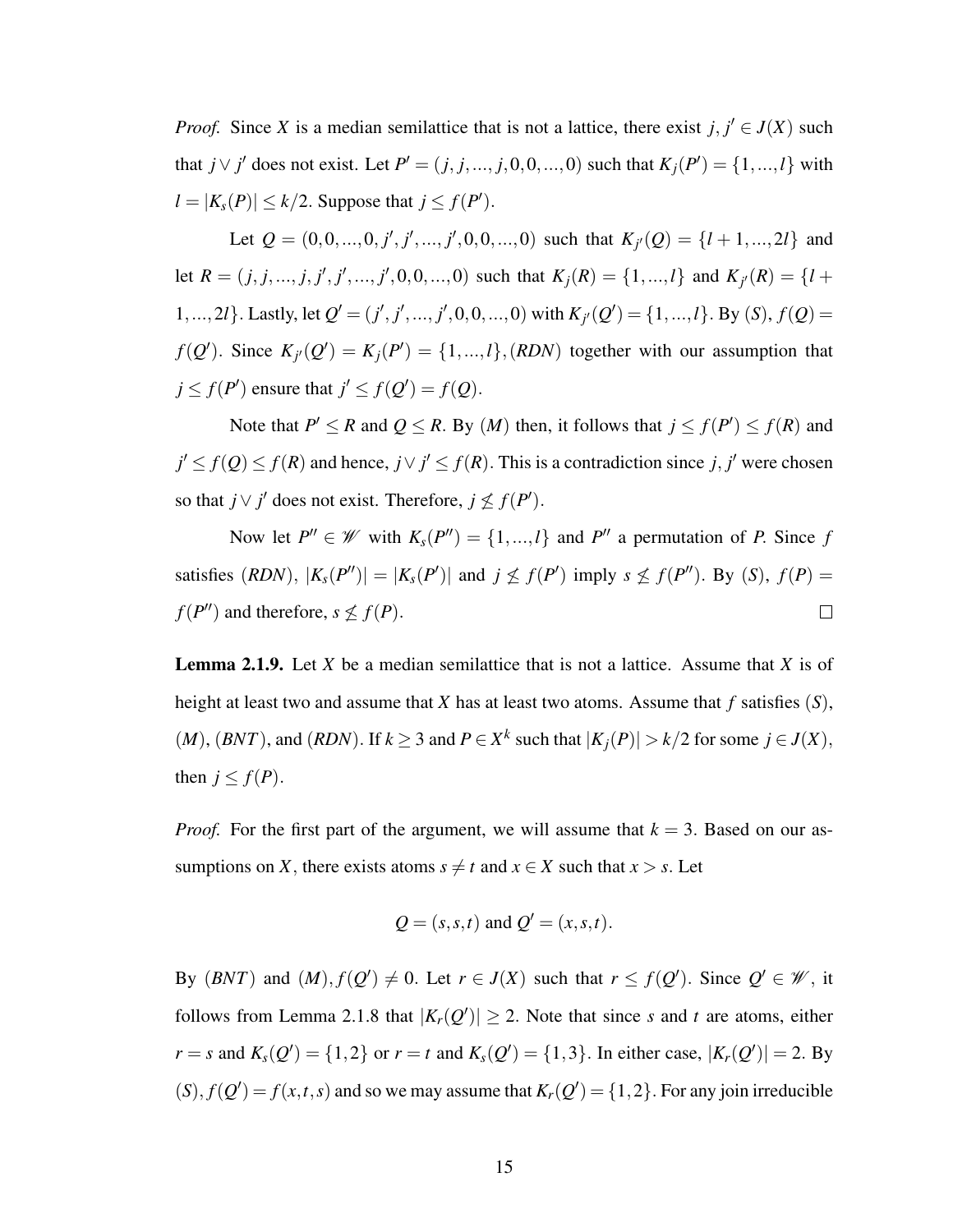*Proof.* Since $X$ is a median semilattice that is not a lattice, there exist $j, j' \in J(X)$ such that $j \vee j'$ does not exist. Let $P' = (j, j, ..., j, 0, 0, ..., 0)$ such that $K_j(P') = \{1, ..., l\}$ with $l = |K_s(P)| \leq k/2$. Suppose that $j \leq f(P')$.

Let $Q = (0, 0, ..., 0, j', j', ..., j', 0, 0, ..., 0)$ such that $K_{j'}(Q) = \{l+1, ..., 2l\}$ and let $R = (j, j, ..., j, j', j', ..., j', 0, 0, ..., 0)$ such that $K_j(R) = \{1, ..., l\}$ and $K_{j'}(R) = \{l+1, ..., 2l\}$. Lastly, let $Q' = (j', j', ..., j', 0, 0, ..., 0)$ with $K_{j'}(Q') = \{1, ..., l\}$. By $(S)$, $f(Q) = f(Q')$. Since $K_{j'}(Q') = K_j(P') = \{1, ..., l\}$, $(RDN)$ together with our assumption that $j \leq f(P')$ ensure that $j' \leq f(Q') = f(Q)$.

Note that $P' \leq R$ and $Q \leq R$. By $(M)$ then, it follows that $j \leq f(P') \leq f(R)$ and $j' \leq f(Q) \leq f(R)$ and hence, $j \vee j' \leq f(R)$. This is a contradiction since $j, j'$ were chosen so that $j \vee j'$ does not exist. Therefore, $j \not\leq f(P')$.

Now let $P'' \in \mathscr{W}$ with $K_s(P'') = \{1, ..., l\}$ and $P''$ a permutation of $P$. Since $f$ satisfies $(RDN)$, $|K_s(P'')| = |K_s(P')|$ and $j \not\leq f(P')$ imply $s \not\leq f(P'')$. By $(S)$, $f(P) = f(P'')$ and therefore, $s \not\leq f(P)$. $\square$

**Lemma 2.1.9.** Let $X$ be a median semilattice that is not a lattice. Assume that $X$ is of height at least two and assume that $X$ has at least two atoms. Assume that $f$ satisfies $(S)$, $(M)$, $(BNT)$, and $(RDN)$. If $k \geq 3$ and $P \in X^k$ such that $|K_j(P)| > k/2$ for some $j \in J(X)$, then $j \leq f(P)$.

*Proof.* For the first part of the argument, we will assume that $k = 3$. Based on our assumptions on $X$, there exists atoms $s \neq t$ and $x \in X$ such that $x > s$. Let

$$Q = (s, s, t) \text{ and } Q' = (x, s, t).$$

By $(BNT)$ and $(M)$, $f(Q') \neq 0$. Let $r \in J(X)$ such that $r \leq f(Q')$. Since $Q' \in \mathscr{W}$, it follows from Lemma 2.1.8 that $|K_r(Q')| \geq 2$. Note that since $s$ and $t$ are atoms, either $r = s$ and $K_s(Q') = \{1, 2\}$ or $r = t$ and $K_s(Q') = \{1, 3\}$. In either case, $|K_r(Q')| = 2$. By $(S)$, $f(Q') = f(x, t, s)$ and so we may assume that $K_r(Q') = \{1, 2\}$. For any join irreducible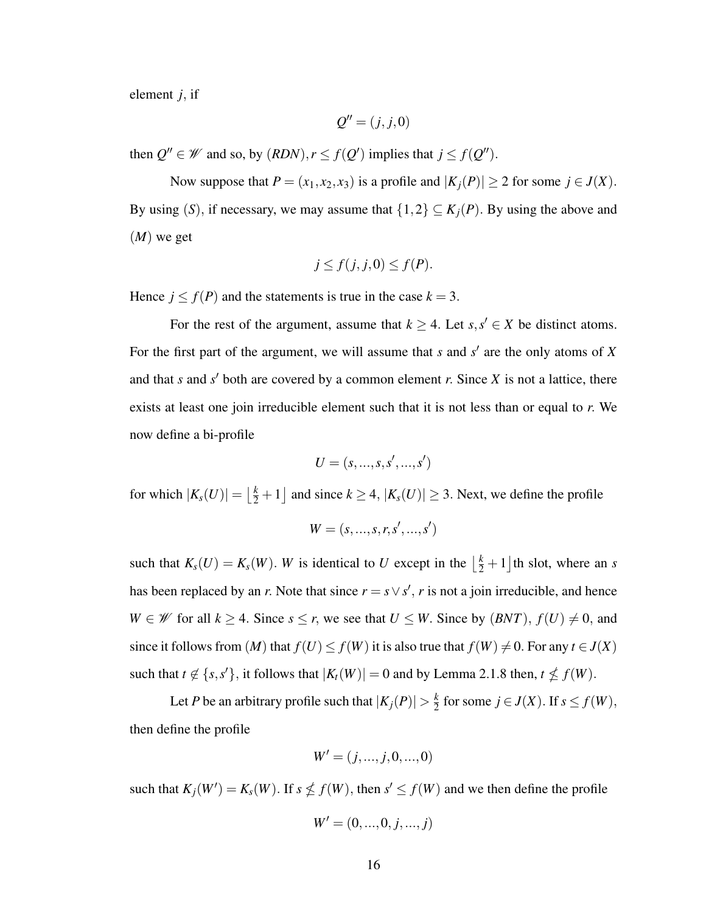element $j$, if

$$Q'' = (j, j, 0)$$

then $Q'' \in \mathscr{W}$ and so, by $(RDN), r \leq f(Q')$ implies that $j \leq f(Q'')$.

Now suppose that $P = (x_1, x_2, x_3)$ is a profile and $|K_j(P)| \geq 2$ for some $j \in J(X)$. By using $(S)$, if necessary, we may assume that $\{1, 2\} \subseteq K_j(P)$. By using the above and $(M)$ we get

$$j \leq f(j, j, 0) \leq f(P).$$

Hence $j \leq f(P)$ and the statements is true in the case $k = 3$.

For the rest of the argument, assume that $k \geq 4$. Let $s, s' \in X$ be distinct atoms. For the first part of the argument, we will assume that $s$ and $s'$ are the only atoms of $X$ and that $s$ and $s'$ both are covered by a common element $r$. Since $X$ is not a lattice, there exists at least one join irreducible element such that it is not less than or equal to $r$. We now define a bi-profile

$$U = (s, ..., s, s', ..., s')$$

for which $|K_s(U)| = \left\lfloor \frac{k}{2} + 1 \right\rfloor$ and since $k \geq 4$, $|K_s(U)| \geq 3$. Next, we define the profile

$$W = (s, ..., s, r, s', ..., s')$$

such that $K_s(U) = K_s(W)$. $W$ is identical to $U$ except in the $\left\lfloor \frac{k}{2} + 1 \right\rfloor$th slot, where an $s$ has been replaced by an $r$. Note that since $r = s \vee s'$, $r$ is not a join irreducible, and hence $W \in \mathscr{W}$ for all $k \geq 4$. Since $s \leq r$, we see that $U \leq W$. Since by $(BNT)$, $f(U) \neq 0$, and since it follows from $(M)$ that $f(U) \leq f(W)$ it is also true that $f(W) \neq 0$. For any $t \in J(X)$ such that $t \notin \{s, s'\}$, it follows that $|K_t(W)| = 0$ and by Lemma 2.1.8 then, $t \nleq f(W)$.

Let $P$ be an arbitrary profile such that $|K_j(P)| > \frac{k}{2}$ for some $j \in J(X)$. If $s \leq f(W)$, then define the profile

$$W' = (j, ..., j, 0, ..., 0)$$

such that $K_j(W') = K_s(W)$. If $s \nleq f(W)$, then $s' \leq f(W)$ and we then define the profile

$$W' = (0, ..., 0, j, ..., j)$$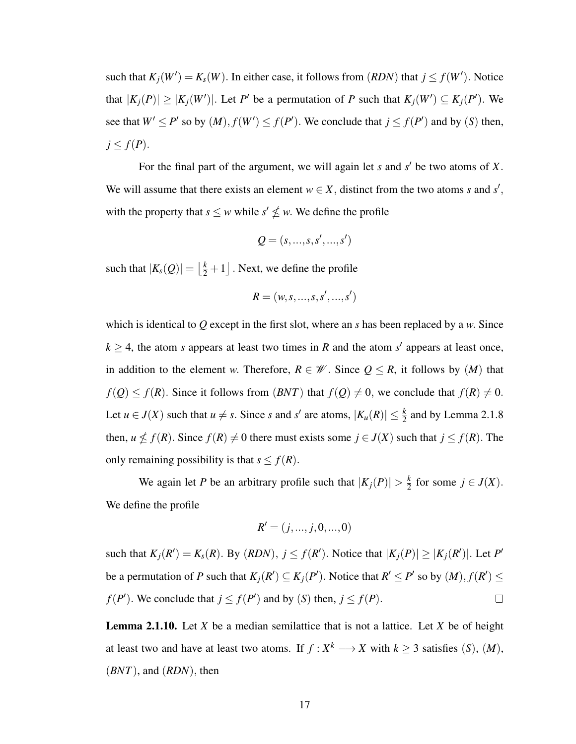such that $K_j(W') = K_s(W)$. In either case, it follows from $(RDN)$ that $j \leq f(W')$. Notice that $|K_j(P)| \geq |K_j(W')|$. Let $P'$ be a permutation of $P$ such that $K_j(W') \subseteq K_j(P')$. We see that $W' \leq P'$ so by $(M)$, $f(W') \leq f(P')$. We conclude that $j \leq f(P')$ and by $(S)$ then, $j \leq f(P)$.

For the final part of the argument, we will again let $s$ and $s'$ be two atoms of $X$. We will assume that there exists an element $w \in X$, distinct from the two atoms $s$ and $s'$, with the property that $s \leq w$ while $s' \nleq w$. We define the profile

$$Q = (s, ..., s, s', ..., s')$$

such that $|K_s(Q)| = \left\lfloor \frac{k}{2} + 1 \right\rfloor$. Next, we define the profile

$$R = (w, s, ..., s, s', ..., s')$$

which is identical to $Q$ except in the first slot, where an $s$ has been replaced by a $w$. Since $k \geq 4$, the atom $s$ appears at least two times in $R$ and the atom $s'$ appears at least once, in addition to the element $w$. Therefore, $R \in \mathscr{W}$. Since $Q \leq R$, it follows by $(M)$ that $f(Q) \leq f(R)$. Since it follows from $(BNT)$ that $f(Q) \neq 0$, we conclude that $f(R) \neq 0$. Let $u \in J(X)$ such that $u \neq s$. Since $s$ and $s'$ are atoms, $|K_u(R)| \leq \frac{k}{2}$ and by Lemma 2.1.8 then, $u \nleq f(R)$. Since $f(R) \neq 0$ there must exists some $j \in J(X)$ such that $j \leq f(R)$. The only remaining possibility is that $s \leq f(R)$.

We again let $P$ be an arbitrary profile such that $|K_j(P)| > \frac{k}{2}$ for some $j \in J(X)$. We define the profile

$$R' = (j, ..., j, 0, ..., 0)$$

such that $K_j(R') = K_s(R)$. By $(RDN)$, $j \leq f(R')$. Notice that $|K_j(P)| \geq |K_j(R')|$. Let $P'$ be a permutation of $P$ such that $K_j(R') \subseteq K_j(P')$. Notice that $R' \leq P'$ so by $(M)$, $f(R') \leq f(P')$. We conclude that $j \leq f(P')$ and by $(S)$ then, $j \leq f(P)$. □

**Lemma 2.1.10.** Let $X$ be a median semilattice that is not a lattice. Let $X$ be of height at least two and have at least two atoms. If $f : X^k \longrightarrow X$ with $k \geq 3$ satisfies $(S)$, $(M)$, $(BNT)$, and $(RDN)$, then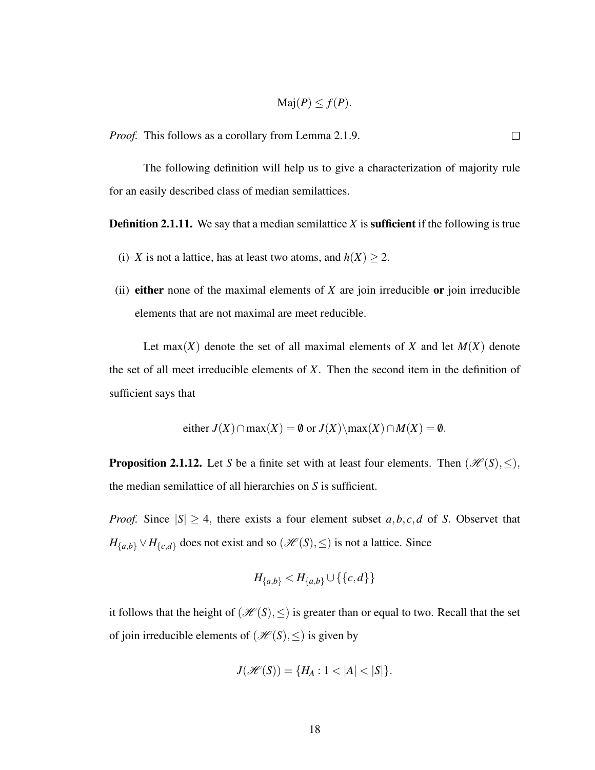$$\text{Maj}(P) \leq f(P).$$

*Proof.* This follows as a corollary from Lemma 2.1.9. $\square$

The following definition will help us to give a characterization of majority rule for an easily described class of median semilattices.

**Definition 2.1.11.** We say that a median semilattice $X$ is **sufficient** if the following is true

(i) $X$ is not a lattice, has at least two atoms, and $h(X) \geq 2$.

(ii) **either** none of the maximal elements of $X$ are join irreducible **or** join irreducible elements that are not maximal are meet reducible.

Let $\max(X)$ denote the set of all maximal elements of $X$ and let $M(X)$ denote the set of all meet irreducible elements of $X$. Then the second item in the definition of sufficient says that

$$\text{either } J(X) \cap \max(X) = \emptyset \text{ or } J(X) \backslash \max(X) \cap M(X) = \emptyset.$$

**Proposition 2.1.12.** Let $S$ be a finite set with at least four elements. Then $(\mathscr{H}(S), \leq)$, the median semilattice of all hierarchies on $S$ is sufficient.

*Proof.* Since $|S| \geq 4$, there exists a four element subset $a, b, c, d$ of $S$. Observet that $H_{\{a,b\}} \vee H_{\{c,d\}}$ does not exist and so $(\mathscr{H}(S), \leq)$ is not a lattice. Since

$$H_{\{a,b\}} < H_{\{a,b\}} \cup \{\{c,d\}\}$$

it follows that the height of $(\mathscr{H}(S), \leq)$ is greater than or equal to two. Recall that the set of join irreducible elements of $(\mathscr{H}(S), \leq)$ is given by

$$J(\mathscr{H}(S)) = \{H_A : 1 < |A| < |S|\}.$$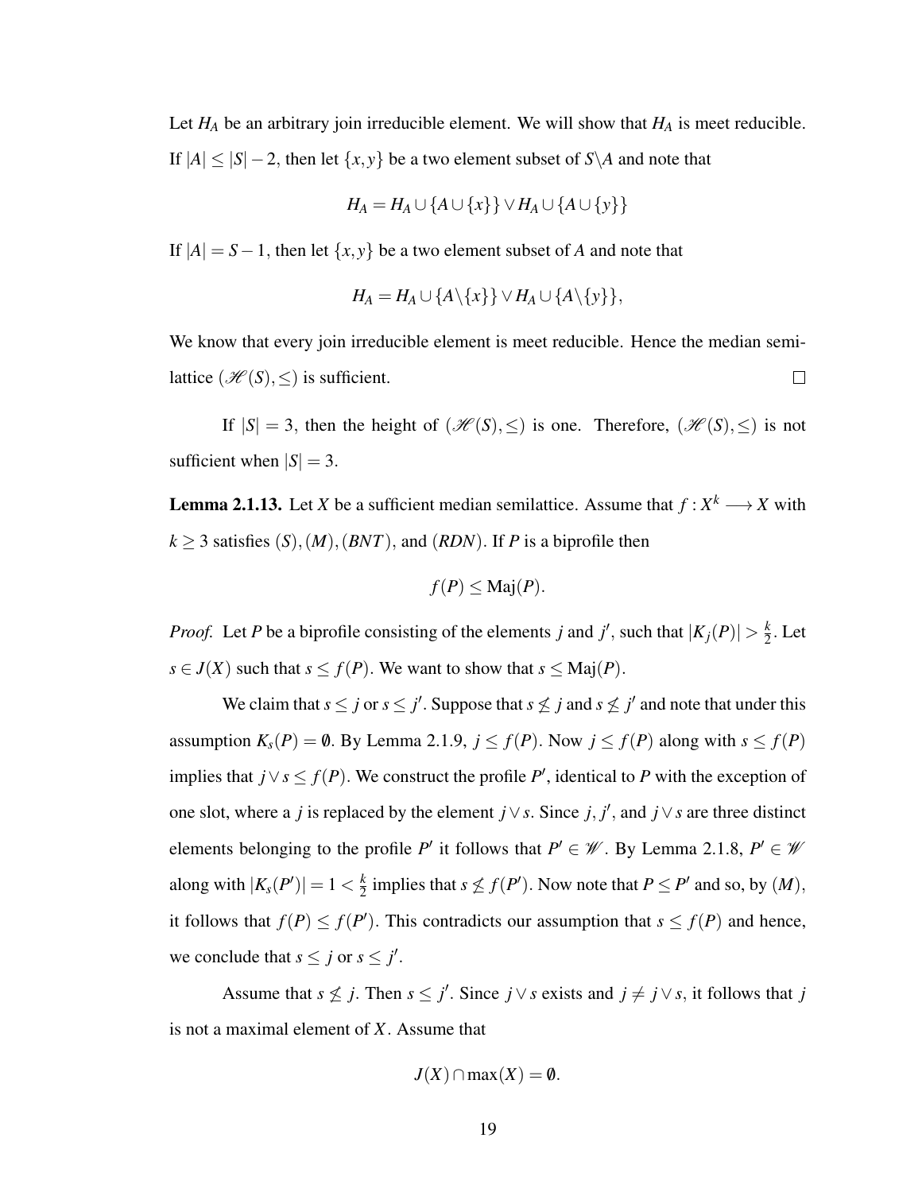Let $H_A$ be an arbitrary join irreducible element. We will show that $H_A$ is meet reducible. If $|A| \leq |S|-2$, then let $\{x,y\}$ be a two element subset of $S \backslash A$ and note that

$$H_A = H_A \cup \{A \cup \{x\}\} \vee H_A \cup \{A \cup \{y\}\}$$

If $|A| = S-1$, then let $\{x,y\}$ be a two element subset of $A$ and note that

$$H_A = H_A \cup \{A \backslash \{x\}\} \vee H_A \cup \{A \backslash \{y\}\},$$

We know that every join irreducible element is meet reducible. Hence the median semilattice $(\mathscr{H}(S), \leq)$ is sufficient. $\square$

If $|S| = 3$, then the height of $(\mathscr{H}(S), \leq)$ is one. Therefore, $(\mathscr{H}(S), \leq)$ is not sufficient when $|S| = 3$.

**Lemma 2.1.13.** *Let $X$ be a sufficient median semilattice. Assume that $f : X^k \longrightarrow X$ with $k \geq 3$ satisfies $(S), (M), (BNT)$, and $(RDN)$. If $P$ is a biprofile then*

$$f(P) \leq \text{Maj}(P).$$

*Proof.* Let $P$ be a biprofile consisting of the elements $j$ and $j'$, such that $|K_j(P)| > \frac{k}{2}$. Let $s \in J(X)$ such that $s \leq f(P)$. We want to show that $s \leq \text{Maj}(P)$.

We claim that $s \leq j$ or $s \leq j'$. Suppose that $s \nleq j$ and $s \nleq j'$ and note that under this assumption $K_s(P) = \emptyset$. By Lemma 2.1.9, $j \leq f(P)$. Now $j \leq f(P)$ along with $s \leq f(P)$ implies that $j \vee s \leq f(P)$. We construct the profile $P'$, identical to $P$ with the exception of one slot, where a $j$ is replaced by the element $j \vee s$. Since $j, j'$, and $j \vee s$ are three distinct elements belonging to the profile $P'$ it follows that $P' \in \mathscr{W}$. By Lemma 2.1.8, $P' \in \mathscr{W}$ along with $|K_s(P')| = 1 < \frac{k}{2}$ implies that $s \nleq f(P')$. Now note that $P \leq P'$ and so, by $(M)$, it follows that $f(P) \leq f(P')$. This contradicts our assumption that $s \leq f(P)$ and hence, we conclude that $s \leq j$ or $s \leq j'$.

Assume that $s \nleq j$. Then $s \leq j'$. Since $j \vee s$ exists and $j \neq j \vee s$, it follows that $j$ is not a maximal element of $X$. Assume that

$$J(X) \cap \max(X) = \emptyset.$$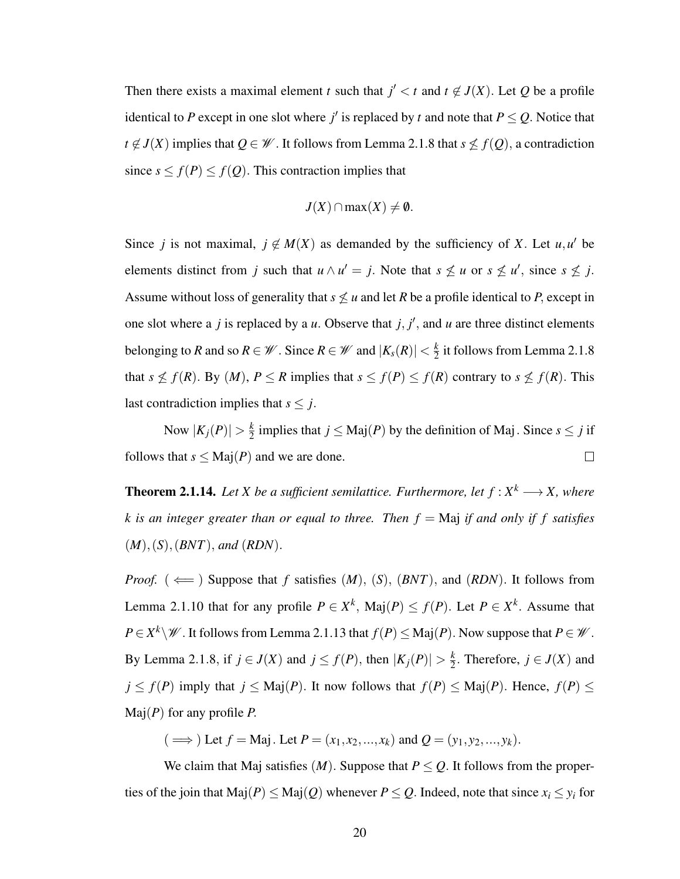Then there exists a maximal element $t$ such that $j' < t$ and $t \notin J(X)$. Let $Q$ be a profile identical to $P$ except in one slot where $j'$ is replaced by $t$ and note that $P \leq Q$. Notice that $t \notin J(X)$ implies that $Q \in \mathscr{W}$. It follows from Lemma 2.1.8 that $s \not\leq f(Q)$, a contradiction since $s \leq f(P) \leq f(Q)$. This contraction implies that

$$J(X) \cap \max(X) \neq \emptyset.$$

Since $j$ is not maximal, $j \notin M(X)$ as demanded by the sufficiency of $X$. Let $u, u'$ be elements distinct from $j$ such that $u \wedge u' = j$. Note that $s \not\leq u$ or $s \not\leq u'$, since $s \not\leq j$. Assume without loss of generality that $s \not\leq u$ and let $R$ be a profile identical to $P$, except in one slot where a $j$ is replaced by a $u$. Observe that $j$, $j'$, and $u$ are three distinct elements belonging to $R$ and so $R \in \mathscr{W}$. Since $R \in \mathscr{W}$ and $|K_s(R)| < \frac{k}{2}$ it follows from Lemma 2.1.8 that $s \not\leq f(R)$. By $(M)$, $P \leq R$ implies that $s \leq f(P) \leq f(R)$ contrary to $s \not\leq f(R)$. This last contradiction implies that $s \leq j$.

Now $|K_j(P)| > \frac{k}{2}$ implies that $j \leq \mathrm{Maj}(P)$ by the definition of Maj. Since $s \leq j$ if follows that $s \leq \mathrm{Maj}(P)$ and we are done. $\square$

**Theorem 2.1.14.** *Let $X$ be a sufficient semilattice. Furthermore, let $f : X^k \longrightarrow X$, where $k$ is an integer greater than or equal to three. Then $f = \mathrm{Maj}$ if and only if $f$ satisfies $(M), (S), (BNT)$, and $(RDN)$.*

*Proof.* ( $\Longleftarrow$ ) Suppose that $f$ satisfies $(M)$, $(S)$, $(BNT)$, and $(RDN)$. It follows from Lemma 2.1.10 that for any profile $P \in X^k$, $\mathrm{Maj}(P) \leq f(P)$. Let $P \in X^k$. Assume that $P \in X^k \backslash \mathscr{W}$. It follows from Lemma 2.1.13 that $f(P) \leq \mathrm{Maj}(P)$. Now suppose that $P \in \mathscr{W}$. By Lemma 2.1.8, if $j \in J(X)$ and $j \leq f(P)$, then $|K_j(P)| > \frac{k}{2}$. Therefore, $j \in J(X)$ and $j \leq f(P)$ imply that $j \leq \mathrm{Maj}(P)$. It now follows that $f(P) \leq \mathrm{Maj}(P)$. Hence, $f(P) \leq \mathrm{Maj}(P)$ for any profile $P$.

( $\Longrightarrow$ ) Let $f = \mathrm{Maj}$. Let $P = (x_1, x_2, ..., x_k)$ and $Q = (y_1, y_2, ..., y_k)$.

We claim that Maj satisfies $(M)$. Suppose that $P \leq Q$. It follows from the properties of the join that $\mathrm{Maj}(P) \leq \mathrm{Maj}(Q)$ whenever $P \leq Q$. Indeed, note that since $x_i \leq y_i$ for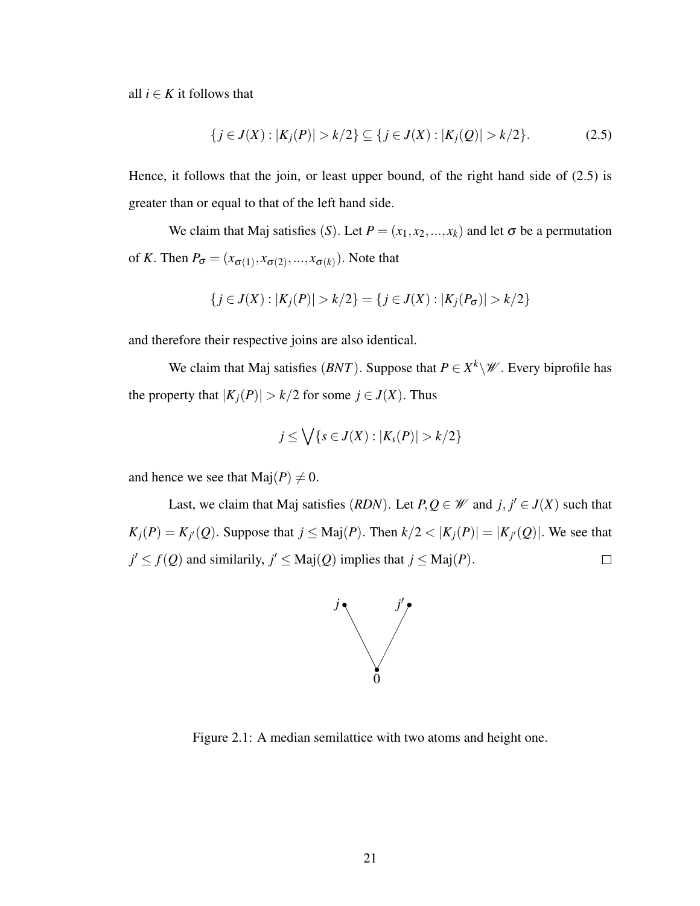all $i \in K$ it follows that

$$\{j \in J(X) : |K_j(P)| > k/2\} \subseteq \{j \in J(X) : |K_j(Q)| > k/2\}. \tag{2.5}$$

Hence, it follows that the join, or least upper bound, of the right hand side of (2.5) is greater than or equal to that of the left hand side.

We claim that Maj satisfies $(S)$. Let $P = (x_1, x_2, ..., x_k)$ and let $\sigma$ be a permutation of $K$. Then $P_\sigma = (x_{\sigma(1)}, x_{\sigma(2)}, ..., x_{\sigma(k)})$. Note that

$$\{j \in J(X) : |K_j(P)| > k/2\} = \{j \in J(X) : |K_j(P_\sigma)| > k/2\}$$

and therefore their respective joins are also identical.

We claim that Maj satisfies $(BNT)$. Suppose that $P \in X^k \backslash \mathscr{W}$. Every biprofile has the property that $|K_j(P)| > k/2$ for some $j \in J(X)$. Thus

$$j \leq \bigvee \{s \in J(X) : |K_s(P)| > k/2\}$$

and hence we see that $\text{Maj}(P) \neq 0$.

Last, we claim that Maj satisfies $(RDN)$. Let $P, Q \in \mathscr{W}$ and $j, j' \in J(X)$ such that $K_j(P) = K_{j'}(Q)$. Suppose that $j \leq \text{Maj}(P)$. Then $k/2 < |K_j(P)| = |K_{j'}(Q)|$. We see that $j' \leq f(Q)$ and similarily, $j' \leq \text{Maj}(Q)$ implies that $j \leq \text{Maj}(P)$. $\square$

Figure 2.1: A median semilattice with two atoms and height one.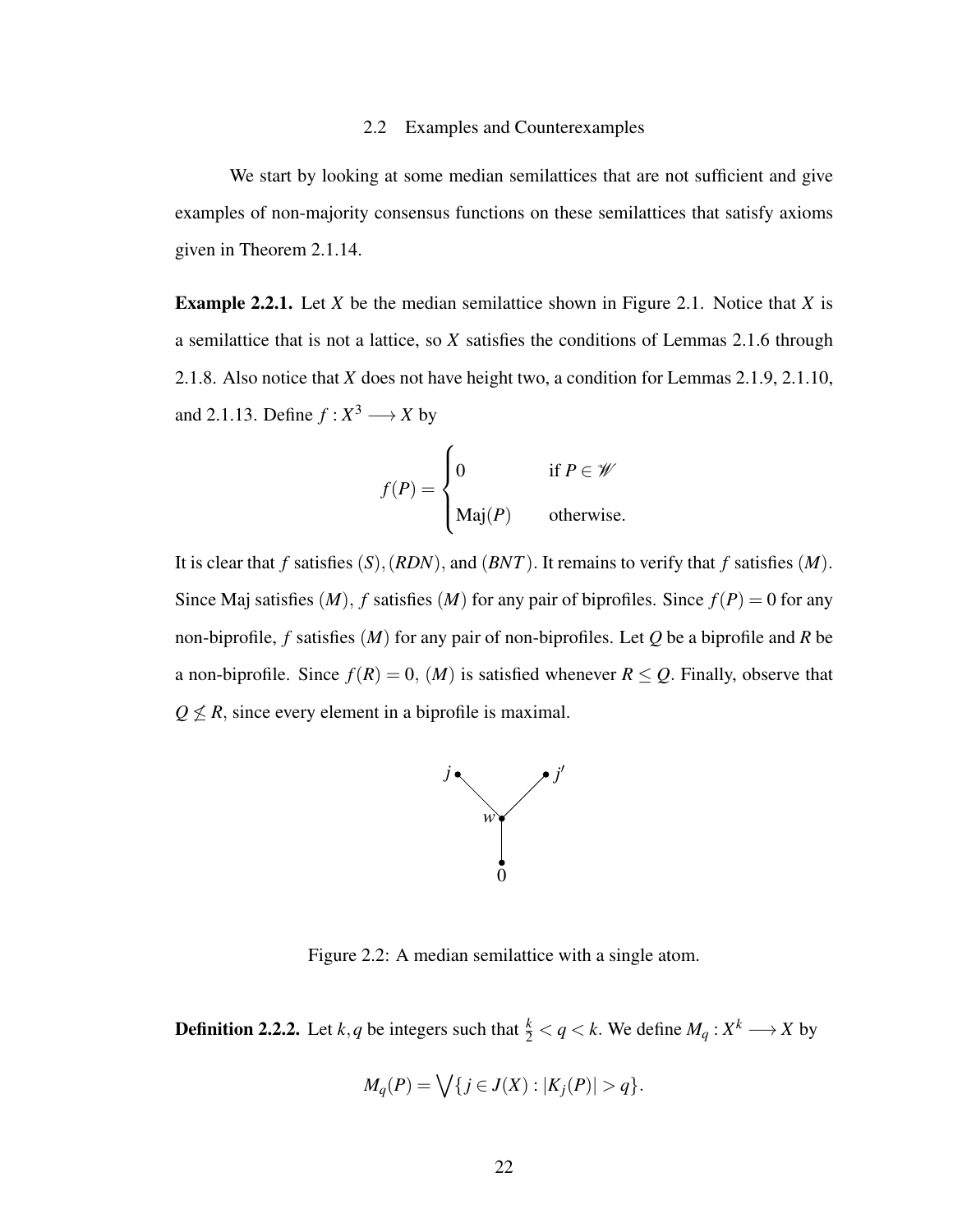## 2.2 Examples and Counterexamples

We start by looking at some median semilattices that are not sufficient and give examples of non-majority consensus functions on these semilattices that satisfy axioms given in Theorem 2.1.14.

**Example 2.2.1.** Let $X$ be the median semilattice shown in Figure 2.1. Notice that $X$ is a semilattice that is not a lattice, so $X$ satisfies the conditions of Lemmas 2.1.6 through 2.1.8. Also notice that $X$ does not have height two, a condition for Lemmas 2.1.9, 2.1.10, and 2.1.13. Define $f : X^3 \longrightarrow X$ by

$$f(P) = \begin{cases} 0 & \text{if } P \in \mathscr{W} \\ \text{Maj}(P) & \text{otherwise.} \end{cases}$$

It is clear that $f$ satisfies $(S), (RDN)$, and $(BNT)$. It remains to verify that $f$ satisfies $(M)$. Since Maj satisfies $(M)$, $f$ satisfies $(M)$ for any pair of biprofiles. Since $f(P) = 0$ for any non-biprofile, $f$ satisfies $(M)$ for any pair of non-biprofiles. Let $Q$ be a biprofile and $R$ be a non-biprofile. Since $f(R) = 0$, $(M)$ is satisfied whenever $R \leq Q$. Finally, observe that $Q \not\leq R$, since every element in a biprofile is maximal.

Figure 2.2: A median semilattice with a single atom.

**Definition 2.2.2.** Let $k, q$ be integers such that $\frac{k}{2} < q < k$. We define $M_q : X^k \longrightarrow X$ by

$$M_q(P) = \bigvee \{ j \in J(X) : |K_j(P)| > q \}.$$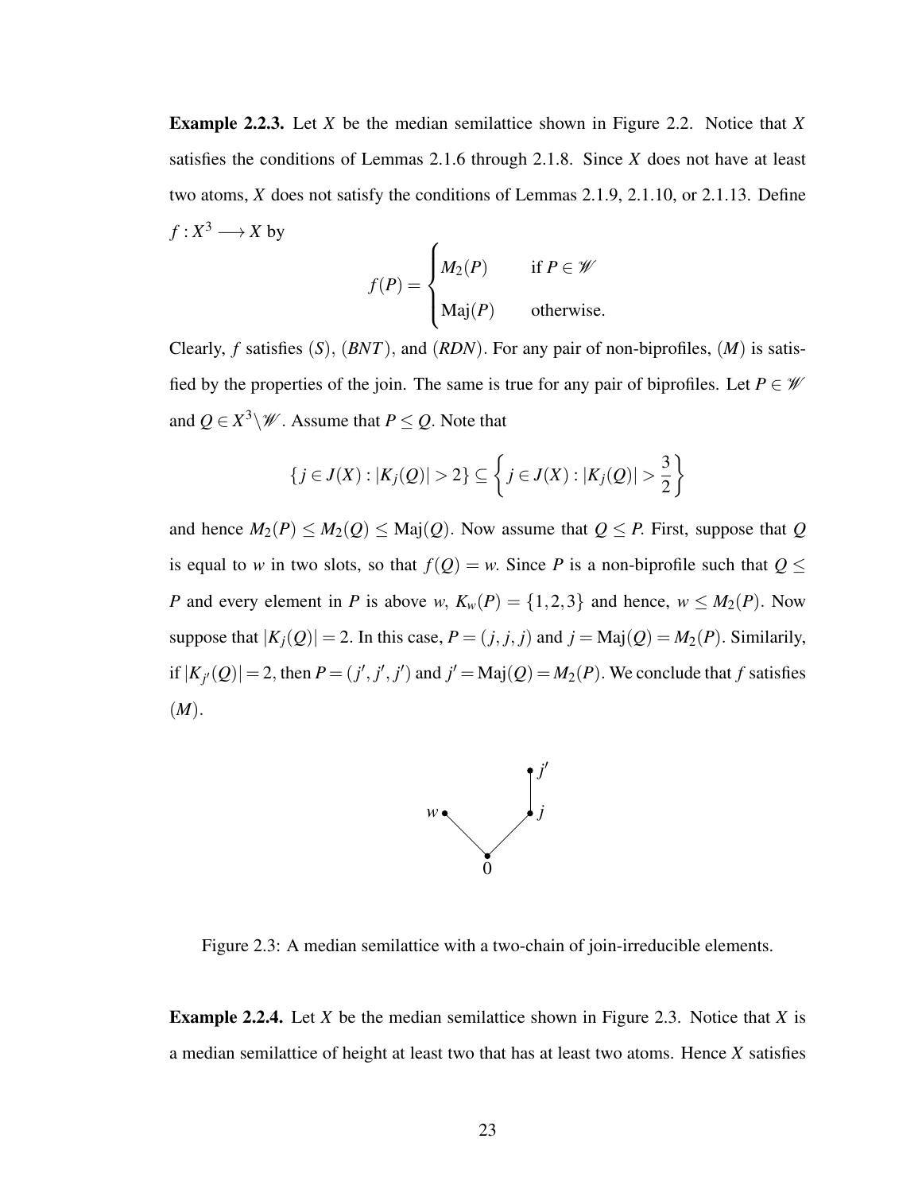**Example 2.2.3.** Let $X$ be the median semilattice shown in Figure 2.2. Notice that $X$ satisfies the conditions of Lemmas 2.1.6 through 2.1.8. Since $X$ does not have at least two atoms, $X$ does not satisfy the conditions of Lemmas 2.1.9, 2.1.10, or 2.1.13. Define $f : X^3 \longrightarrow X$ by

$$f(P) = \begin{cases} M_2(P) & \text{if } P \in \mathscr{W} \\ \text{Maj}(P) & \text{otherwise.} \end{cases}$$

Clearly, $f$ satisfies $(S)$, $(BNT)$, and $(RDN)$. For any pair of non-biprofiles, $(M)$ is satisfied by the properties of the join. The same is true for any pair of biprofiles. Let $P \in \mathscr{W}$ and $Q \in X^3 \backslash \mathscr{W}$. Assume that $P \leq Q$. Note that

$$\{j \in J(X) : |K_j(Q)| > 2\} \subseteq \left\{ j \in J(X) : |K_j(Q)| > \frac{3}{2} \right\}$$

and hence $M_2(P) \leq M_2(Q) \leq \text{Maj}(Q)$. Now assume that $Q \leq P$. First, suppose that $Q$ is equal to $w$ in two slots, so that $f(Q) = w$. Since $P$ is a non-biprofile such that $Q \leq P$ and every element in $P$ is above $w$, $K_w(P) = \{1, 2, 3\}$ and hence, $w \leq M_2(P)$. Now suppose that $|K_j(Q)| = 2$. In this case, $P = (j, j, j)$ and $j = \text{Maj}(Q) = M_2(P)$. Similarily, if $|K_{j'}(Q)| = 2$, then $P = (j', j', j')$ and $j' = \text{Maj}(Q) = M_2(P)$. We conclude that $f$ satisfies $(M)$.

Figure 2.3: A median semilattice with a two-chain of join-irreducible elements.

**Example 2.2.4.** Let $X$ be the median semilattice shown in Figure 2.3. Notice that $X$ is a median semilattice of height at least two that has at least two atoms. Hence $X$ satisfies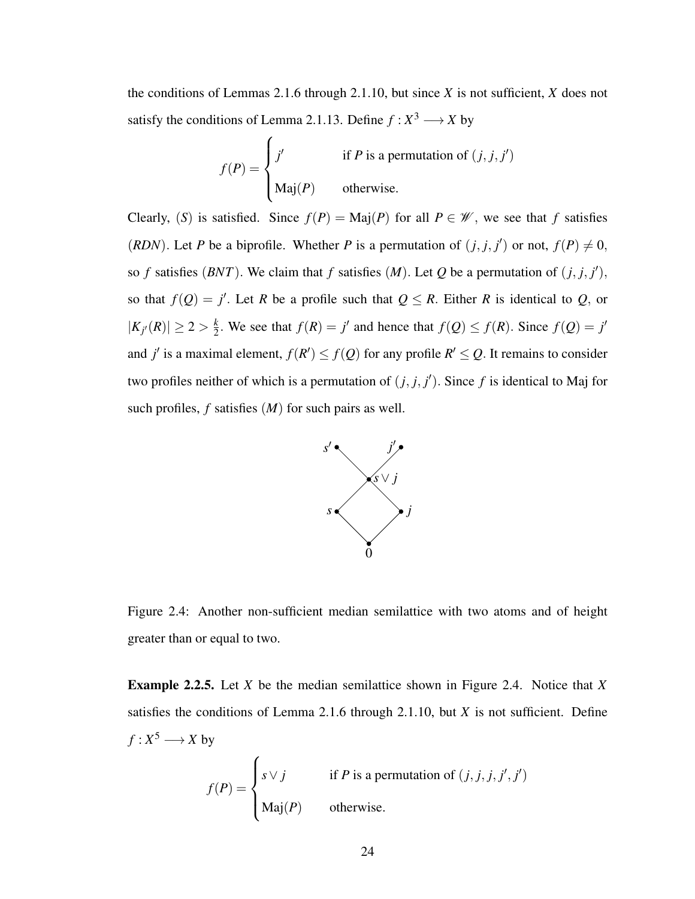the conditions of Lemmas 2.1.6 through 2.1.10, but since $X$ is not sufficient, $X$ does not satisfy the conditions of Lemma 2.1.13. Define $f : X^3 \longrightarrow X$ by

$$f(P) = \begin{cases} j' & \text{if } P \text{ is a permutation of } (j, j, j') \\ \text{Maj}(P) & \text{otherwise.} \end{cases}$$

Clearly, $(S)$ is satisfied. Since $f(P) = \text{Maj}(P)$ for all $P \in \mathscr{W}$, we see that $f$ satisfies $(RDN)$. Let $P$ be a biprofile. Whether $P$ is a permutation of $(j, j, j')$ or not, $f(P) \neq 0$, so $f$ satisfies $(BNT)$. We claim that $f$ satisfies $(M)$. Let $Q$ be a permutation of $(j, j, j')$, so that $f(Q) = j'$. Let $R$ be a profile such that $Q \leq R$. Either $R$ is identical to $Q$, or $|K_{j'}(R)| \geq 2 > \frac{k}{2}$. We see that $f(R) = j'$ and hence that $f(Q) \leq f(R)$. Since $f(Q) = j'$ and $j'$ is a maximal element, $f(R') \leq f(Q)$ for any profile $R' \leq Q$. It remains to consider two profiles neither of which is a permutation of $(j, j, j')$. Since $f$ is identical to Maj for such profiles, $f$ satisfies $(M)$ for such pairs as well.

Figure 2.4: Another non-sufficient median semilattice with two atoms and of height greater than or equal to two.

**Example 2.2.5.** Let $X$ be the median semilattice shown in Figure 2.4. Notice that $X$ satisfies the conditions of Lemma 2.1.6 through 2.1.10, but $X$ is not sufficient. Define $f : X^5 \longrightarrow X$ by

$$f(P) = \begin{cases} s \vee j & \text{if } P \text{ is a permutation of } (j, j, j, j', j') \\ \text{Maj}(P) & \text{otherwise.} \end{cases}$$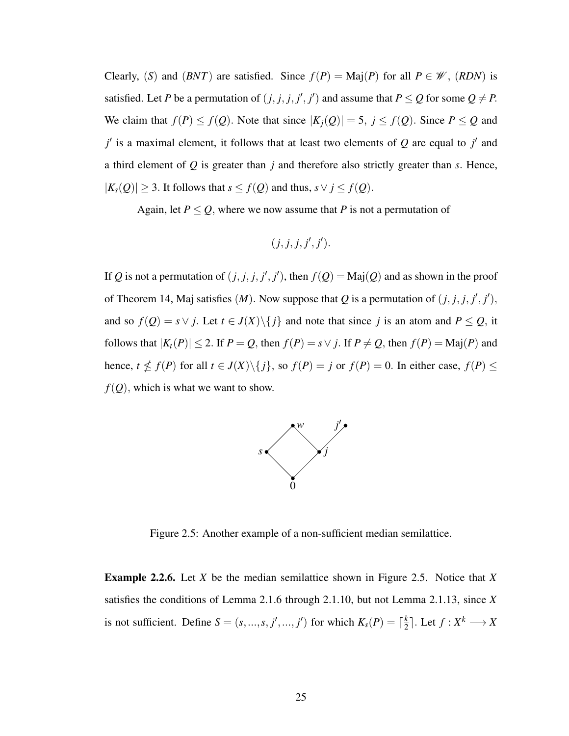Clearly, $(S)$ and $(BNT)$ are satisfied. Since $f(P) = \text{Maj}(P)$ for all $P \in \mathscr{W}$, $(RDN)$ is satisfied. Let $P$ be a permutation of $(j, j, j, j', j')$ and assume that $P \leq Q$ for some $Q \neq P$. We claim that $f(P) \leq f(Q)$. Note that since $|K_j(Q)| = 5$, $j \leq f(Q)$. Since $P \leq Q$ and $j'$ is a maximal element, it follows that at least two elements of $Q$ are equal to $j'$ and a third element of $Q$ is greater than $j$ and therefore also strictly greater than $s$. Hence, $|K_s(Q)| \geq 3$. It follows that $s \leq f(Q)$ and thus, $s \vee j \leq f(Q)$.

Again, let $P \leq Q$, where we now assume that $P$ is not a permutation of

$$(j, j, j, j', j').$$

If $Q$ is not a permutation of $(j, j, j, j', j')$, then $f(Q) = \text{Maj}(Q)$ and as shown in the proof of Theorem 14, Maj satisfies $(M)$. Now suppose that $Q$ is a permutation of $(j, j, j, j', j')$, and so $f(Q) = s \vee j$. Let $t \in J(X) \backslash \{j\}$ and note that since $j$ is an atom and $P \leq Q$, it follows that $|K_t(P)| \leq 2$. If $P = Q$, then $f(P) = s \vee j$. If $P \neq Q$, then $f(P) = \text{Maj}(P)$ and hence, $t \nleq f(P)$ for all $t \in J(X) \backslash \{j\}$, so $f(P) = j$ or $f(P) = 0$. In either case, $f(P) \leq f(Q)$, which is what we want to show.

Figure 2.5: Another example of a non-sufficient median semilattice.

**Example 2.2.6.** Let $X$ be the median semilattice shown in Figure 2.5. Notice that $X$ satisfies the conditions of Lemma 2.1.6 through 2.1.10, but not Lemma 2.1.13, since $X$ is not sufficient. Define $S = (s, ..., s, j', ..., j')$ for which $K_s(P) = \lceil \frac{k}{2} \rceil$. Let $f : X^k \longrightarrow X$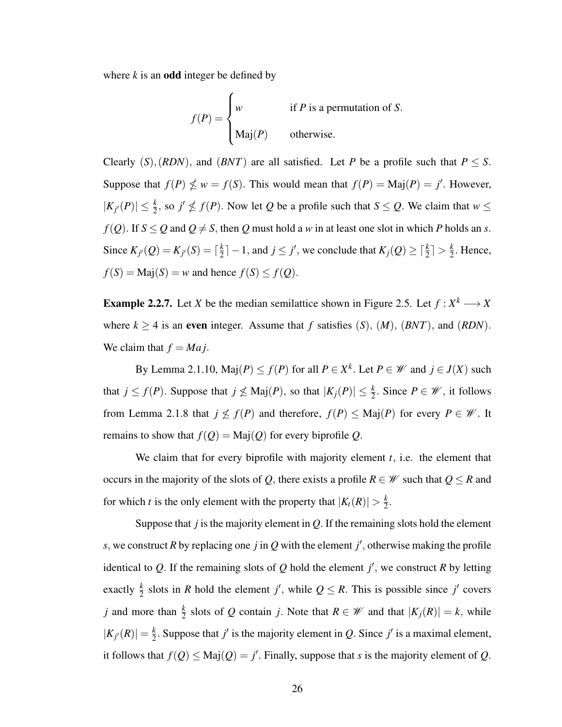where $k$ is an **odd** integer be defined by

$$f(P) = \begin{cases} w & \text{if } P \text{ is a permutation of } S. \\ \\ \text{Maj}(P) & \text{otherwise.} \end{cases}$$

Clearly $(S), (RDN)$, and $(BNT)$ are all satisfied. Let $P$ be a profile such that $P \leq S$. Suppose that $f(P) \nleq w = f(S)$. This would mean that $f(P) = \text{Maj}(P) = j'$. However, $|K_{j'}(P)| \leq \frac{k}{2}$, so $j' \nleq f(P)$. Now let $Q$ be a profile such that $S \leq Q$. We claim that $w \leq f(Q)$. If $S \leq Q$ and $Q \neq S$, then $Q$ must hold a $w$ in at least one slot in which $P$ holds an $s$. Since $K_{j'}(Q) = K_{j'}(S) = \lceil \frac{k}{2} \rceil - 1$, and $j \leq j'$, we conclude that $K_j(Q) \geq \lceil \frac{k}{2} \rceil > \frac{k}{2}$. Hence, $f(S) = \text{Maj}(S) = w$ and hence $f(S) \leq f(Q)$.

**Example 2.2.7.** Let $X$ be the median semilattice shown in Figure 2.5. Let $f : X^k \longrightarrow X$ where $k \geq 4$ is an **even** integer. Assume that $f$ satisfies $(S)$, $(M)$, $(BNT)$, and $(RDN)$. We claim that $f = Maj$.

By Lemma 2.1.10, $\text{Maj}(P) \leq f(P)$ for all $P \in X^k$. Let $P \in \mathscr{W}$ and $j \in J(X)$ such that $j \leq f(P)$. Suppose that $j \nleq \text{Maj}(P)$, so that $|K_j(P)| \leq \frac{k}{2}$. Since $P \in \mathscr{W}$, it follows from Lemma 2.1.8 that $j \nleq f(P)$ and therefore, $f(P) \leq \text{Maj}(P)$ for every $P \in \mathscr{W}$. It remains to show that $f(Q) = \text{Maj}(Q)$ for every biprofile $Q$.

We claim that for every biprofile with majority element $t$, i.e. the element that occurs in the majority of the slots of $Q$, there exists a profile $R \in \mathscr{W}$ such that $Q \leq R$ and for which $t$ is the only element with the property that $|K_t(R)| > \frac{k}{2}$.

Suppose that $j$ is the majority element in $Q$. If the remaining slots hold the element $s$, we construct $R$ by replacing one $j$ in $Q$ with the element $j'$, otherwise making the profile identical to $Q$. If the remaining slots of $Q$ hold the element $j'$, we construct $R$ by letting exactly $\frac{k}{2}$ slots in $R$ hold the element $j'$, while $Q \leq R$. This is possible since $j'$ covers $j$ and more than $\frac{k}{2}$ slots of $Q$ contain $j$. Note that $R \in \mathscr{W}$ and that $|K_j(R)| = k$, while $|K_{j'}(R)| = \frac{k}{2}$. Suppose that $j'$ is the majority element in $Q$. Since $j'$ is a maximal element, it follows that $f(Q) \leq \text{Maj}(Q) = j'$. Finally, suppose that $s$ is the majority element of $Q$.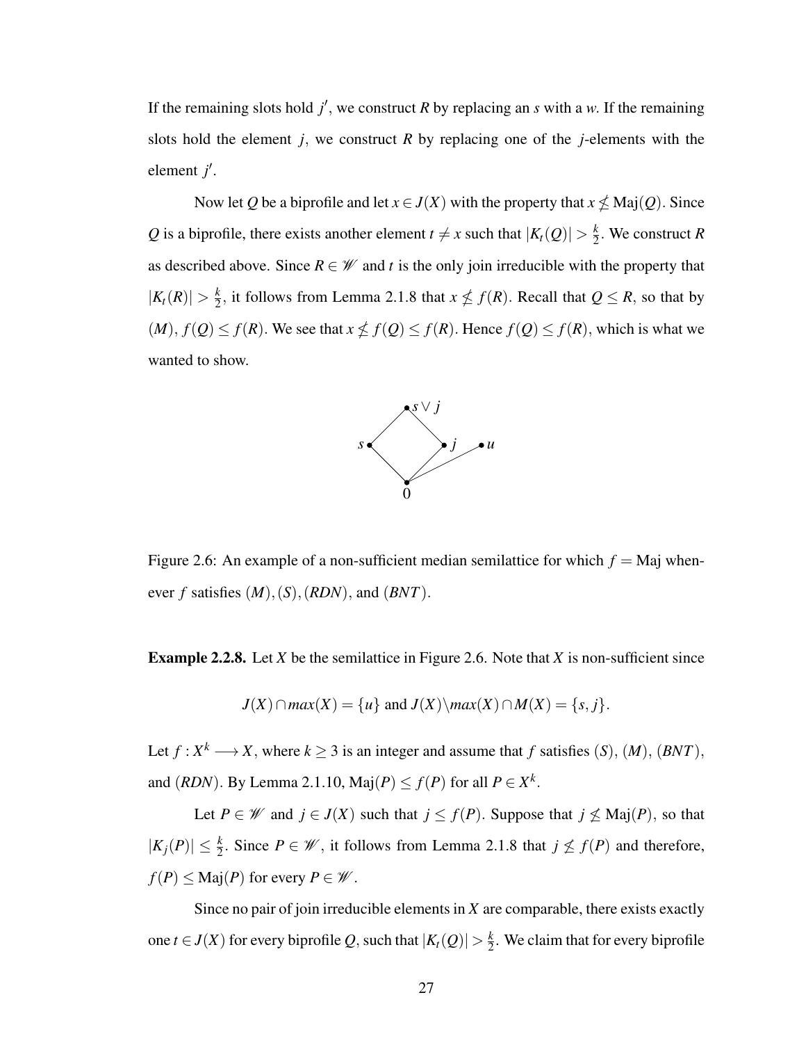If the remaining slots hold $j'$, we construct $R$ by replacing an $s$ with a $w$. If the remaining slots hold the element $j$, we construct $R$ by replacing one of the $j$-elements with the element $j'$.

Now let $Q$ be a biprofile and let $x \in J(X)$ with the property that $x \not\leq \text{Maj}(Q)$. Since $Q$ is a biprofile, there exists another element $t \neq x$ such that $|K_t(Q)| > \frac{k}{2}$. We construct $R$ as described above. Since $R \in \mathscr{W}$ and $t$ is the only join irreducible with the property that $|K_t(R)| > \frac{k}{2}$, it follows from Lemma 2.1.8 that $x \not\leq f(R)$. Recall that $Q \leq R$, so that by $(M)$, $f(Q) \leq f(R)$. We see that $x \not\leq f(Q) \leq f(R)$. Hence $f(Q) \leq f(R)$, which is what we wanted to show.

Figure 2.6: An example of a non-sufficient median semilattice for which $f = \text{Maj}$ whenever $f$ satisfies $(M), (S), (RDN)$, and $(BNT)$.

**Example 2.2.8.** Let $X$ be the semilattice in Figure 2.6. Note that $X$ is non-sufficient since

$$J(X) \cap max(X) = \{u\} \text{ and } J(X) \backslash max(X) \cap M(X) = \{s, j\}.$$

Let $f : X^k \longrightarrow X$, where $k \geq 3$ is an integer and assume that $f$ satisfies $(S)$, $(M)$, $(BNT)$, and $(RDN)$. By Lemma 2.1.10, $\text{Maj}(P) \leq f(P)$ for all $P \in X^k$.

Let $P \in \mathscr{W}$ and $j \in J(X)$ such that $j \leq f(P)$. Suppose that $j \not\leq \text{Maj}(P)$, so that $|K_j(P)| \leq \frac{k}{2}$. Since $P \in \mathscr{W}$, it follows from Lemma 2.1.8 that $j \not\leq f(P)$ and therefore, $f(P) \leq \text{Maj}(P)$ for every $P \in \mathscr{W}$.

Since no pair of join irreducible elements in $X$ are comparable, there exists exactly one $t \in J(X)$ for every biprofile $Q$, such that $|K_t(Q)| > \frac{k}{2}$. We claim that for every biprofile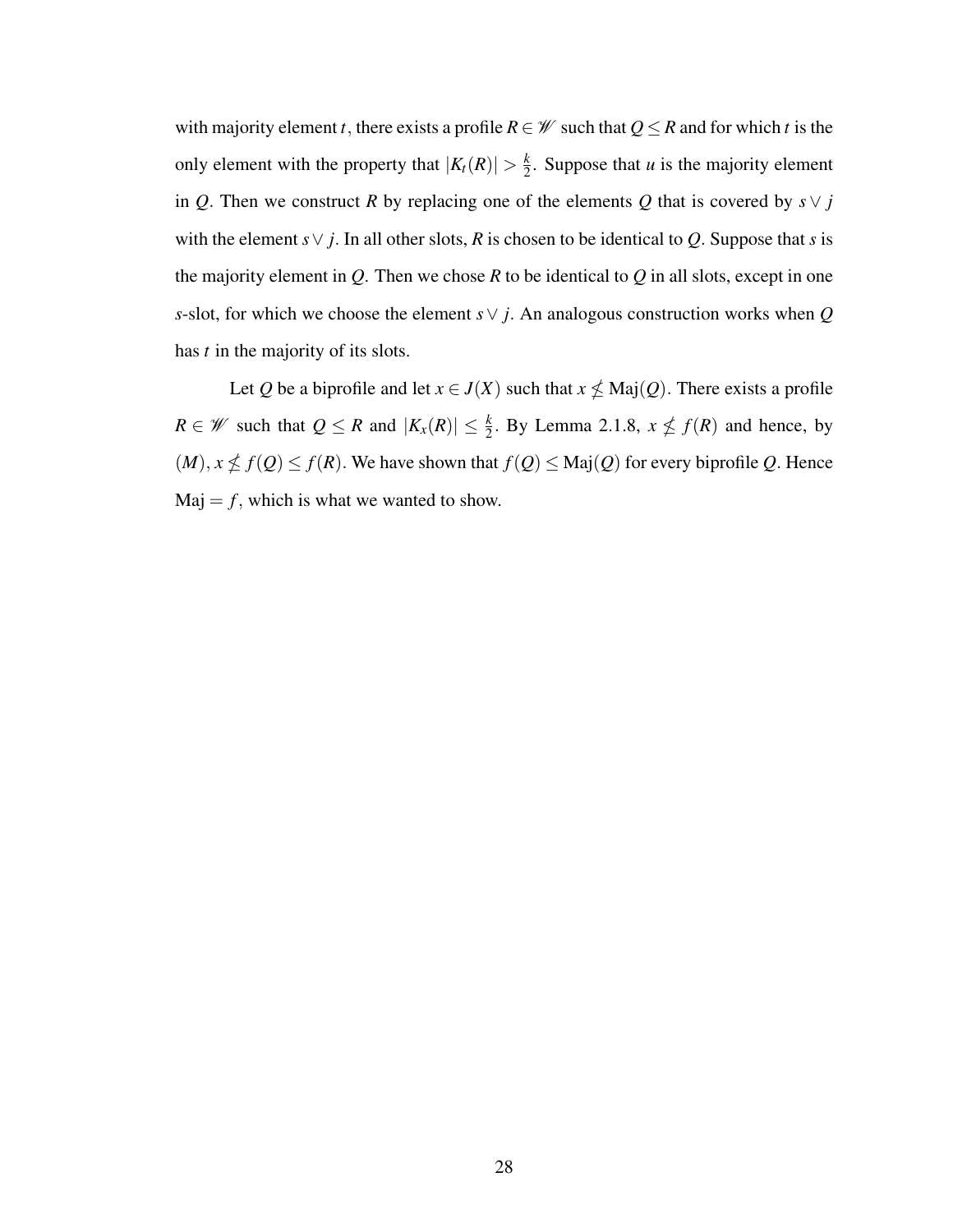with majority element $t$, there exists a profile $R \in \mathscr{W}$ such that $Q \leq R$ and for which $t$ is the only element with the property that $|K_t(R)| > \frac{k}{2}$. Suppose that $u$ is the majority element in $Q$. Then we construct $R$ by replacing one of the elements $Q$ that is covered by $s \vee j$ with the element $s \vee j$. In all other slots, $R$ is chosen to be identical to $Q$. Suppose that $s$ is the majority element in $Q$. Then we chose $R$ to be identical to $Q$ in all slots, except in one $s$-slot, for which we choose the element $s \vee j$. An analogous construction works when $Q$ has $t$ in the majority of its slots.

Let $Q$ be a biprofile and let $x \in J(X)$ such that $x \nleq \text{Maj}(Q)$. There exists a profile $R \in \mathscr{W}$ such that $Q \leq R$ and $|K_x(R)| \leq \frac{k}{2}$. By Lemma 2.1.8, $x \nleq f(R)$ and hence, by $(M)$, $x \nleq f(Q) \leq f(R)$. We have shown that $f(Q) \leq \text{Maj}(Q)$ for every biprofile $Q$. Hence $\text{Maj} = f$, which is what we wanted to show.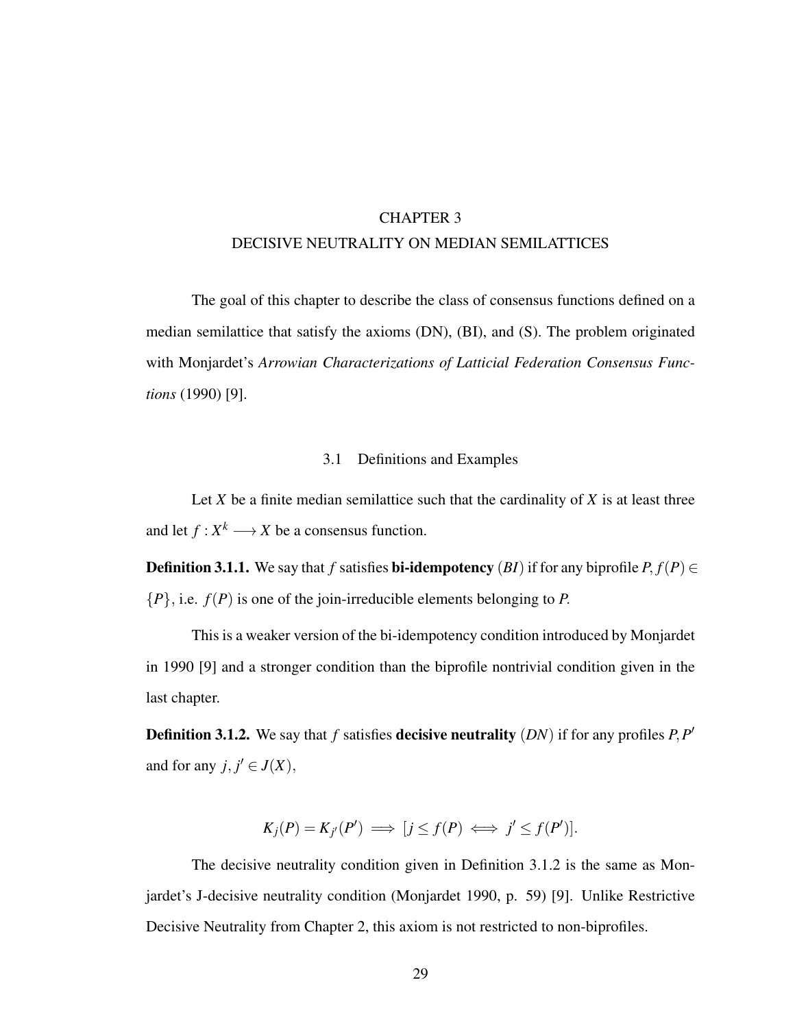# CHAPTER 3
# DECISIVE NEUTRALITY ON MEDIAN SEMILATTICES

The goal of this chapter to describe the class of consensus functions defined on a median semilattice that satisfy the axioms (DN), (BI), and (S). The problem originated with Monjardet's *Arrowian Characterizations of Latticial Federation Consensus Functions* (1990) [9].

## 3.1 Definitions and Examples

Let $X$ be a finite median semilattice such that the cardinality of $X$ is at least three and let $f : X^k \longrightarrow X$ be a consensus function.

**Definition 3.1.1.** We say that $f$ satisfies **bi-idempotency** $(BI)$ if for any biprofile $P, f(P) \in \{P\}$, i.e. $f(P)$ is one of the join-irreducible elements belonging to $P$.

This is a weaker version of the bi-idempotency condition introduced by Monjardet in 1990 [9] and a stronger condition than the biprofile nontrivial condition given in the last chapter.

**Definition 3.1.2.** We say that $f$ satisfies **decisive neutrality** $(DN)$ if for any profiles $P, P'$ and for any $j, j' \in J(X)$,

$$K_j(P) = K_{j'}(P') \implies [j \leq f(P) \iff j' \leq f(P')].$$

The decisive neutrality condition given in Definition 3.1.2 is the same as Monjardet's J-decisive neutrality condition (Monjardet 1990, p. 59) [9]. Unlike Restrictive Decisive Neutrality from Chapter 2, this axiom is not restricted to non-biprofiles.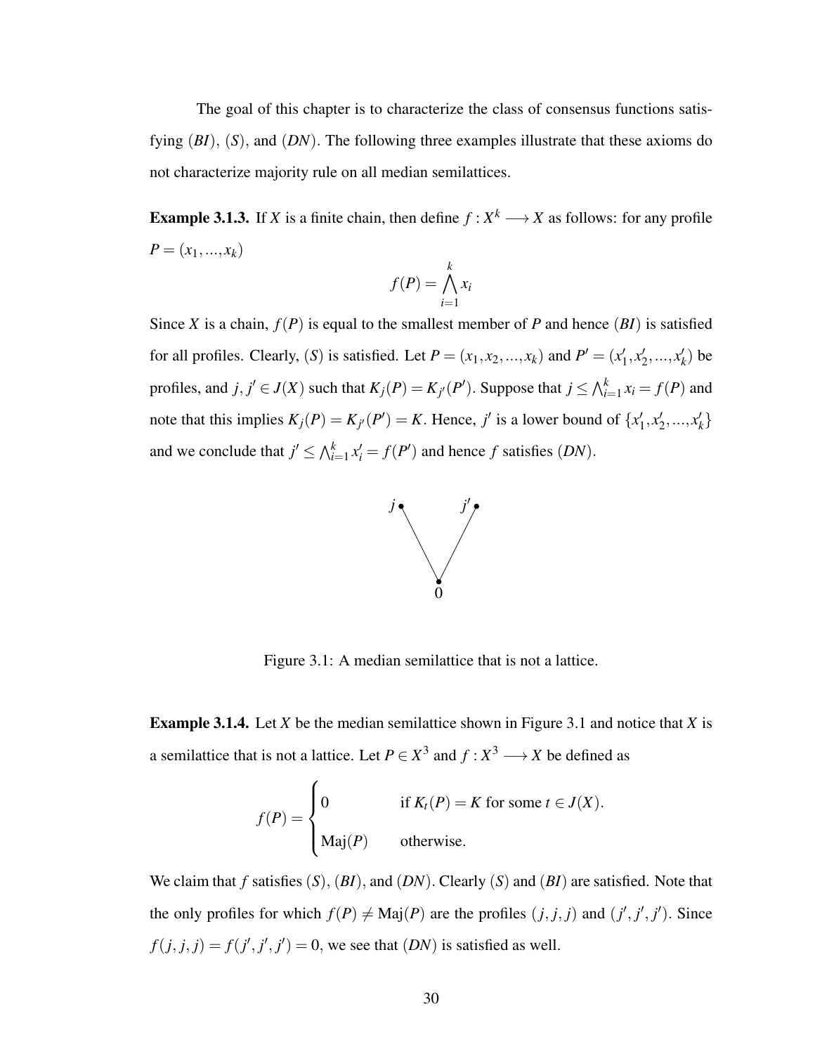The goal of this chapter is to characterize the class of consensus functions satisfying (*BI*), (*S*), and (*DN*). The following three examples illustrate that these axioms do not characterize majority rule on all median semilattices.

**Example 3.1.3.** If $X$ is a finite chain, then define $f : X^k \longrightarrow X$ as follows: for any profile $P = (x_1, ..., x_k)$

$$f(P) = \bigwedge_{i=1}^{k} x_i$$

Since $X$ is a chain, $f(P)$ is equal to the smallest member of $P$ and hence (*BI*) is satisfied for all profiles. Clearly, (*S*) is satisfied. Let $P = (x_1, x_2, ..., x_k)$ and $P' = (x'_1, x'_2, ..., x'_k)$ be profiles, and $j, j' \in J(X)$ such that $K_j(P) = K_{j'}(P')$. Suppose that $j \leq \bigwedge_{i=1}^{k} x_i = f(P)$ and note that this implies $K_j(P) = K_{j'}(P') = K$. Hence, $j'$ is a lower bound of $\{x'_1, x'_2, ..., x'_k\}$ and we conclude that $j' \leq \bigwedge_{i=1}^{k} x'_i = f(P')$ and hence $f$ satisfies (*DN*).

Figure 3.1: A median semilattice that is not a lattice.

**Example 3.1.4.** Let $X$ be the median semilattice shown in Figure 3.1 and notice that $X$ is a semilattice that is not a lattice. Let $P \in X^3$ and $f : X^3 \longrightarrow X$ be defined as

$$f(P) = \begin{cases} 0 & \text{if } K_t(P) = K \text{ for some } t \in J(X). \\ \text{Maj}(P) & \text{otherwise.} \end{cases}$$

We claim that $f$ satisfies (*S*), (*BI*), and (*DN*). Clearly (*S*) and (*BI*) are satisfied. Note that the only profiles for which $f(P) \neq \text{Maj}(P)$ are the profiles $(j, j, j)$ and $(j', j', j')$. Since $f(j, j, j) = f(j', j', j') = 0$, we see that (*DN*) is satisfied as well.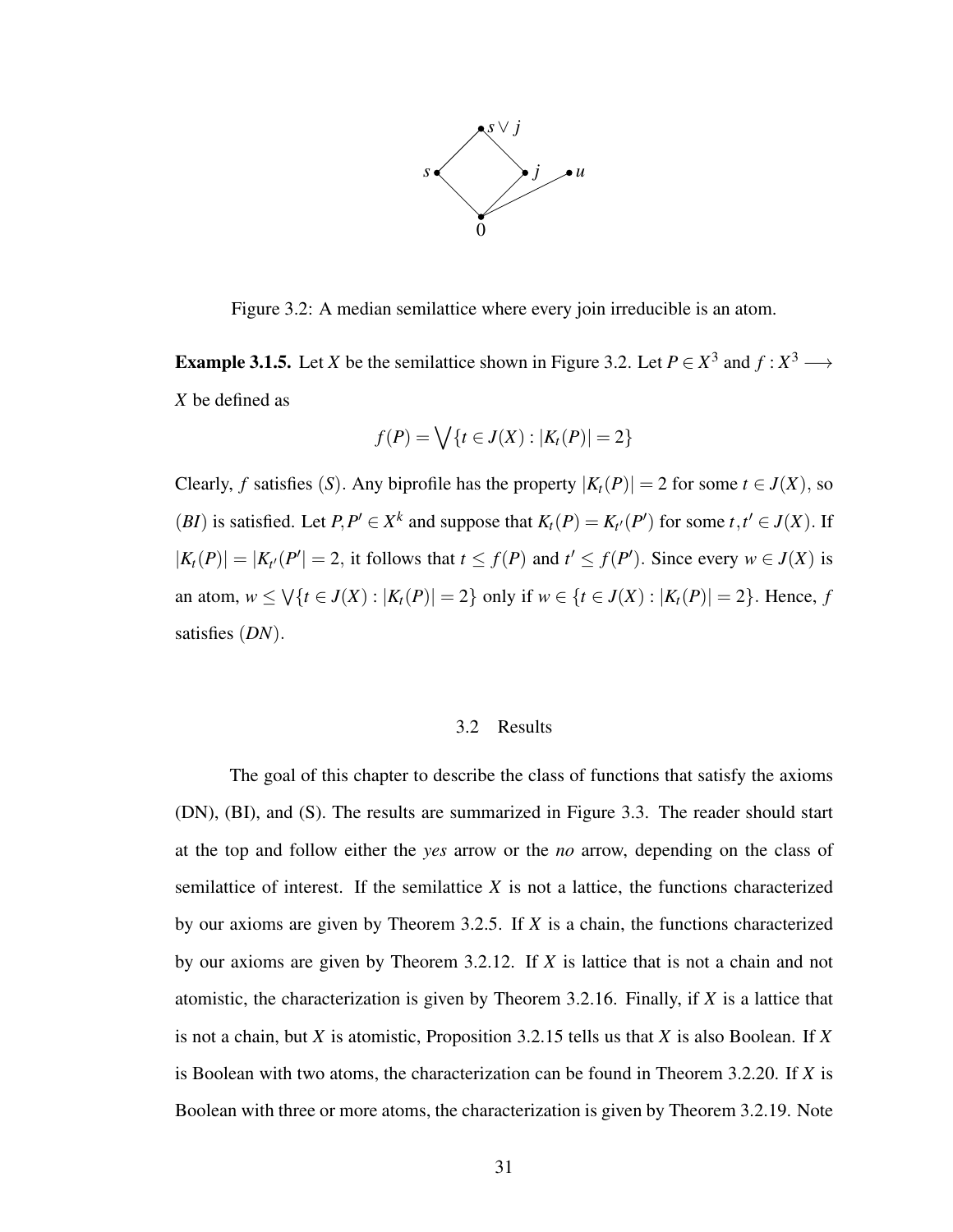Figure 3.2: A median semilattice where every join irreducible is an atom.

**Example 3.1.5.** Let $X$ be the semilattice shown in Figure 3.2. Let $P \in X^3$ and $f : X^3 \longrightarrow X$ be defined as

$$f(P) = \bigvee \{t \in J(X) : |K_t(P)| = 2\}$$

Clearly, $f$ satisfies $(S)$. Any biprofile has the property $|K_t(P)| = 2$ for some $t \in J(X)$, so $(BI)$ is satisfied. Let $P, P' \in X^k$ and suppose that $K_t(P) = K_{t'}(P')$ for some $t, t' \in J(X)$. If $|K_t(P)| = |K_{t'}(P'| = 2$, it follows that $t \leq f(P)$ and $t' \leq f(P')$. Since every $w \in J(X)$ is an atom, $w \leq \bigvee \{t \in J(X) : |K_t(P)| = 2\}$ only if $w \in \{t \in J(X) : |K_t(P)| = 2\}$. Hence, $f$ satisfies $(DN)$.

## 3.2 Results

The goal of this chapter to describe the class of functions that satisfy the axioms (DN), (BI), and (S). The results are summarized in Figure 3.3. The reader should start at the top and follow either the *yes* arrow or the *no* arrow, depending on the class of semilattice of interest. If the semilattice $X$ is not a lattice, the functions characterized by our axioms are given by Theorem 3.2.5. If $X$ is a chain, the functions characterized by our axioms are given by Theorem 3.2.12. If $X$ is lattice that is not a chain and not atomistic, the characterization is given by Theorem 3.2.16. Finally, if $X$ is a lattice that is not a chain, but $X$ is atomistic, Proposition 3.2.15 tells us that $X$ is also Boolean. If $X$ is Boolean with two atoms, the characterization can be found in Theorem 3.2.20. If $X$ is Boolean with three or more atoms, the characterization is given by Theorem 3.2.19. Note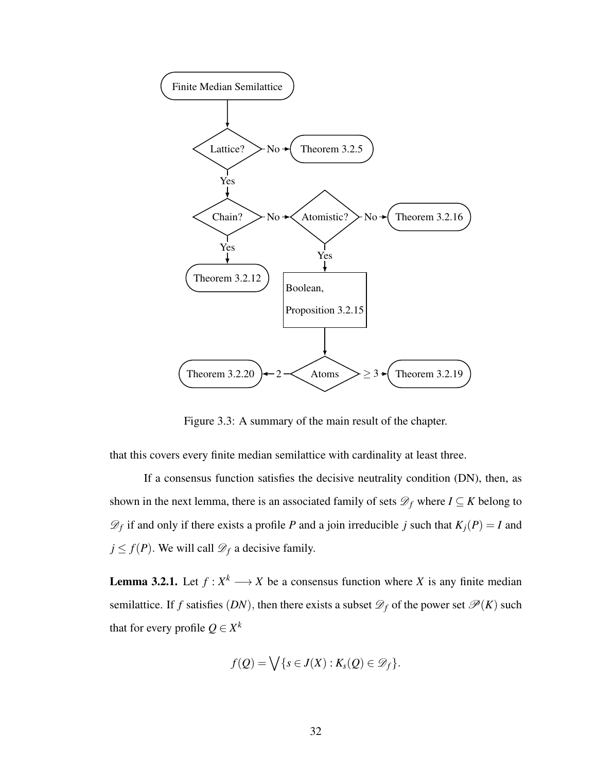Figure 3.3: A summary of the main result of the chapter.

that this covers every finite median semilattice with cardinality at least three.

If a consensus function satisfies the decisive neutrality condition (DN), then, as shown in the next lemma, there is an associated family of sets $\mathscr{D}_f$ where $I \subseteq K$ belong to $\mathscr{D}_f$ if and only if there exists a profile $P$ and a join irreducible $j$ such that $K_j(P) = I$ and $j \leq f(P)$. We will call $\mathscr{D}_f$ a decisive family.

**Lemma 3.2.1.** Let $f : X^k \longrightarrow X$ be a consensus function where $X$ is any finite median semilattice. If $f$ satisfies $(DN)$, then there exists a subset $\mathscr{D}_f$ of the power set $\mathscr{P}(K)$ such that for every profile $Q \in X^k$

$$f(Q) = \bigvee\{s \in J(X) : K_s(Q) \in \mathscr{D}_f\}.$$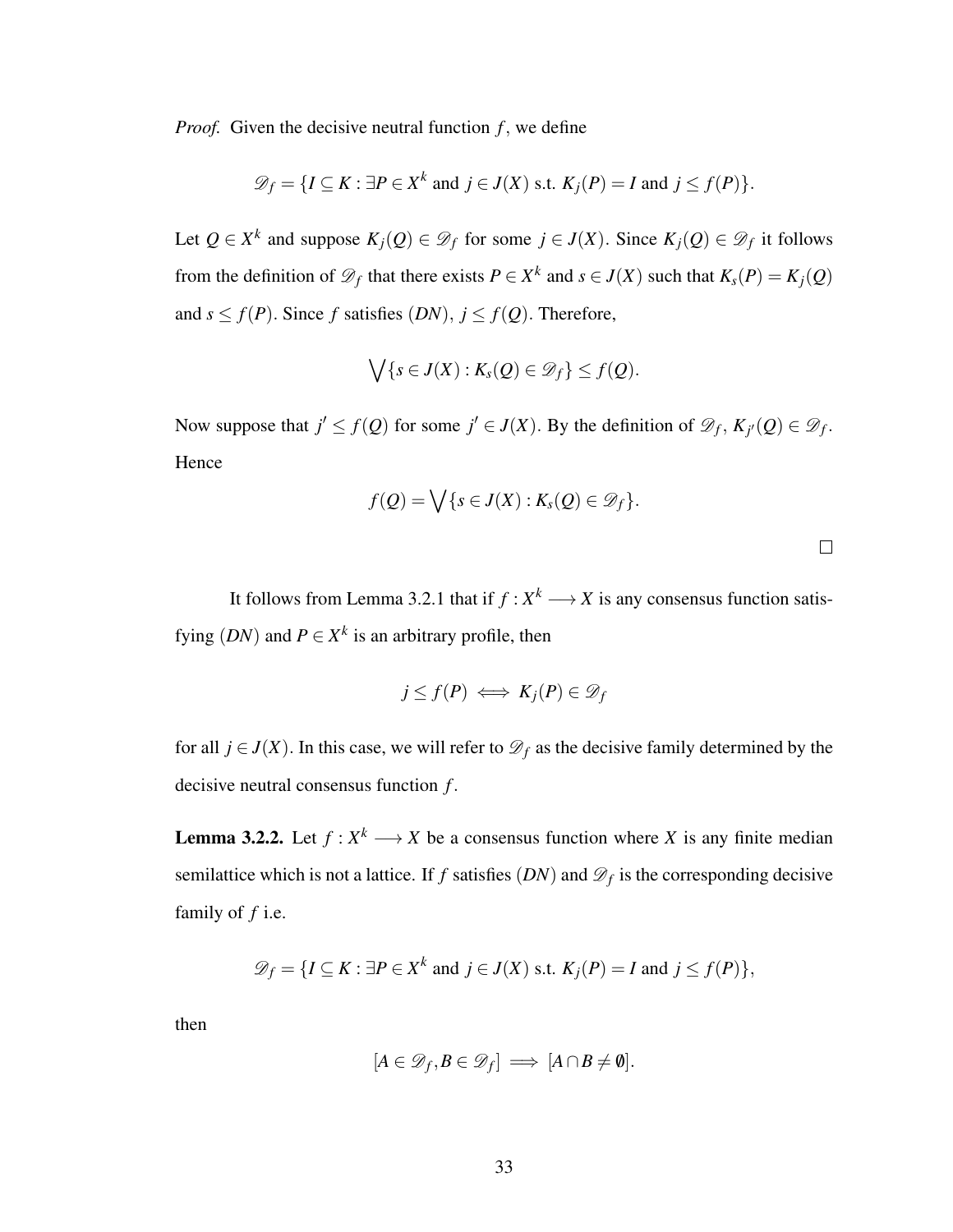*Proof.* Given the decisive neutral function $f$, we define

$$\mathscr{D}_f = \{I \subseteq K : \exists P \in X^k \text{ and } j \in J(X) \text{ s.t. } K_j(P) = I \text{ and } j \leq f(P)\}.$$

Let $Q \in X^k$ and suppose $K_j(Q) \in \mathscr{D}_f$ for some $j \in J(X)$. Since $K_j(Q) \in \mathscr{D}_f$ it follows from the definition of $\mathscr{D}_f$ that there exists $P \in X^k$ and $s \in J(X)$ such that $K_s(P) = K_j(Q)$ and $s \leq f(P)$. Since $f$ satisfies $(DN)$, $j \leq f(Q)$. Therefore,

$$\bigvee \{s \in J(X) : K_s(Q) \in \mathscr{D}_f\} \leq f(Q).$$

Now suppose that $j' \leq f(Q)$ for some $j' \in J(X)$. By the definition of $\mathscr{D}_f$, $K_{j'}(Q) \in \mathscr{D}_f$. Hence

$$f(Q) = \bigvee \{s \in J(X) : K_s(Q) \in \mathscr{D}_f\}.$$

$\square$

It follows from Lemma 3.2.1 that if $f : X^k \longrightarrow X$ is any consensus function satisfying $(DN)$ and $P \in X^k$ is an arbitrary profile, then

$$j \leq f(P) \iff K_j(P) \in \mathscr{D}_f$$

for all $j \in J(X)$. In this case, we will refer to $\mathscr{D}_f$ as the decisive family determined by the decisive neutral consensus function $f$.

**Lemma 3.2.2.** Let $f : X^k \longrightarrow X$ be a consensus function where $X$ is any finite median semilattice which is not a lattice. If $f$ satisfies $(DN)$ and $\mathscr{D}_f$ is the corresponding decisive family of $f$ i.e.

$$\mathscr{D}_f = \{I \subseteq K : \exists P \in X^k \text{ and } j \in J(X) \text{ s.t. } K_j(P) = I \text{ and } j \leq f(P)\},$$

then

$$[A \in \mathscr{D}_f, B \in \mathscr{D}_f] \implies [A \cap B \neq \emptyset].$$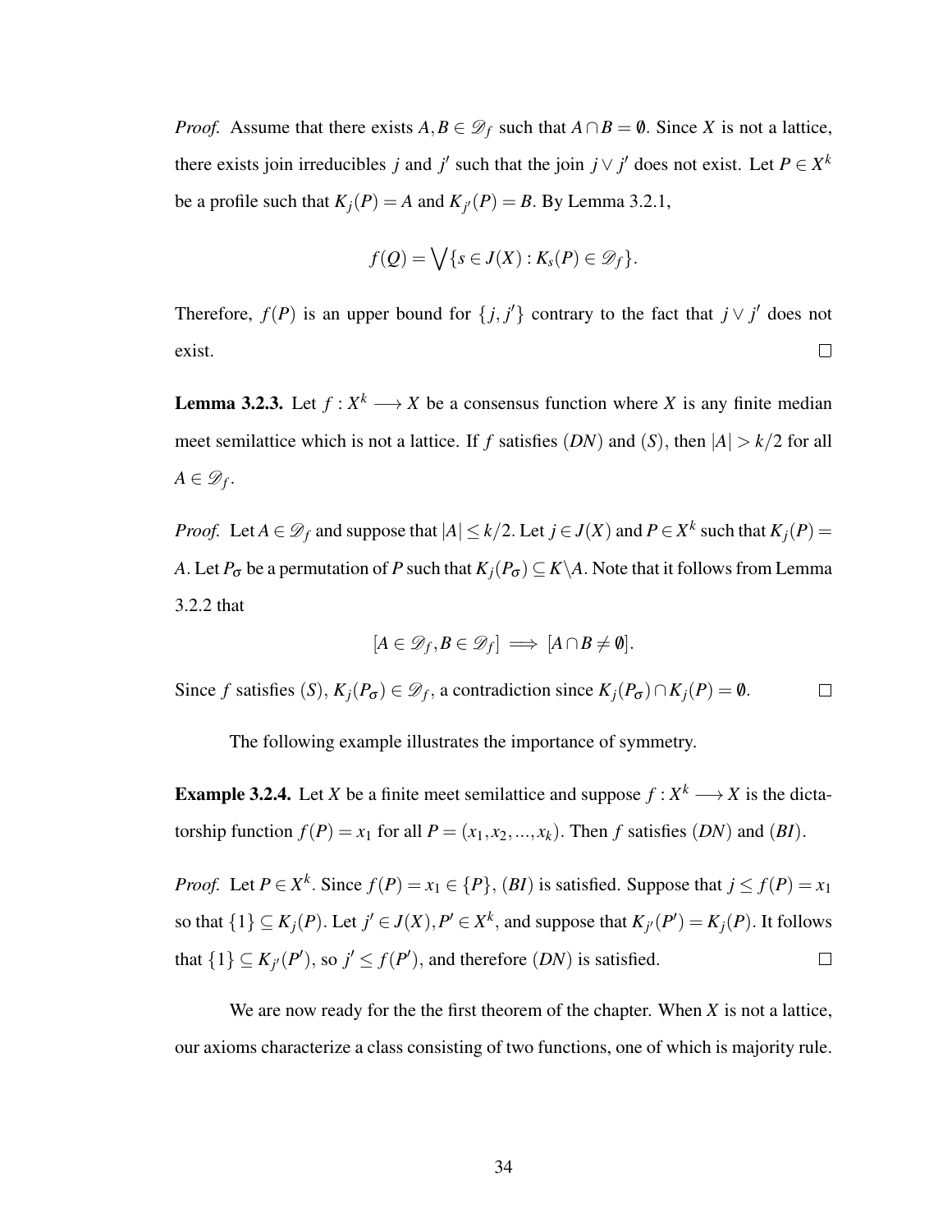*Proof.* Assume that there exists $A, B \in \mathscr{D}_f$ such that $A \cap B = \emptyset$. Since $X$ is not a lattice, there exists join irreducibles $j$ and $j'$ such that the join $j \vee j'$ does not exist. Let $P \in X^k$ be a profile such that $K_j(P) = A$ and $K_{j'}(P) = B$. By Lemma 3.2.1,

$$f(Q) = \bigvee \{s \in J(X) : K_s(P) \in \mathscr{D}_f\}.$$

Therefore, $f(P)$ is an upper bound for $\{j, j'\}$ contrary to the fact that $j \vee j'$ does not exist. $\square$

**Lemma 3.2.3.** Let $f : X^k \longrightarrow X$ be a consensus function where $X$ is any finite median meet semilattice which is not a lattice. If $f$ satisfies $(DN)$ and $(S)$, then $|A| > k/2$ for all $A \in \mathscr{D}_f$.

*Proof.* Let $A \in \mathscr{D}_f$ and suppose that $|A| \leq k/2$. Let $j \in J(X)$ and $P \in X^k$ such that $K_j(P) = A$. Let $P_\sigma$ be a permutation of $P$ such that $K_j(P_\sigma) \subseteq K \backslash A$. Note that it follows from Lemma 3.2.2 that

$$[A \in \mathscr{D}_f, B \in \mathscr{D}_f] \implies [A \cap B \neq \emptyset].$$

Since $f$ satisfies $(S)$, $K_j(P_\sigma) \in \mathscr{D}_f$, a contradiction since $K_j(P_\sigma) \cap K_j(P) = \emptyset$. $\square$

The following example illustrates the importance of symmetry.

**Example 3.2.4.** Let $X$ be a finite meet semilattice and suppose $f : X^k \longrightarrow X$ is the dictatorship function $f(P) = x_1$ for all $P = (x_1, x_2, ..., x_k)$. Then $f$ satisfies $(DN)$ and $(BI)$.

*Proof.* Let $P \in X^k$. Since $f(P) = x_1 \in \{P\}$, $(BI)$ is satisfied. Suppose that $j \leq f(P) = x_1$ so that $\{1\} \subseteq K_j(P)$. Let $j' \in J(X), P' \in X^k$, and suppose that $K_{j'}(P') = K_j(P)$. It follows that $\{1\} \subseteq K_{j'}(P')$, so $j' \leq f(P')$, and therefore $(DN)$ is satisfied. $\square$

We are now ready for the the first theorem of the chapter. When $X$ is not a lattice, our axioms characterize a class consisting of two functions, one of which is majority rule.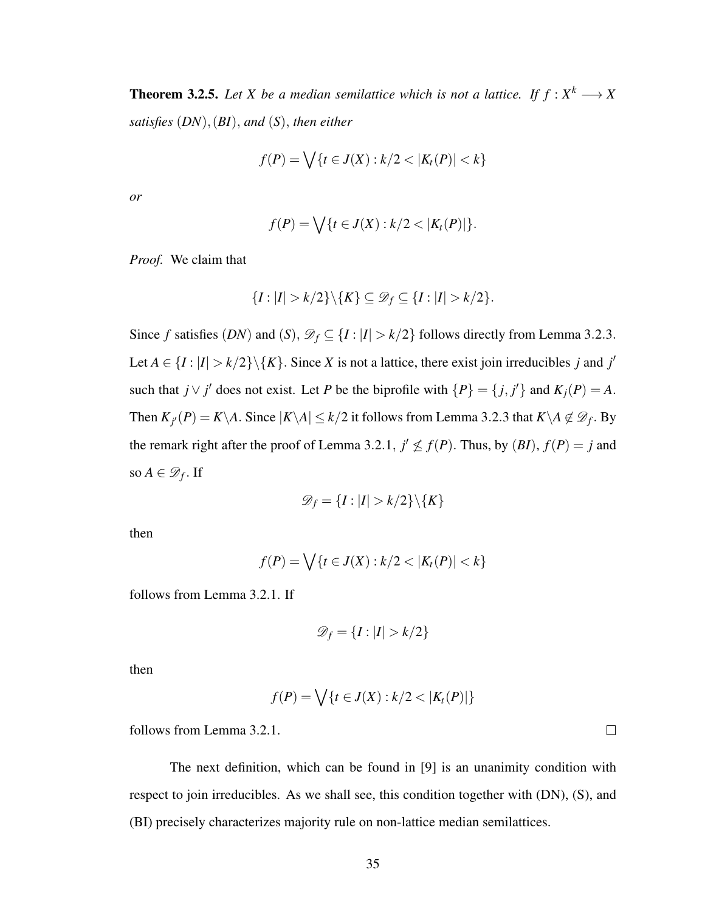**Theorem 3.2.5.** *Let $X$ be a median semilattice which is not a lattice. If $f : X^k \longrightarrow X$ satisfies $(DN), (BI)$, and $(S)$, then either*

$$f(P) = \bigvee\{t \in J(X) : k/2 < |K_t(P)| < k\}$$

*or*

$$f(P) = \bigvee\{t \in J(X) : k/2 < |K_t(P)|\}.$$

*Proof.* We claim that

$$\{I : |I| > k/2\} \backslash \{K\} \subseteq \mathscr{D}_f \subseteq \{I : |I| > k/2\}.$$

Since $f$ satisfies $(DN)$ and $(S)$, $\mathscr{D}_f \subseteq \{I : |I| > k/2\}$ follows directly from Lemma 3.2.3. Let $A \in \{I : |I| > k/2\} \backslash \{K\}$. Since $X$ is not a lattice, there exist join irreducibles $j$ and $j'$ such that $j \vee j'$ does not exist. Let $P$ be the biprofile with $\{P\} = \{j, j'\}$ and $K_j(P) = A$. Then $K_{j'}(P) = K \backslash A$. Since $|K \backslash A| \leq k/2$ it follows from Lemma 3.2.3 that $K \backslash A \notin \mathscr{D}_f$. By the remark right after the proof of Lemma 3.2.1, $j' \not\leq f(P)$. Thus, by $(BI)$, $f(P) = j$ and so $A \in \mathscr{D}_f$. If

$$\mathscr{D}_f = \{I : |I| > k/2\} \backslash \{K\}$$

then

$$f(P) = \bigvee\{t \in J(X) : k/2 < |K_t(P)| < k\}$$

follows from Lemma 3.2.1. If

$$\mathscr{D}_f = \{I : |I| > k/2\}$$

then

$$f(P) = \bigvee\{t \in J(X) : k/2 < |K_t(P)|\}$$

follows from Lemma 3.2.1. $\square$

The next definition, which can be found in [9] is an unanimity condition with respect to join irreducibles. As we shall see, this condition together with (DN), (S), and (BI) precisely characterizes majority rule on non-lattice median semilattices.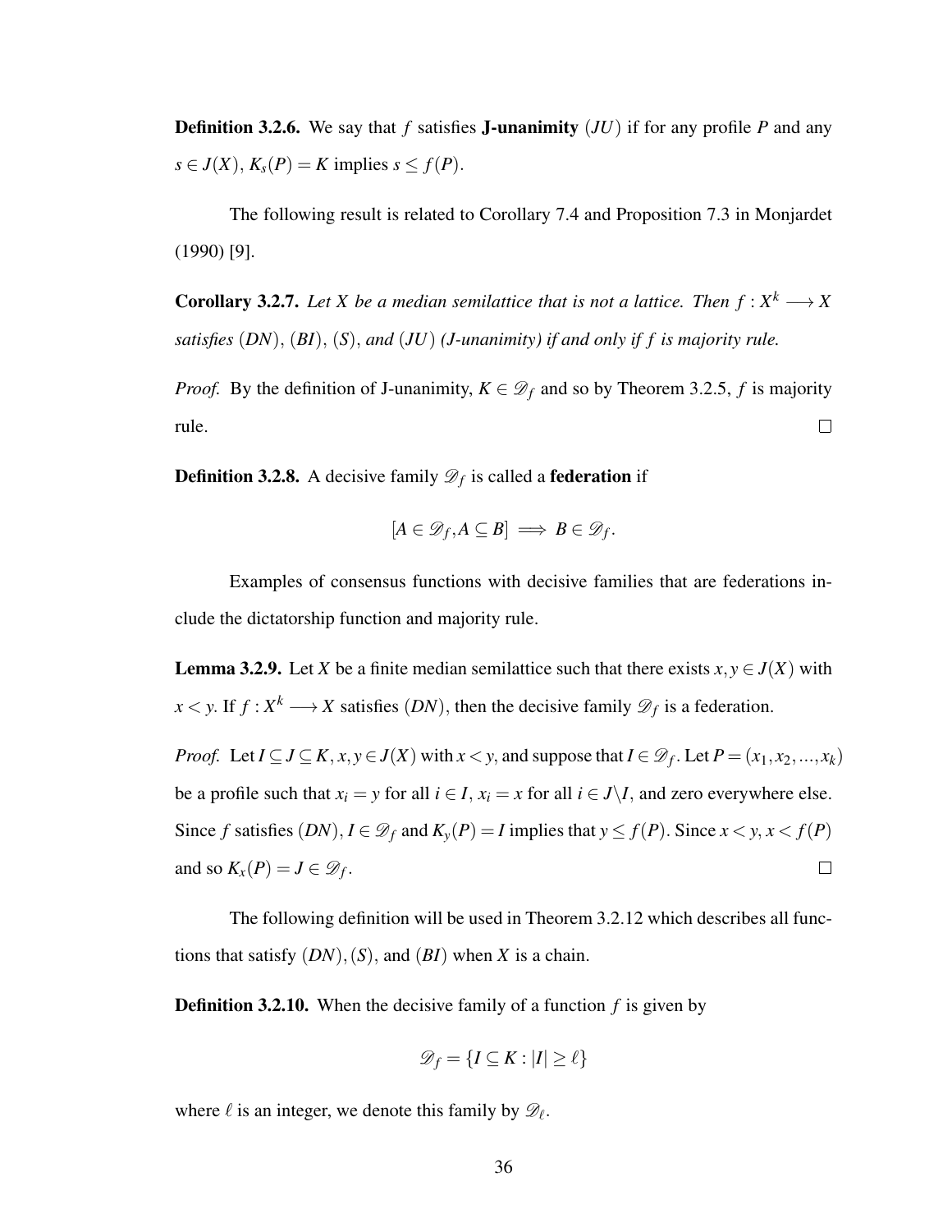**Definition 3.2.6.** We say that $f$ satisfies **J-unanimity** $(JU)$ if for any profile $P$ and any $s \in J(X)$, $K_s(P) = K$ implies $s \leq f(P)$.

The following result is related to Corollary 7.4 and Proposition 7.3 in Monjardet (1990) [9].

**Corollary 3.2.7.** *Let $X$ be a median semilattice that is not a lattice. Then $f : X^k \longrightarrow X$ satisfies $(DN)$, $(BI)$, $(S)$, and $(JU)$ (J-unanimity) if and only if $f$ is majority rule.*

*Proof.* By the definition of J-unanimity, $K \in \mathscr{D}_f$ and so by Theorem 3.2.5, $f$ is majority rule. □

**Definition 3.2.8.** A decisive family $\mathscr{D}_f$ is called a **federation** if

$$[A \in \mathscr{D}_f, A \subseteq B] \implies B \in \mathscr{D}_f.$$

Examples of consensus functions with decisive families that are federations include the dictatorship function and majority rule.

**Lemma 3.2.9.** Let $X$ be a finite median semilattice such that there exists $x, y \in J(X)$ with $x < y$. If $f : X^k \longrightarrow X$ satisfies $(DN)$, then the decisive family $\mathscr{D}_f$ is a federation.

*Proof.* Let $I \subseteq J \subseteq K$, $x, y \in J(X)$ with $x < y$, and suppose that $I \in \mathscr{D}_f$. Let $P = (x_1, x_2, ..., x_k)$ be a profile such that $x_i = y$ for all $i \in I$, $x_i = x$ for all $i \in J \backslash I$, and zero everywhere else. Since $f$ satisfies $(DN)$, $I \in \mathscr{D}_f$ and $K_y(P) = I$ implies that $y \leq f(P)$. Since $x < y$, $x < f(P)$ and so $K_x(P) = J \in \mathscr{D}_f$. □

The following definition will be used in Theorem 3.2.12 which describes all functions that satisfy $(DN)$, $(S)$, and $(BI)$ when $X$ is a chain.

**Definition 3.2.10.** When the decisive family of a function $f$ is given by

$$\mathscr{D}_f = \{I \subseteq K : |I| \geq \ell\}$$

where $\ell$ is an integer, we denote this family by $\mathscr{D}_\ell$.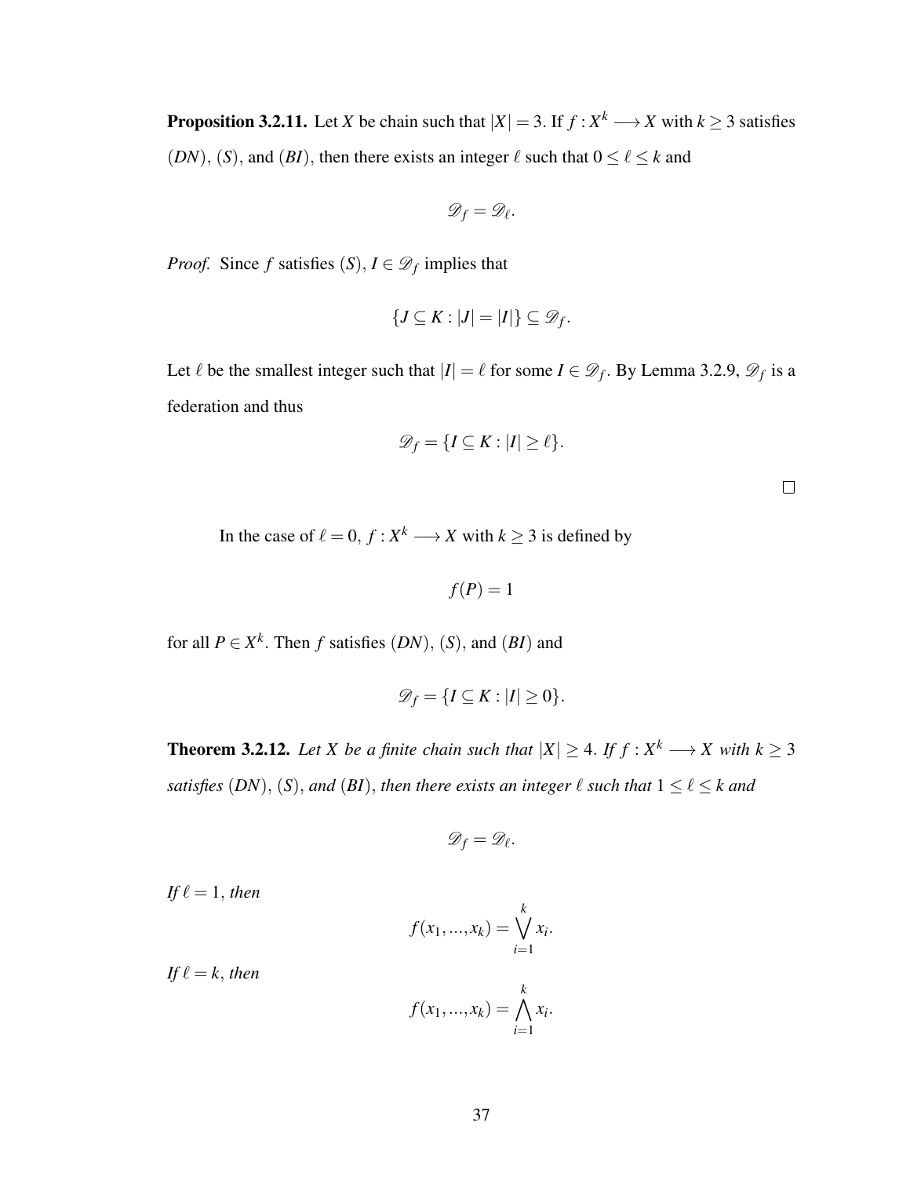**Proposition 3.2.11.** Let $X$ be chain such that $|X| = 3$. If $f : X^k \longrightarrow X$ with $k \geq 3$ satisfies $(DN)$, $(S)$, and $(BI)$, then there exists an integer $\ell$ such that $0 \leq \ell \leq k$ and

$$\mathscr{D}_f = \mathscr{D}_\ell.$$

*Proof.* Since $f$ satisfies $(S)$, $I \in \mathscr{D}_f$ implies that

$$\{J \subseteq K : |J| = |I|\} \subseteq \mathscr{D}_f.$$

Let $\ell$ be the smallest integer such that $|I| = \ell$ for some $I \in \mathscr{D}_f$. By Lemma 3.2.9, $\mathscr{D}_f$ is a federation and thus

$$\mathscr{D}_f = \{I \subseteq K : |I| \geq \ell\}.$$

$\square$

In the case of $\ell = 0$, $f : X^k \longrightarrow X$ with $k \geq 3$ is defined by

$$f(P) = 1$$

for all $P \in X^k$. Then $f$ satisfies $(DN)$, $(S)$, and $(BI)$ and

$$\mathscr{D}_f = \{I \subseteq K : |I| \geq 0\}.$$

**Theorem 3.2.12.** *Let $X$ be a finite chain such that $|X| \geq 4$. If $f : X^k \longrightarrow X$ with $k \geq 3$ satisfies $(DN)$, $(S)$, and $(BI)$, then there exists an integer $\ell$ such that $1 \leq \ell \leq k$ and*

$$\mathscr{D}_f = \mathscr{D}_\ell.$$

*If $\ell = 1$, then*

$$f(x_1, ..., x_k) = \bigvee_{i=1}^{k} x_i.$$

*If $\ell = k$, then*

$$f(x_1, ..., x_k) = \bigwedge_{i=1}^{k} x_i.$$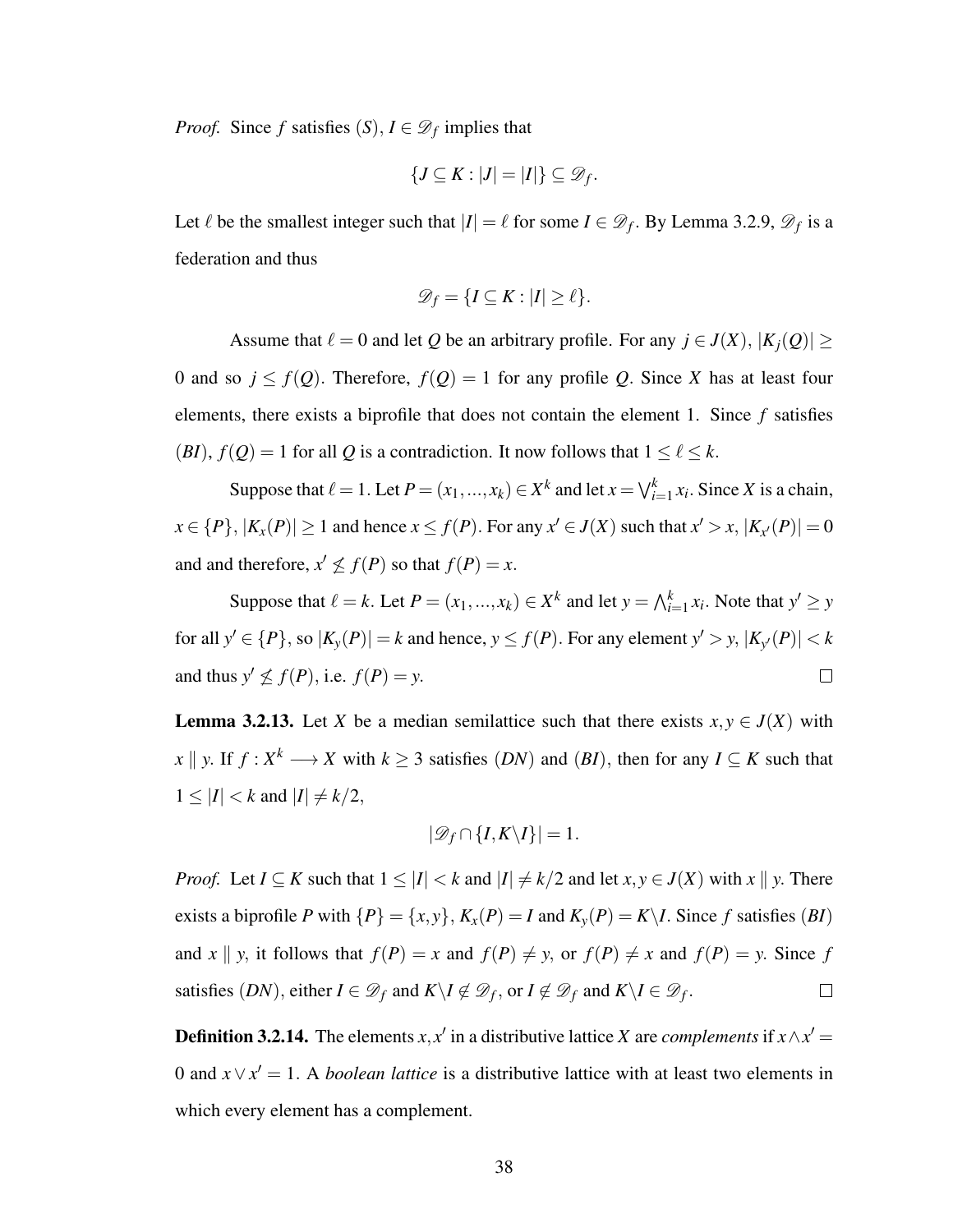*Proof.* Since $f$ satisfies $(S)$, $I \in \mathscr{D}_f$ implies that

$$\{J \subseteq K : |J| = |I|\} \subseteq \mathscr{D}_f.$$

Let $\ell$ be the smallest integer such that $|I| = \ell$ for some $I \in \mathscr{D}_f$. By Lemma 3.2.9, $\mathscr{D}_f$ is a federation and thus

$$\mathscr{D}_f = \{I \subseteq K : |I| \geq \ell\}.$$

Assume that $\ell = 0$ and let $Q$ be an arbitrary profile. For any $j \in J(X)$, $|K_j(Q)| \geq 0$ and so $j \leq f(Q)$. Therefore, $f(Q) = 1$ for any profile $Q$. Since $X$ has at least four elements, there exists a biprofile that does not contain the element 1. Since $f$ satisfies $(BI)$, $f(Q) = 1$ for all $Q$ is a contradiction. It now follows that $1 \leq \ell \leq k$.

Suppose that $\ell = 1$. Let $P = (x_1, ..., x_k) \in X^k$ and let $x = \bigvee_{i=1}^{k} x_i$. Since $X$ is a chain, $x \in \{P\}$, $|K_x(P)| \geq 1$ and hence $x \leq f(P)$. For any $x' \in J(X)$ such that $x' > x$, $|K_{x'}(P)| = 0$ and and therefore, $x' \not\leq f(P)$ so that $f(P) = x$.

Suppose that $\ell = k$. Let $P = (x_1, ..., x_k) \in X^k$ and let $y = \bigwedge_{i=1}^{k} x_i$. Note that $y' \geq y$ for all $y' \in \{P\}$, so $|K_y(P)| = k$ and hence, $y \leq f(P)$. For any element $y' > y$, $|K_{y'}(P)| < k$ and thus $y' \not\leq f(P)$, i.e. $f(P) = y$. $\square$

**Lemma 3.2.13.** Let $X$ be a median semilattice such that there exists $x, y \in J(X)$ with $x \parallel y$. If $f : X^k \longrightarrow X$ with $k \geq 3$ satisfies $(DN)$ and $(BI)$, then for any $I \subseteq K$ such that $1 \leq |I| < k$ and $|I| \neq k/2$,

$$|\mathscr{D}_f \cap \{I, K \backslash I\}| = 1.$$

*Proof.* Let $I \subseteq K$ such that $1 \leq |I| < k$ and $|I| \neq k/2$ and let $x, y \in J(X)$ with $x \parallel y$. There exists a biprofile $P$ with $\{P\} = \{x, y\}$, $K_x(P) = I$ and $K_y(P) = K \backslash I$. Since $f$ satisfies $(BI)$ and $x \parallel y$, it follows that $f(P) = x$ and $f(P) \neq y$, or $f(P) \neq x$ and $f(P) = y$. Since $f$ satisfies $(DN)$, either $I \in \mathscr{D}_f$ and $K \backslash I \notin \mathscr{D}_f$, or $I \notin \mathscr{D}_f$ and $K \backslash I \in \mathscr{D}_f$. $\square$

**Definition 3.2.14.** The elements $x, x'$ in a distributive lattice $X$ are *complements* if $x \wedge x' = 0$ and $x \vee x' = 1$. A *boolean lattice* is a distributive lattice with at least two elements in which every element has a complement.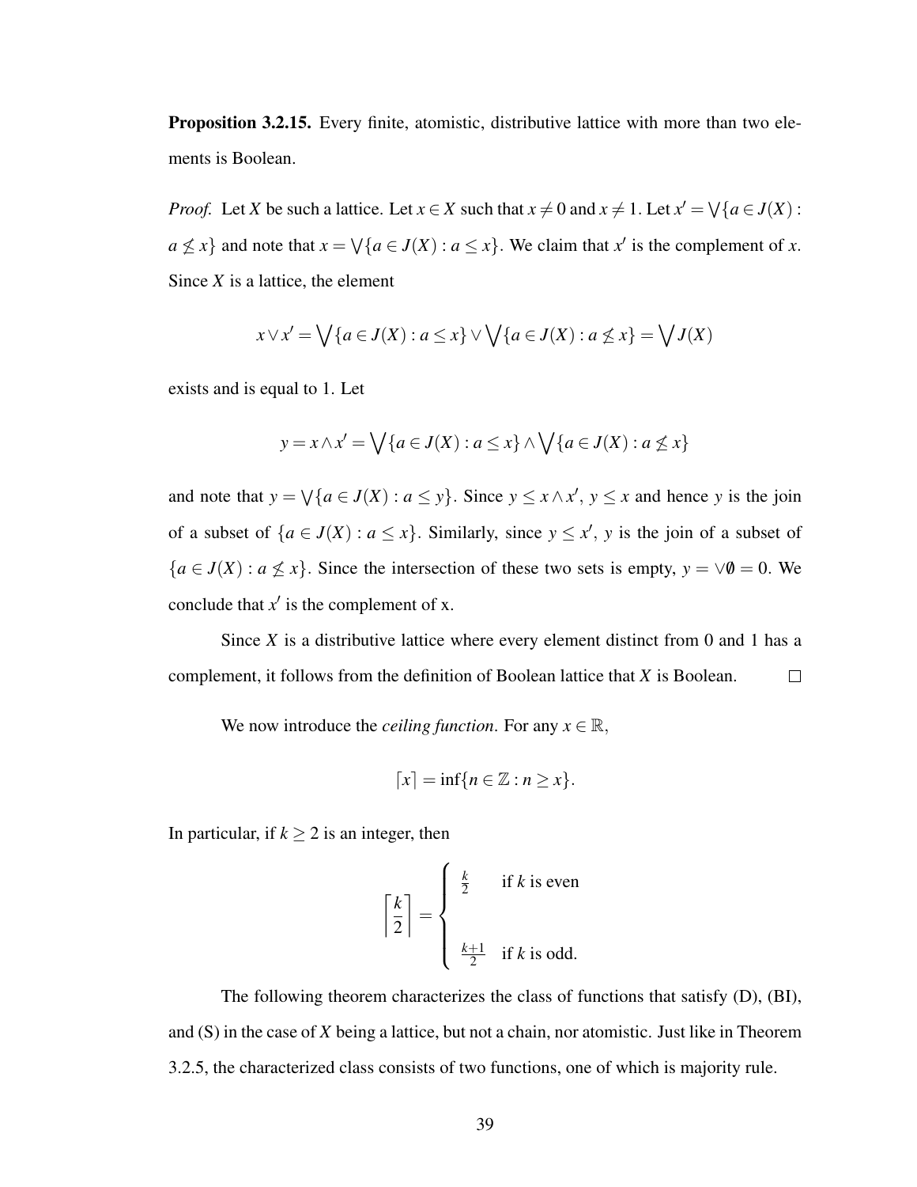**Proposition 3.2.15.** Every finite, atomistic, distributive lattice with more than two elements is Boolean.

*Proof.* Let $X$ be such a lattice. Let $x \in X$ such that $x \neq 0$ and $x \neq 1$. Let $x' = \bigvee\{a \in J(X) : a \not\leq x\}$ and note that $x = \bigvee\{a \in J(X) : a \leq x\}$. We claim that $x'$ is the complement of $x$. Since $X$ is a lattice, the element

$$x \vee x' = \bigvee\{a \in J(X) : a \leq x\} \vee \bigvee\{a \in J(X) : a \not\leq x\} = \bigvee J(X)$$

exists and is equal to 1. Let

$$y = x \wedge x' = \bigvee\{a \in J(X) : a \leq x\} \wedge \bigvee\{a \in J(X) : a \not\leq x\}$$

and note that $y = \bigvee\{a \in J(X) : a \leq y\}$. Since $y \leq x \wedge x'$, $y \leq x$ and hence $y$ is the join of a subset of $\{a \in J(X) : a \leq x\}$. Similarly, since $y \leq x'$, $y$ is the join of a subset of $\{a \in J(X) : a \not\leq x\}$. Since the intersection of these two sets is empty, $y = \vee\emptyset = 0$. We conclude that $x'$ is the complement of x.

Since $X$ is a distributive lattice where every element distinct from 0 and 1 has a complement, it follows from the definition of Boolean lattice that $X$ is Boolean. $\square$

We now introduce the *ceiling function*. For any $x \in \mathbb{R}$,

$$\lceil x \rceil = \inf\{n \in \mathbb{Z} : n \geq x\}.$$

In particular, if $k \geq 2$ is an integer, then

$$\left\lceil \frac{k}{2} \right\rceil = \begin{cases} \frac{k}{2} & \text{if } k \text{ is even} \\ \\ \frac{k+1}{2} & \text{if } k \text{ is odd.} \end{cases}$$

The following theorem characterizes the class of functions that satisfy (D), (BI), and (S) in the case of $X$ being a lattice, but not a chain, nor atomistic. Just like in Theorem 3.2.5, the characterized class consists of two functions, one of which is majority rule.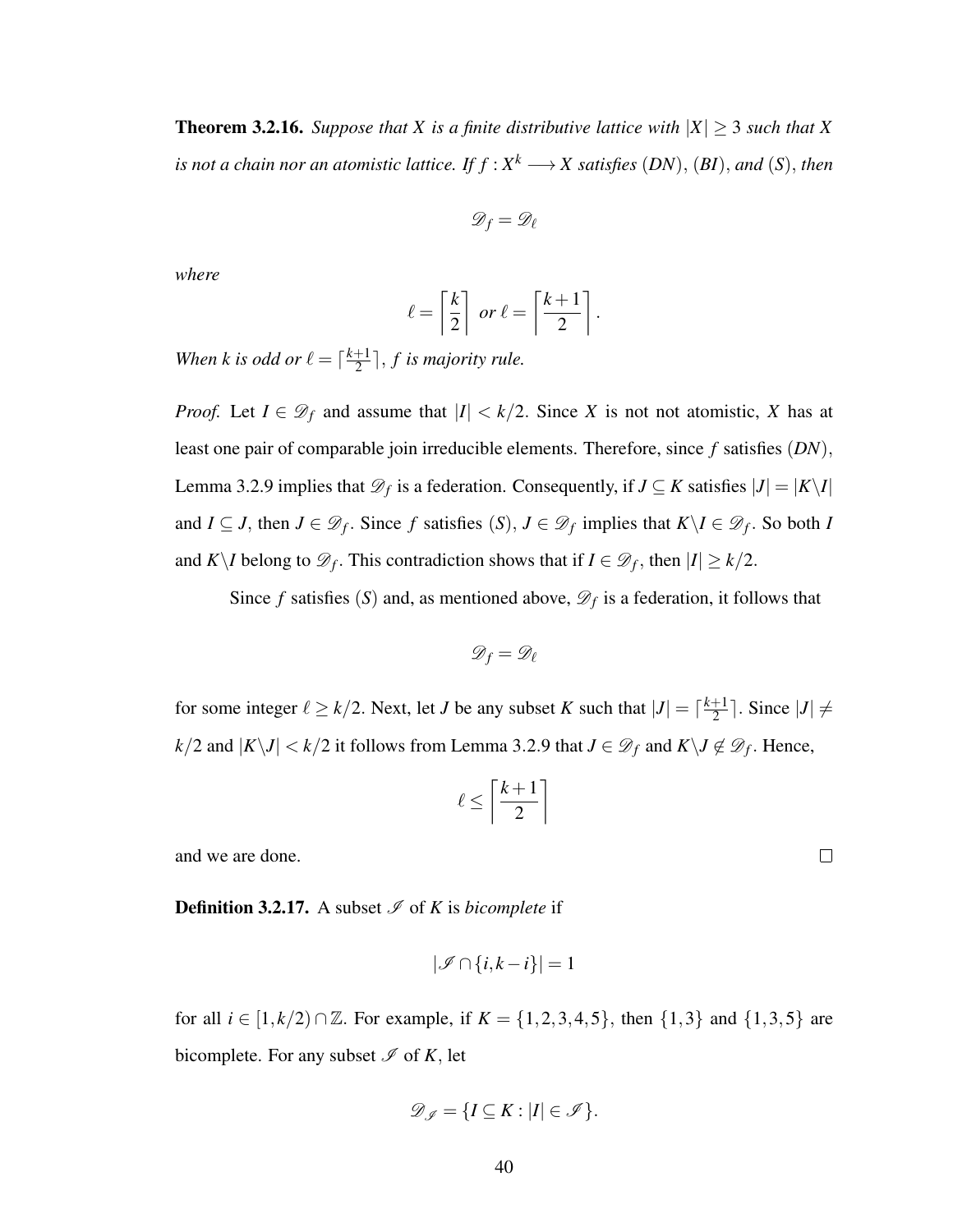**Theorem 3.2.16.** *Suppose that $X$ is a finite distributive lattice with $|X| \geq 3$ such that $X$ is not a chain nor an atomistic lattice. If $f : X^k \longrightarrow X$ satisfies (DN), (BI), and (S), then*

$$\mathscr{D}_f = \mathscr{D}_\ell$$

*where*

$$\ell = \left\lceil \frac{k}{2} \right\rceil \text{ or } \ell = \left\lceil \frac{k+1}{2} \right\rceil.$$

*When $k$ is odd or $\ell = \lceil \frac{k+1}{2} \rceil$, $f$ is majority rule.*

*Proof.* Let $I \in \mathscr{D}_f$ and assume that $|I| < k/2$. Since $X$ is not not atomistic, $X$ has at least one pair of comparable join irreducible elements. Therefore, since $f$ satisfies (DN), Lemma 3.2.9 implies that $\mathscr{D}_f$ is a federation. Consequently, if $J \subseteq K$ satisfies $|J| = |K \backslash I|$ and $I \subseteq J$, then $J \in \mathscr{D}_f$. Since $f$ satisfies (S), $J \in \mathscr{D}_f$ implies that $K \backslash I \in \mathscr{D}_f$. So both $I$ and $K \backslash I$ belong to $\mathscr{D}_f$. This contradiction shows that if $I \in \mathscr{D}_f$, then $|I| \geq k/2$.

Since $f$ satisfies (S) and, as mentioned above, $\mathscr{D}_f$ is a federation, it follows that

$$\mathscr{D}_f = \mathscr{D}_\ell$$

for some integer $\ell \geq k/2$. Next, let $J$ be any subset $K$ such that $|J| = \lceil \frac{k+1}{2} \rceil$. Since $|J| \neq k/2$ and $|K \backslash J| < k/2$ it follows from Lemma 3.2.9 that $J \in \mathscr{D}_f$ and $K \backslash J \notin \mathscr{D}_f$. Hence,

$$\ell \leq \left\lceil \frac{k+1}{2} \right\rceil$$

and we are done. $\square$

**Definition 3.2.17.** A subset $\mathscr{I}$ of $K$ is *bicomplete* if

$$|\mathscr{I} \cap \{i, k-i\}| = 1$$

for all $i \in [1, k/2) \cap \mathbb{Z}$. For example, if $K = \{1,2,3,4,5\}$, then $\{1,3\}$ and $\{1,3,5\}$ are bicomplete. For any subset $\mathscr{I}$ of $K$, let

$$\mathscr{D}_{\mathscr{I}} = \{I \subseteq K : |I| \in \mathscr{I}\}.$$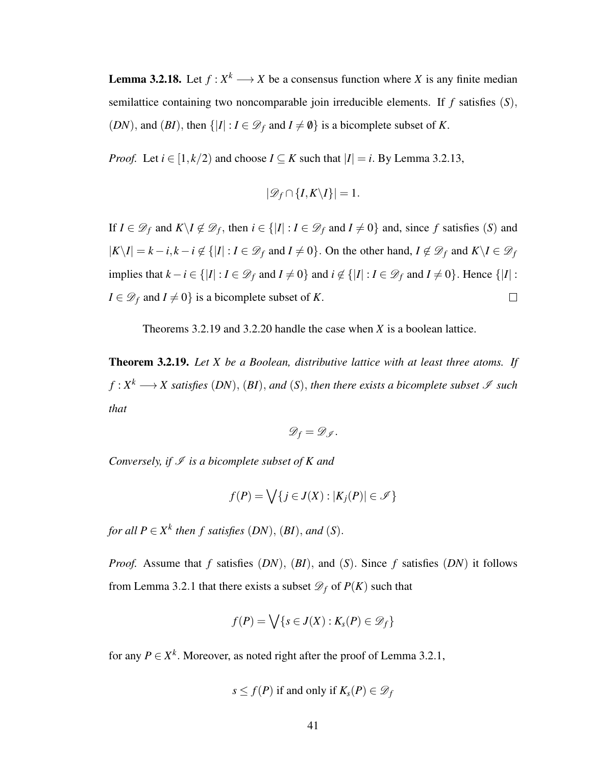**Lemma 3.2.18.** Let $f : X^k \longrightarrow X$ be a consensus function where $X$ is any finite median semilattice containing two noncomparable join irreducible elements. If $f$ satisfies $(S)$, $(DN)$, and $(BI)$, then $\{|I| : I \in \mathscr{D}_f \text{ and } I \neq \emptyset\}$ is a bicomplete subset of $K$.

*Proof.* Let $i \in [1, k/2)$ and choose $I \subseteq K$ such that $|I| = i$. By Lemma 3.2.13,

$$|\mathscr{D}_f \cap \{I, K \backslash I\}| = 1.$$

If $I \in \mathscr{D}_f$ and $K \backslash I \notin \mathscr{D}_f$, then $i \in \{|I| : I \in \mathscr{D}_f \text{ and } I \neq 0\}$ and, since $f$ satisfies $(S)$ and $|K \backslash I| = k - i, k - i \notin \{|I| : I \in \mathscr{D}_f \text{ and } I \neq 0\}$. On the other hand, $I \notin \mathscr{D}_f$ and $K \backslash I \in \mathscr{D}_f$ implies that $k - i \in \{|I| : I \in \mathscr{D}_f \text{ and } I \neq 0\}$ and $i \notin \{|I| : I \in \mathscr{D}_f \text{ and } I \neq 0\}$. Hence $\{|I| : I \in \mathscr{D}_f \text{ and } I \neq 0\}$ is a bicomplete subset of $K$. $\square$

Theorems 3.2.19 and 3.2.20 handle the case when $X$ is a boolean lattice.

**Theorem 3.2.19.** *Let $X$ be a Boolean, distributive lattice with at least three atoms. If $f : X^k \longrightarrow X$ satisfies $(DN)$, $(BI)$, and $(S)$, then there exists a bicomplete subset $\mathscr{I}$ such that*

$$\mathscr{D}_f = \mathscr{D}_{\mathscr{I}}.$$

*Conversely, if $\mathscr{I}$ is a bicomplete subset of $K$ and*

$$f(P) = \bigvee \{ j \in J(X) : |K_j(P)| \in \mathscr{I} \}$$

*for all $P \in X^k$ then $f$ satisfies $(DN)$, $(BI)$, and $(S)$.*

*Proof.* Assume that $f$ satisfies $(DN)$, $(BI)$, and $(S)$. Since $f$ satisfies $(DN)$ it follows from Lemma 3.2.1 that there exists a subset $\mathscr{D}_f$ of $P(K)$ such that

$$f(P) = \bigvee \{ s \in J(X) : K_s(P) \in \mathscr{D}_f \}$$

for any $P \in X^k$. Moreover, as noted right after the proof of Lemma 3.2.1,

$$s \leq f(P) \text{ if and only if } K_s(P) \in \mathscr{D}_f$$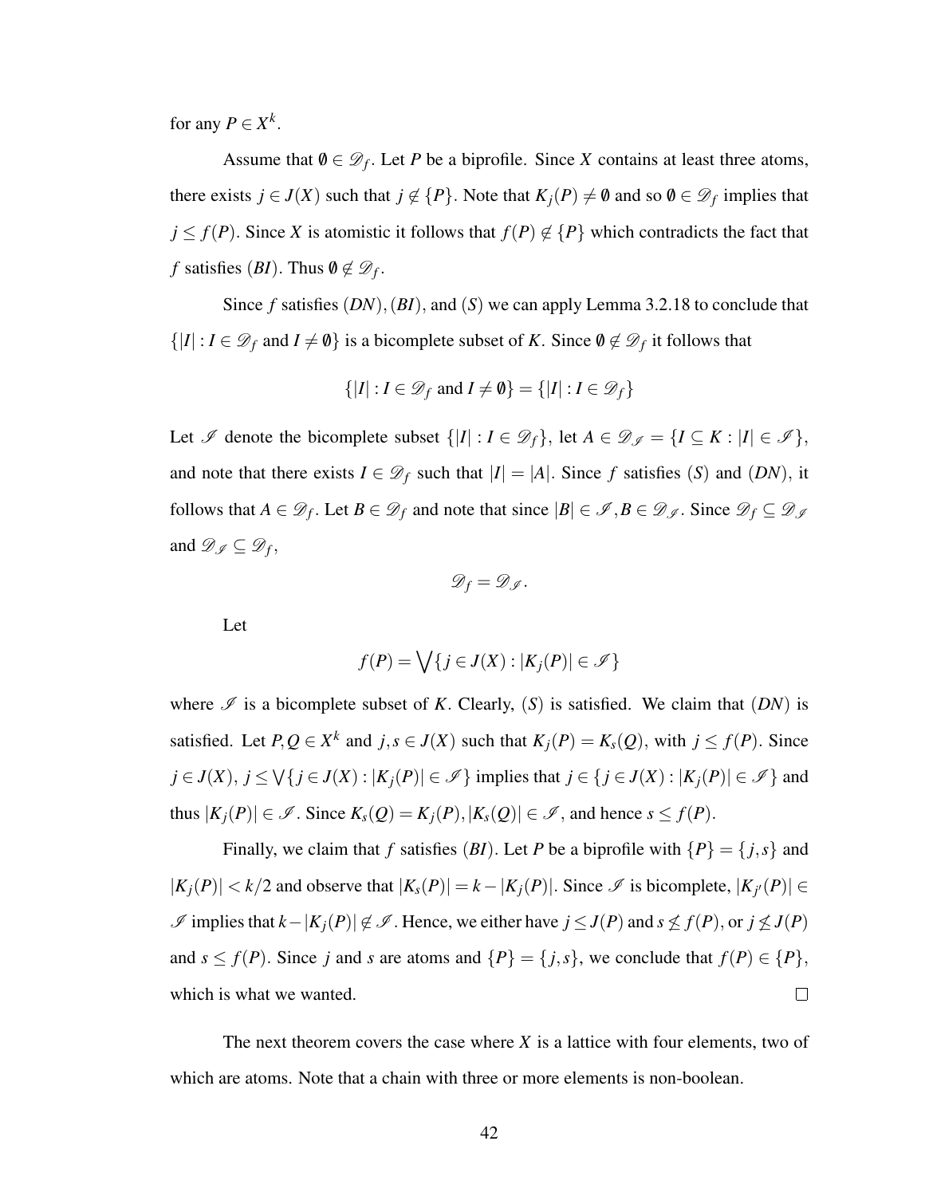for any $P \in X^k$.

Assume that $\emptyset \in \mathscr{D}_f$. Let $P$ be a biprofile. Since $X$ contains at least three atoms, there exists $j \in J(X)$ such that $j \notin \{P\}$. Note that $K_j(P) \neq \emptyset$ and so $\emptyset \in \mathscr{D}_f$ implies that $j \leq f(P)$. Since $X$ is atomistic it follows that $f(P) \notin \{P\}$ which contradicts the fact that $f$ satisfies $(BI)$. Thus $\emptyset \notin \mathscr{D}_f$.

Since $f$ satisfies $(DN), (BI)$, and $(S)$ we can apply Lemma 3.2.18 to conclude that $\{|I| : I \in \mathscr{D}_f \text{ and } I \neq \emptyset\}$ is a bicomplete subset of $K$. Since $\emptyset \notin \mathscr{D}_f$ it follows that

$$\{|I| : I \in \mathscr{D}_f \text{ and } I \neq \emptyset\} = \{|I| : I \in \mathscr{D}_f\}$$

Let $\mathscr{I}$ denote the bicomplete subset $\{|I| : I \in \mathscr{D}_f\}$, let $A \in \mathscr{D}_{\mathscr{I}} = \{I \subseteq K : |I| \in \mathscr{I}\}$, and note that there exists $I \in \mathscr{D}_f$ such that $|I| = |A|$. Since $f$ satisfies $(S)$ and $(DN)$, it follows that $A \in \mathscr{D}_f$. Let $B \in \mathscr{D}_f$ and note that since $|B| \in \mathscr{I}, B \in \mathscr{D}_{\mathscr{I}}$. Since $\mathscr{D}_f \subseteq \mathscr{D}_{\mathscr{I}}$ and $\mathscr{D}_{\mathscr{I}} \subseteq \mathscr{D}_f$,

$$\mathscr{D}_f = \mathscr{D}_{\mathscr{I}}.$$

Let

$$f(P) = \bigvee \{j \in J(X) : |K_j(P)| \in \mathscr{I}\}$$

where $\mathscr{I}$ is a bicomplete subset of $K$. Clearly, $(S)$ is satisfied. We claim that $(DN)$ is satisfied. Let $P, Q \in X^k$ and $j, s \in J(X)$ such that $K_j(P) = K_s(Q)$, with $j \leq f(P)$. Since $j \in J(X)$, $j \leq \bigvee\{j \in J(X) : |K_j(P)| \in \mathscr{I}\}$ implies that $j \in \{j \in J(X) : |K_j(P)| \in \mathscr{I}\}$ and thus $|K_j(P)| \in \mathscr{I}$. Since $K_s(Q) = K_j(P), |K_s(Q)| \in \mathscr{I}$, and hence $s \leq f(P)$.

Finally, we claim that $f$ satisfies $(BI)$. Let $P$ be a biprofile with $\{P\} = \{j, s\}$ and $|K_j(P)| < k/2$ and observe that $|K_s(P)| = k - |K_j(P)|$. Since $\mathscr{I}$ is bicomplete, $|K_{j'}(P)| \in \mathscr{I}$ implies that $k - |K_j(P)| \notin \mathscr{I}$. Hence, we either have $j \leq J(P)$ and $s \nleq f(P)$, or $j \nleq J(P)$ and $s \leq f(P)$. Since $j$ and $s$ are atoms and $\{P\} = \{j, s\}$, we conclude that $f(P) \in \{P\}$, which is what we wanted. $\square$

The next theorem covers the case where $X$ is a lattice with four elements, two of which are atoms. Note that a chain with three or more elements is non-boolean.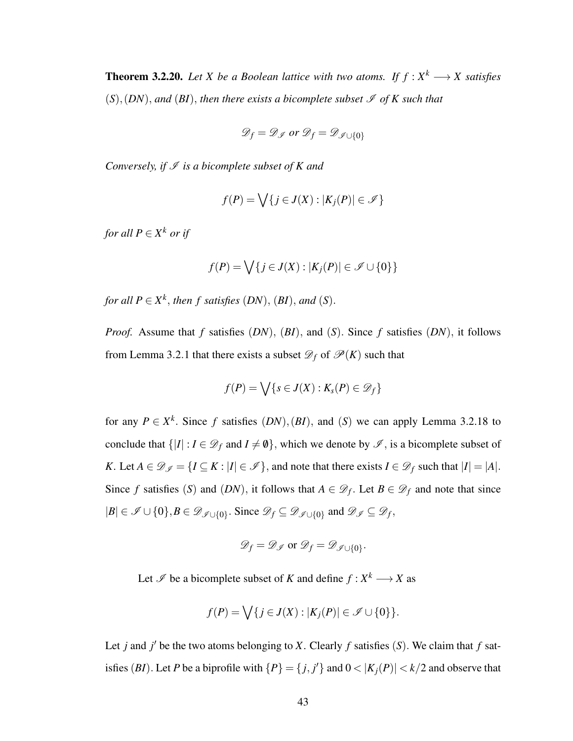**Theorem 3.2.20.** *Let $X$ be a Boolean lattice with two atoms. If $f : X^k \longrightarrow X$ satisfies $(S), (DN)$, and $(BI)$, then there exists a bicomplete subset $\mathscr{I}$ of $K$ such that*

$$\mathscr{D}_f = \mathscr{D}_{\mathscr{I}} \text{ or } \mathscr{D}_f = \mathscr{D}_{\mathscr{I} \cup \{0\}}$$

*Conversely, if $\mathscr{I}$ is a bicomplete subset of $K$ and*

$$f(P) = \bigvee \{ j \in J(X) : |K_j(P)| \in \mathscr{I} \}$$

*for all $P \in X^k$ or if*

$$f(P) = \bigvee \{ j \in J(X) : |K_j(P)| \in \mathscr{I} \cup \{0\} \}$$

*for all $P \in X^k$, then $f$ satisfies $(DN)$, $(BI)$, and $(S)$.*

*Proof.* Assume that $f$ satisfies $(DN)$, $(BI)$, and $(S)$. Since $f$ satisfies $(DN)$, it follows from Lemma 3.2.1 that there exists a subset $\mathscr{D}_f$ of $\mathscr{P}(K)$ such that

$$f(P) = \bigvee \{ s \in J(X) : K_s(P) \in \mathscr{D}_f \}$$

for any $P \in X^k$. Since $f$ satisfies $(DN), (BI)$, and $(S)$ we can apply Lemma 3.2.18 to conclude that $\{|I| : I \in \mathscr{D}_f \text{ and } I \neq \emptyset\}$, which we denote by $\mathscr{I}$, is a bicomplete subset of $K$. Let $A \in \mathscr{D}_{\mathscr{I}} = \{ I \subseteq K : |I| \in \mathscr{I} \}$, and note that there exists $I \in \mathscr{D}_f$ such that $|I| = |A|$. Since $f$ satisfies $(S)$ and $(DN)$, it follows that $A \in \mathscr{D}_f$. Let $B \in \mathscr{D}_f$ and note that since $|B| \in \mathscr{I} \cup \{0\}, B \in \mathscr{D}_{\mathscr{I} \cup \{0\}}$. Since $\mathscr{D}_f \subseteq \mathscr{D}_{\mathscr{I} \cup \{0\}}$ and $\mathscr{D}_{\mathscr{I}} \subseteq \mathscr{D}_f$,

$$\mathscr{D}_f = \mathscr{D}_{\mathscr{I}} \text{ or } \mathscr{D}_f = \mathscr{D}_{\mathscr{I} \cup \{0\}}.$$

Let $\mathscr{I}$ be a bicomplete subset of $K$ and define $f : X^k \longrightarrow X$ as

$$f(P) = \bigvee \{ j \in J(X) : |K_j(P)| \in \mathscr{I} \cup \{0\} \}.$$

Let $j$ and $j'$ be the two atoms belonging to $X$. Clearly $f$ satisfies $(S)$. We claim that $f$ satisfies $(BI)$. Let $P$ be a biprofile with $\{P\} = \{j, j'\}$ and $0 < |K_j(P)| < k/2$ and observe that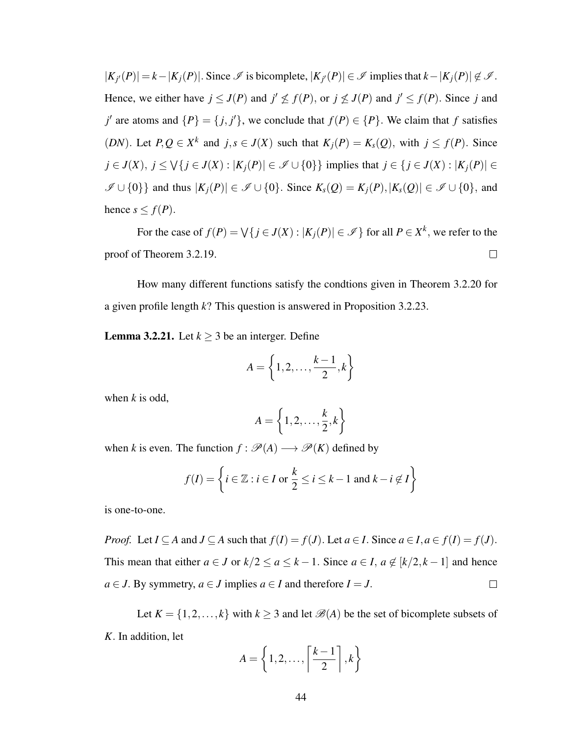$|K_{j'}(P)| = k - |K_j(P)|$. Since $\mathscr{I}$ is bicomplete, $|K_{j'}(P)| \in \mathscr{I}$ implies that $k - |K_j(P)| \notin \mathscr{I}$. Hence, we either have $j \le J(P)$ and $j' \not\le f(P)$, or $j \not\le J(P)$ and $j' \le f(P)$. Since $j$ and $j'$ are atoms and $\{P\} = \{j, j'\}$, we conclude that $f(P) \in \{P\}$. We claim that $f$ satisfies $(DN)$. Let $P, Q \in X^k$ and $j, s \in J(X)$ such that $K_j(P) = K_s(Q)$, with $j \le f(P)$. Since $j \in J(X)$, $j \le \bigvee\{j \in J(X) : |K_j(P)| \in \mathscr{I} \cup \{0\}\}$ implies that $j \in \{j \in J(X) : |K_j(P)| \in \mathscr{I} \cup \{0\}\}$ and thus $|K_j(P)| \in \mathscr{I} \cup \{0\}$. Since $K_s(Q) = K_j(P), |K_s(Q)| \in \mathscr{I} \cup \{0\}$, and hence $s \le f(P)$.

For the case of $f(P) = \bigvee\{j \in J(X) : |K_j(P)| \in \mathscr{I}\}$ for all $P \in X^k$, we refer to the proof of Theorem 3.2.19. $\square$

How many different functions satisfy the condtions given in Theorem 3.2.20 for a given profile length $k$? This question is answered in Proposition 3.2.23.

**Lemma 3.2.21.** Let $k \ge 3$ be an interger. Define

$$A = \left\{1, 2, \ldots, \frac{k-1}{2}, k\right\}$$

when $k$ is odd,

$$A = \left\{1, 2, \ldots, \frac{k}{2}, k\right\}$$

when $k$ is even. The function $f : \mathscr{P}(A) \longrightarrow \mathscr{P}(K)$ defined by

$$f(I) = \left\{i \in \mathbb{Z} : i \in I \text{ or } \frac{k}{2} \le i \le k-1 \text{ and } k - i \notin I\right\}$$

is one-to-one.

*Proof.* Let $I \subseteq A$ and $J \subseteq A$ such that $f(I) = f(J)$. Let $a \in I$. Since $a \in I, a \in f(I) = f(J)$. This mean that either $a \in J$ or $k/2 \le a \le k-1$. Since $a \in I$, $a \notin [k/2, k-1]$ and hence $a \in J$. By symmetry, $a \in J$ implies $a \in I$ and therefore $I = J$. $\square$

Let $K = \{1, 2, \ldots, k\}$ with $k \ge 3$ and let $\mathscr{B}(A)$ be the set of bicomplete subsets of $K$. In addition, let

$$A = \left\{1, 2, \ldots, \left\lceil \frac{k-1}{2} \right\rceil, k\right\}$$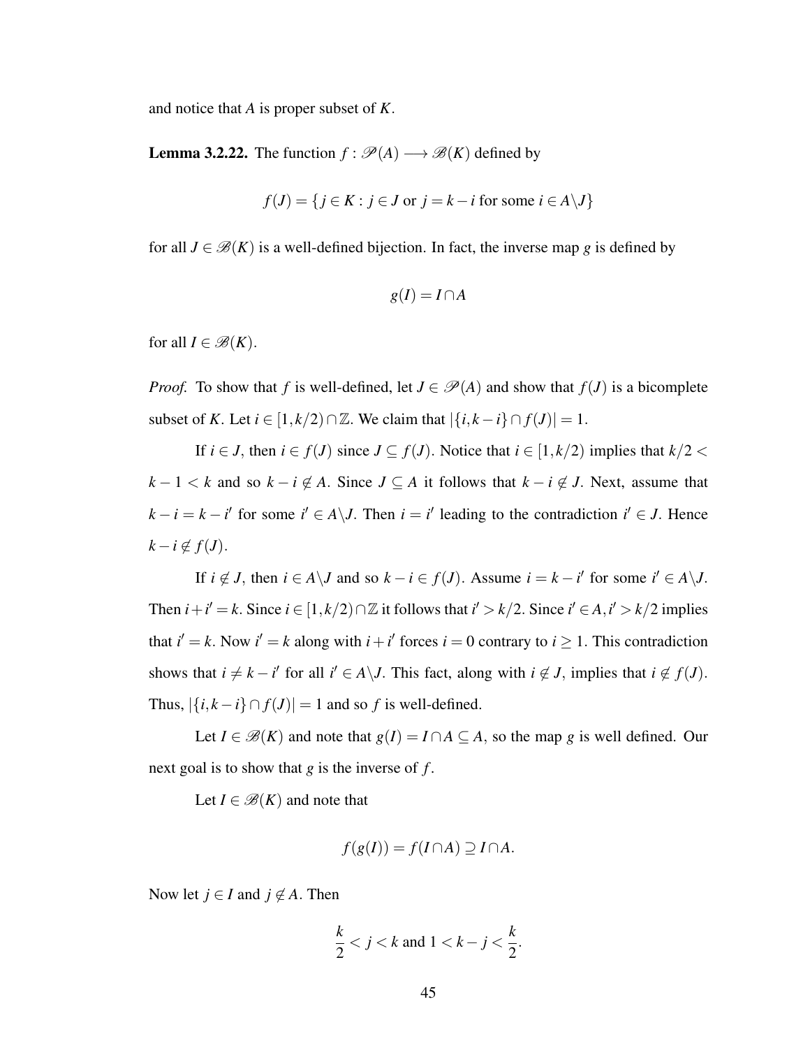and notice that $A$ is proper subset of $K$.

**Lemma 3.2.22.** The function $f : \mathscr{P}(A) \longrightarrow \mathscr{B}(K)$ defined by

$$f(J) = \{j \in K : j \in J \text{ or } j = k - i \text{ for some } i \in A \backslash J\}$$

for all $J \in \mathscr{B}(K)$ is a well-defined bijection. In fact, the inverse map $g$ is defined by

$$g(I) = I \cap A$$

for all $I \in \mathscr{B}(K)$.

*Proof.* To show that $f$ is well-defined, let $J \in \mathscr{P}(A)$ and show that $f(J)$ is a bicomplete subset of $K$. Let $i \in [1, k/2) \cap \mathbb{Z}$. We claim that $|\{i, k-i\} \cap f(J)| = 1$.

If $i \in J$, then $i \in f(J)$ since $J \subseteq f(J)$. Notice that $i \in [1, k/2)$ implies that $k/2 < k-1 < k$ and so $k - i \notin A$. Since $J \subseteq A$ it follows that $k - i \notin J$. Next, assume that $k - i = k - i'$ for some $i' \in A \backslash J$. Then $i = i'$ leading to the contradiction $i' \in J$. Hence $k - i \notin f(J)$.

If $i \notin J$, then $i \in A \backslash J$ and so $k - i \in f(J)$. Assume $i = k - i'$ for some $i' \in A \backslash J$. Then $i + i' = k$. Since $i \in [1, k/2) \cap \mathbb{Z}$ it follows that $i' > k/2$. Since $i' \in A, i' > k/2$ implies that $i' = k$. Now $i' = k$ along with $i + i'$ forces $i = 0$ contrary to $i \geq 1$. This contradiction shows that $i \neq k - i'$ for all $i' \in A \backslash J$. This fact, along with $i \notin J$, implies that $i \notin f(J)$. Thus, $|\{i, k-i\} \cap f(J)| = 1$ and so $f$ is well-defined.

Let $I \in \mathscr{B}(K)$ and note that $g(I) = I \cap A \subseteq A$, so the map $g$ is well defined. Our next goal is to show that $g$ is the inverse of $f$.

Let $I \in \mathscr{B}(K)$ and note that

$$f(g(I)) = f(I \cap A) \supseteq I \cap A.$$

Now let $j \in I$ and $j \notin A$. Then

$$\frac{k}{2} < j < k \text{ and } 1 < k - j < \frac{k}{2}.$$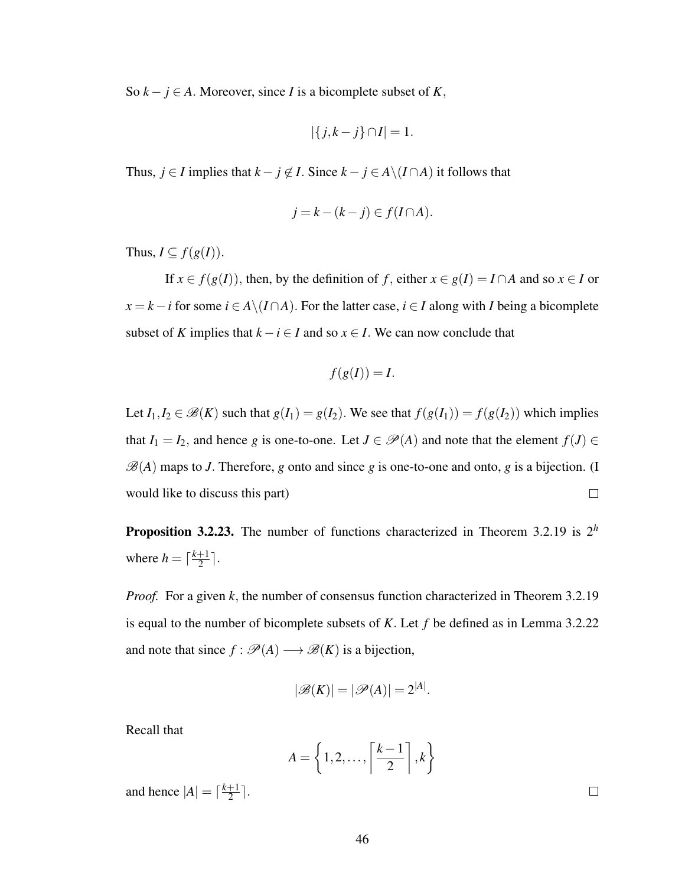So $k - j \in A$. Moreover, since $I$ is a bicomplete subset of $K$,

$$|\{j, k-j\} \cap I| = 1.$$

Thus, $j \in I$ implies that $k - j \notin I$. Since $k - j \in A \backslash (I \cap A)$ it follows that

$$j = k - (k - j) \in f(I \cap A).$$

Thus, $I \subseteq f(g(I))$.

If $x \in f(g(I))$, then, by the definition of $f$, either $x \in g(I) = I \cap A$ and so $x \in I$ or $x = k - i$ for some $i \in A \backslash (I \cap A)$. For the latter case, $i \in I$ along with $I$ being a bicomplete subset of $K$ implies that $k - i \in I$ and so $x \in I$. We can now conclude that

$$f(g(I)) = I.$$

Let $I_1, I_2 \in \mathscr{B}(K)$ such that $g(I_1) = g(I_2)$. We see that $f(g(I_1)) = f(g(I_2))$ which implies that $I_1 = I_2$, and hence $g$ is one-to-one. Let $J \in \mathscr{P}(A)$ and note that the element $f(J) \in \mathscr{B}(A)$ maps to $J$. Therefore, $g$ onto and since $g$ is one-to-one and onto, $g$ is a bijection. (I would like to discuss this part) □

**Proposition 3.2.23.** The number of functions characterized in Theorem 3.2.19 is $2^h$ where $h = \lceil \frac{k+1}{2} \rceil$.

*Proof.* For a given $k$, the number of consensus function characterized in Theorem 3.2.19 is equal to the number of bicomplete subsets of $K$. Let $f$ be defined as in Lemma 3.2.22 and note that since $f : \mathscr{P}(A) \longrightarrow \mathscr{B}(K)$ is a bijection,

$$|\mathscr{B}(K)| = |\mathscr{P}(A)| = 2^{|A|}.$$

Recall that

$$A = \left\{1, 2, \ldots, \left\lceil \frac{k-1}{2} \right\rceil, k \right\}$$

and hence $|A| = \lceil \frac{k+1}{2} \rceil$. □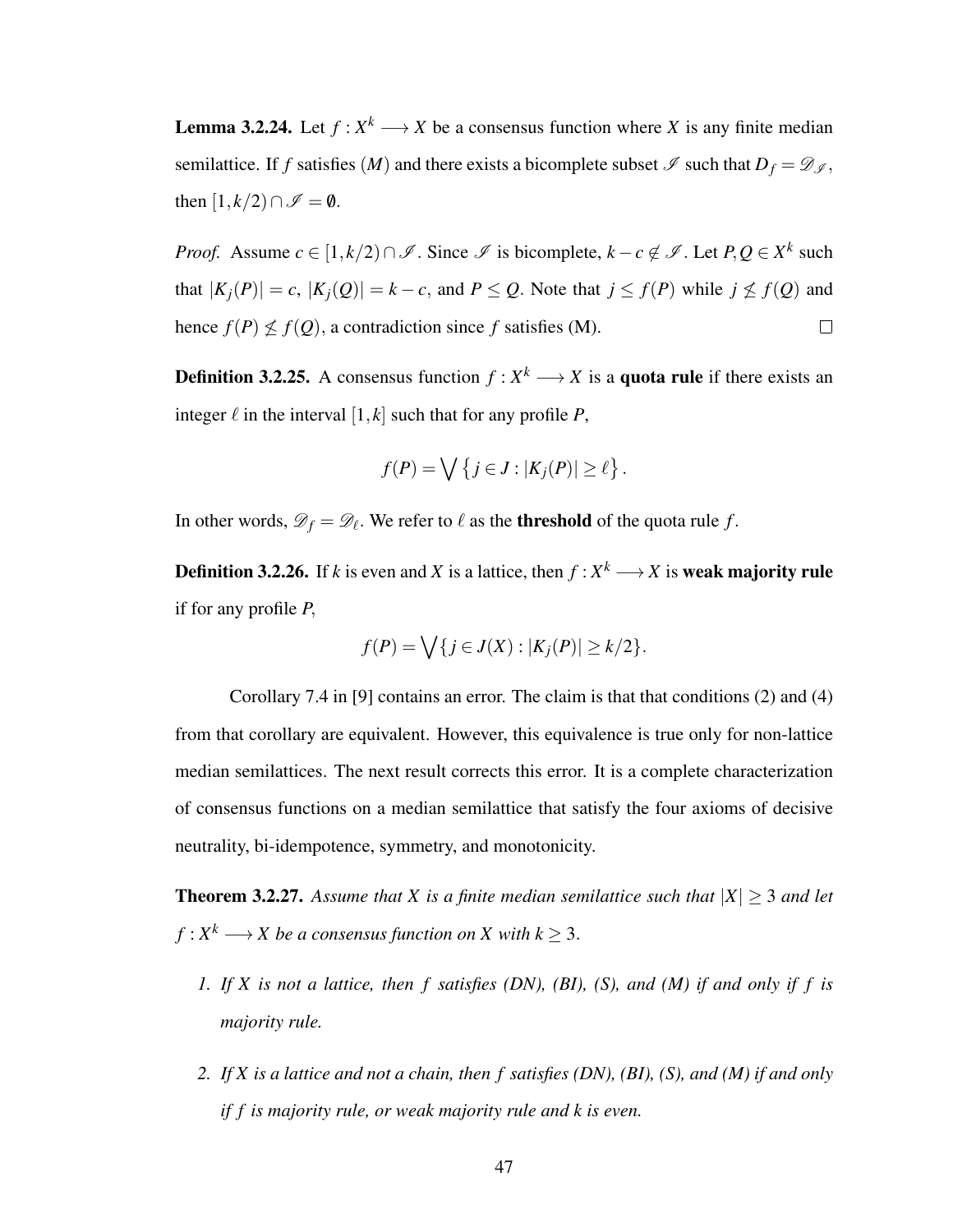**Lemma 3.2.24.** Let $f : X^k \longrightarrow X$ be a consensus function where $X$ is any finite median semilattice. If $f$ satisfies $(M)$ and there exists a bicomplete subset $\mathscr{I}$ such that $D_f = \mathscr{D}_{\mathscr{I}}$, then $[1, k/2) \cap \mathscr{I} = \emptyset$.

*Proof.* Assume $c \in [1, k/2) \cap \mathscr{I}$. Since $\mathscr{I}$ is bicomplete, $k - c \notin \mathscr{I}$. Let $P, Q \in X^k$ such that $|K_j(P)| = c$, $|K_j(Q)| = k - c$, and $P \leq Q$. Note that $j \leq f(P)$ while $j \not\leq f(Q)$ and hence $f(P) \not\leq f(Q)$, a contradiction since $f$ satisfies (M). $\square$

**Definition 3.2.25.** A consensus function $f : X^k \longrightarrow X$ is a **quota rule** if there exists an integer $\ell$ in the interval $[1, k]$ such that for any profile $P$,

$$f(P) = \bigvee \left\{ j \in J : |K_j(P)| \geq \ell \right\}.$$

In other words, $\mathscr{D}_f = \mathscr{D}_\ell$. We refer to $\ell$ as the **threshold** of the quota rule $f$.

**Definition 3.2.26.** If $k$ is even and $X$ is a lattice, then $f : X^k \longrightarrow X$ is **weak majority rule** if for any profile $P$,

$$f(P) = \bigvee \{ j \in J(X) : |K_j(P)| \geq k/2 \}.$$

Corollary 7.4 in [9] contains an error. The claim is that that conditions (2) and (4) from that corollary are equivalent. However, this equivalence is true only for non-lattice median semilattices. The next result corrects this error. It is a complete characterization of consensus functions on a median semilattice that satisfy the four axioms of decisive neutrality, bi-idempotence, symmetry, and monotonicity.

**Theorem 3.2.27.** *Assume that $X$ is a finite median semilattice such that $|X| \geq 3$ and let $f : X^k \longrightarrow X$ be a consensus function on $X$ with $k \geq 3$.*

1. *If $X$ is not a lattice, then $f$ satisfies (DN), (BI), (S), and (M) if and only if $f$ is majority rule.*

2. *If $X$ is a lattice and not a chain, then $f$ satisfies (DN), (BI), (S), and (M) if and only if $f$ is majority rule, or weak majority rule and $k$ is even.*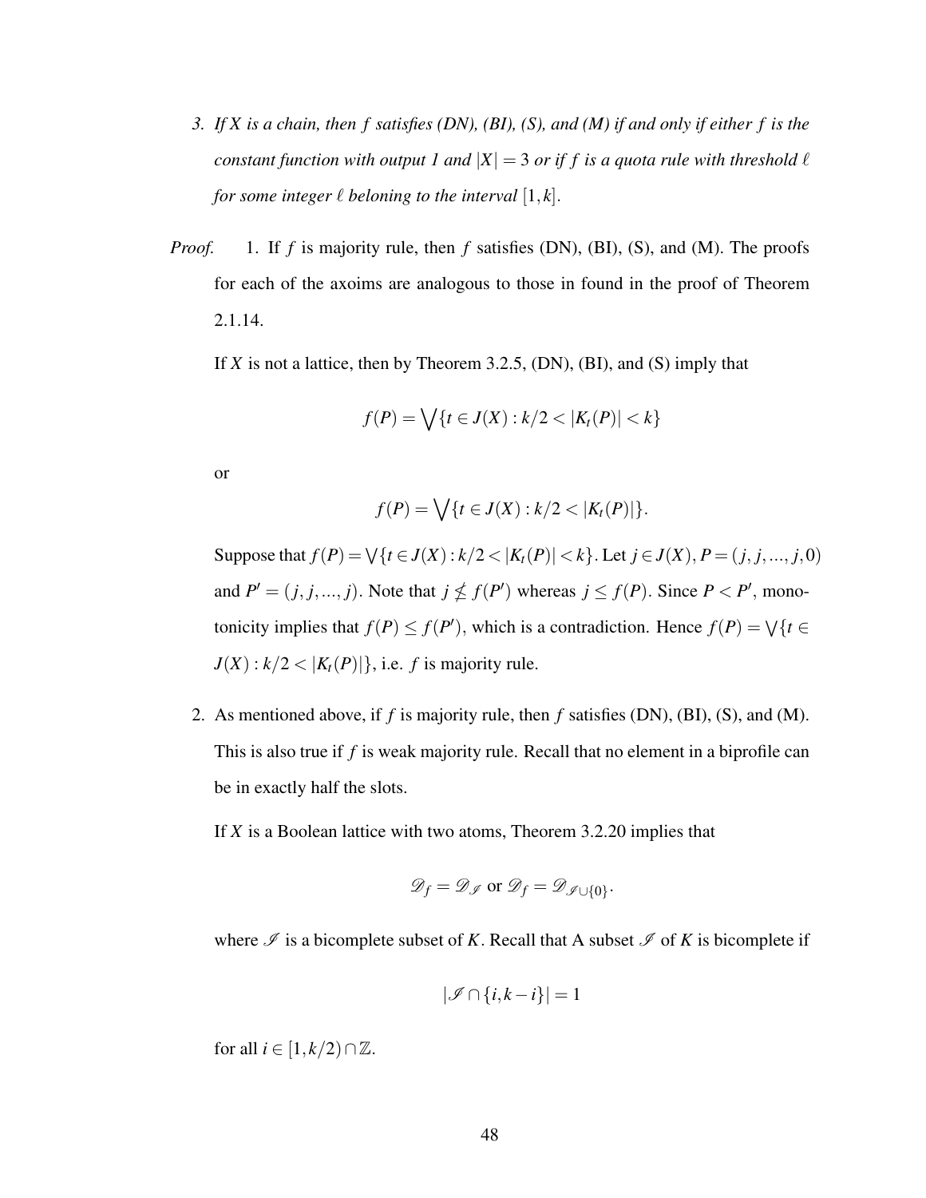3. *If $X$ is a chain, then $f$ satisfies (DN), (BI), (S), and (M) if and only if either $f$ is the constant function with output 1 and $|X| = 3$ or if $f$ is a quota rule with threshold $\ell$ for some integer $\ell$ belonging to the interval $[1,k]$.*

*Proof.* 1. If $f$ is majority rule, then $f$ satisfies (DN), (BI), (S), and (M). The proofs for each of the axoims are analogous to those in found in the proof of Theorem 2.1.14.

If $X$ is not a lattice, then by Theorem 3.2.5, (DN), (BI), and (S) imply that

$$f(P) = \bigvee\{t \in J(X) : k/2 < |K_t(P)| < k\}$$

or

$$f(P) = \bigvee\{t \in J(X) : k/2 < |K_t(P)|\}.$$

Suppose that $f(P) = \bigvee\{t \in J(X) : k/2 < |K_t(P)| < k\}$. Let $j \in J(X)$, $P = (j, j, ..., j, 0)$ and $P' = (j, j, ..., j)$. Note that $j \nleq f(P')$ whereas $j \leq f(P)$. Since $P < P'$, monotonicity implies that $f(P) \leq f(P')$, which is a contradiction. Hence $f(P) = \bigvee\{t \in J(X) : k/2 < |K_t(P)|\}$, i.e. $f$ is majority rule.

2. As mentioned above, if $f$ is majority rule, then $f$ satisfies (DN), (BI), (S), and (M). This is also true if $f$ is weak majority rule. Recall that no element in a biprofile can be in exactly half the slots.

If $X$ is a Boolean lattice with two atoms, Theorem 3.2.20 implies that

$$\mathscr{D}_f = \mathscr{D}_{\mathscr{I}} \text{ or } \mathscr{D}_f = \mathscr{D}_{\mathscr{I} \cup \{0\}}.$$

where $\mathscr{I}$ is a bicomplete subset of $K$. Recall that A subset $\mathscr{I}$ of $K$ is bicomplete if

$$|\mathscr{I} \cap \{i, k-i\}| = 1$$

for all $i \in [1, k/2) \cap \mathbb{Z}$.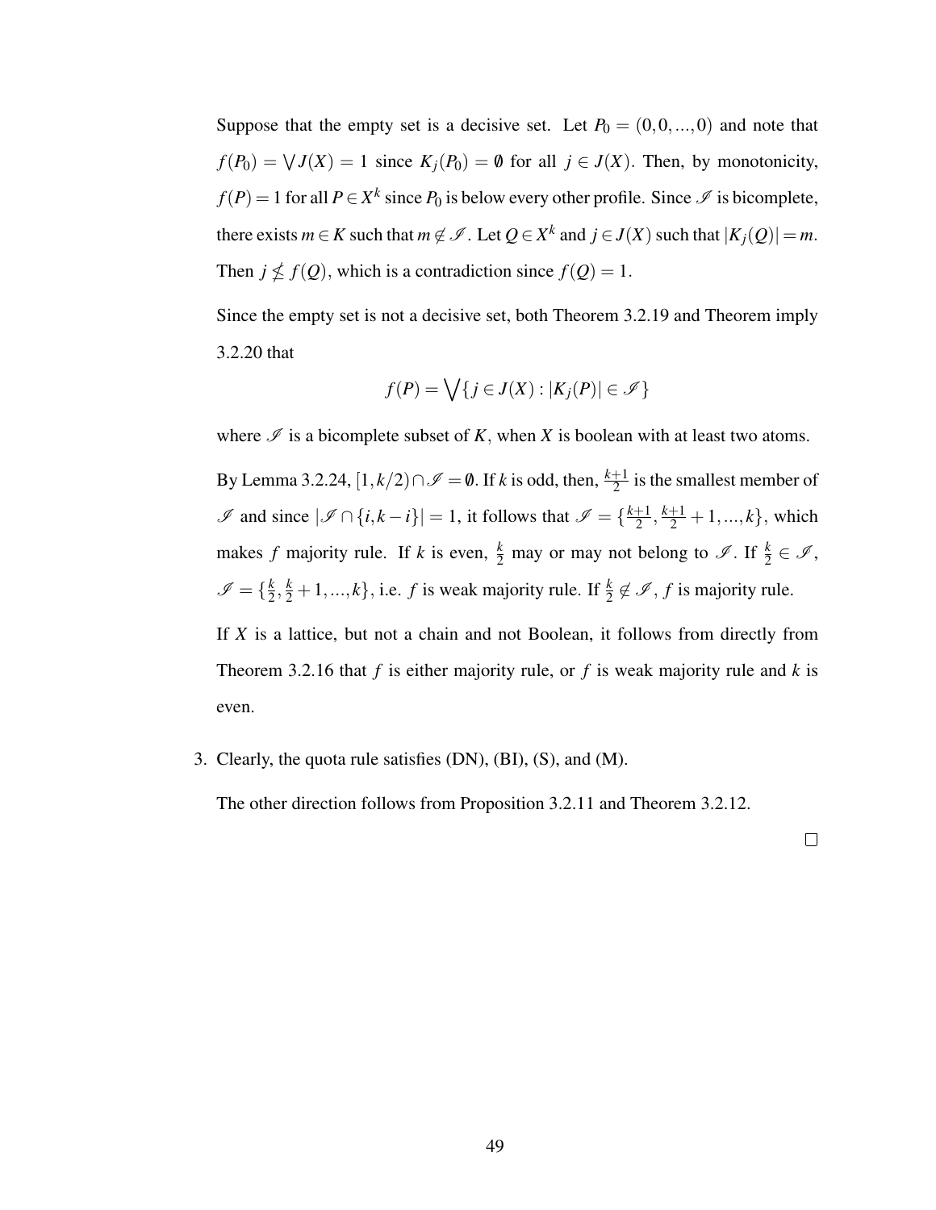Suppose that the empty set is a decisive set. Let $P_0 = (0,0,...,0)$ and note that $f(P_0) = \bigvee J(X) = 1$ since $K_j(P_0) = \emptyset$ for all $j \in J(X)$. Then, by monotonicity, $f(P) = 1$ for all $P \in X^k$ since $P_0$ is below every other profile. Since $\mathscr{I}$ is bicomplete, there exists $m \in K$ such that $m \notin \mathscr{I}$. Let $Q \in X^k$ and $j \in J(X)$ such that $|K_j(Q)| = m$. Then $j \nleq f(Q)$, which is a contradiction since $f(Q) = 1$.

Since the empty set is not a decisive set, both Theorem 3.2.19 and Theorem imply 3.2.20 that

$$f(P) = \bigvee \{j \in J(X) : |K_j(P)| \in \mathscr{I}\}$$

where $\mathscr{I}$ is a bicomplete subset of $K$, when $X$ is boolean with at least two atoms.

By Lemma 3.2.24, $[1, k/2) \cap \mathscr{I} = \emptyset$. If $k$ is odd, then, $\frac{k+1}{2}$ is the smallest member of $\mathscr{I}$ and since $|\mathscr{I} \cap \{i, k-i\}| = 1$, it follows that $\mathscr{I} = \{\frac{k+1}{2}, \frac{k+1}{2}+1, ..., k\}$, which makes $f$ majority rule. If $k$ is even, $\frac{k}{2}$ may or may not belong to $\mathscr{I}$. If $\frac{k}{2} \in \mathscr{I}$, $\mathscr{I} = \{\frac{k}{2}, \frac{k}{2}+1, ..., k\}$, i.e. $f$ is weak majority rule. If $\frac{k}{2} \notin \mathscr{I}$, $f$ is majority rule.

If $X$ is a lattice, but not a chain and not Boolean, it follows from directly from Theorem 3.2.16 that $f$ is either majority rule, or $f$ is weak majority rule and $k$ is even.

3. Clearly, the quota rule satisfies (DN), (BI), (S), and (M).

   The other direction follows from Proposition 3.2.11 and Theorem 3.2.12.

□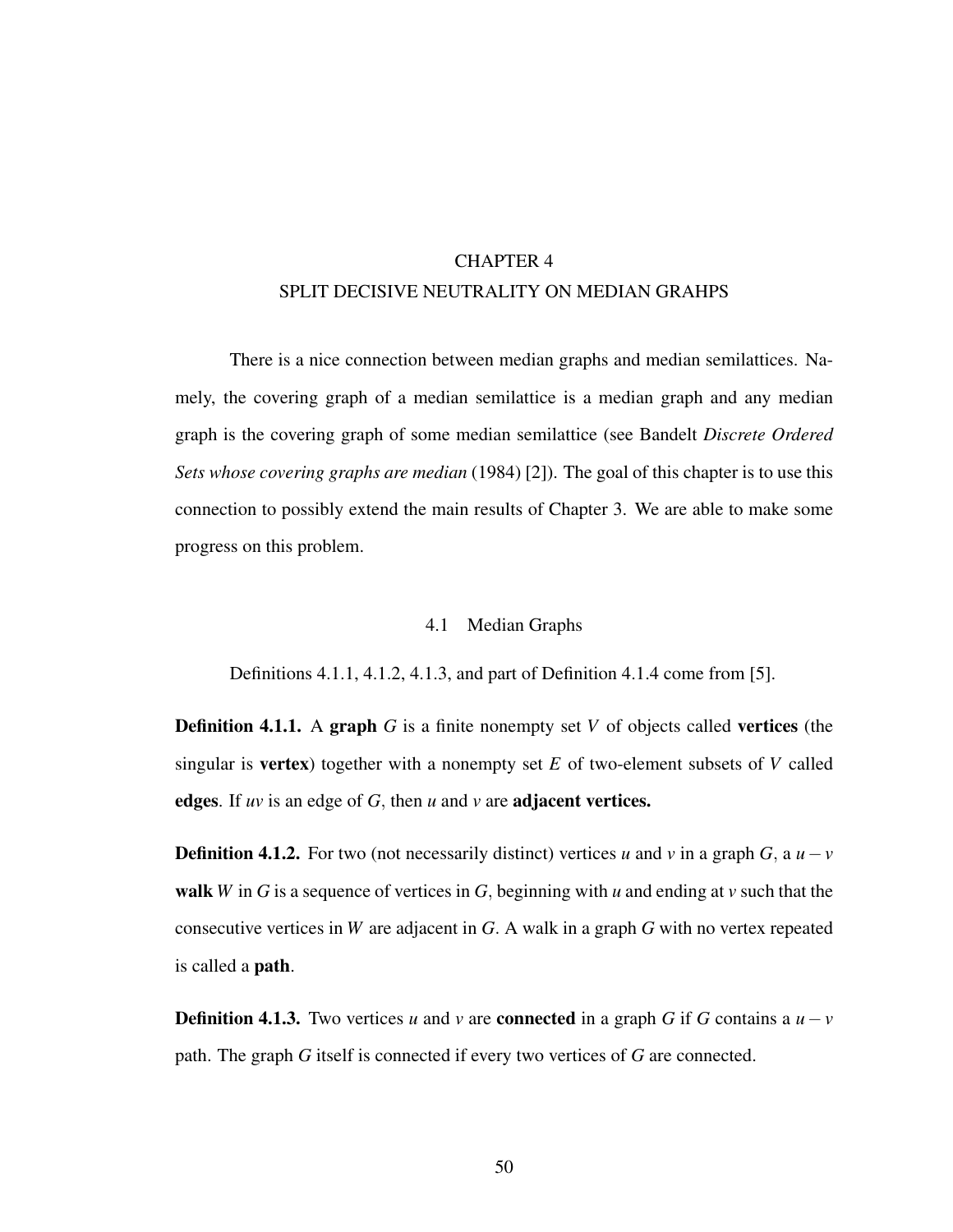# CHAPTER 4
# SPLIT DECISIVE NEUTRALITY ON MEDIAN GRAHPS

There is a nice connection between median graphs and median semilattices. Namely, the covering graph of a median semilattice is a median graph and any median graph is the covering graph of some median semilattice (see Bandelt *Discrete Ordered Sets whose covering graphs are median* (1984) [2]). The goal of this chapter is to use this connection to possibly extend the main results of Chapter 3. We are able to make some progress on this problem.

## 4.1 Median Graphs

Definitions 4.1.1, 4.1.2, 4.1.3, and part of Definition 4.1.4 come from [5].

**Definition 4.1.1.** A **graph** $G$ is a finite nonempty set $V$ of objects called **vertices** (the singular is **vertex**) together with a nonempty set $E$ of two-element subsets of $V$ called **edges**. If $uv$ is an edge of $G$, then $u$ and $v$ are **adjacent vertices.**

**Definition 4.1.2.** For two (not necessarily distinct) vertices $u$ and $v$ in a graph $G$, a $u-v$ **walk** $W$ in $G$ is a sequence of vertices in $G$, beginning with $u$ and ending at $v$ such that the consecutive vertices in $W$ are adjacent in $G$. A walk in a graph $G$ with no vertex repeated is called a **path**.

**Definition 4.1.3.** Two vertices $u$ and $v$ are **connected** in a graph $G$ if $G$ contains a $u-v$ path. The graph $G$ itself is connected if every two vertices of $G$ are connected.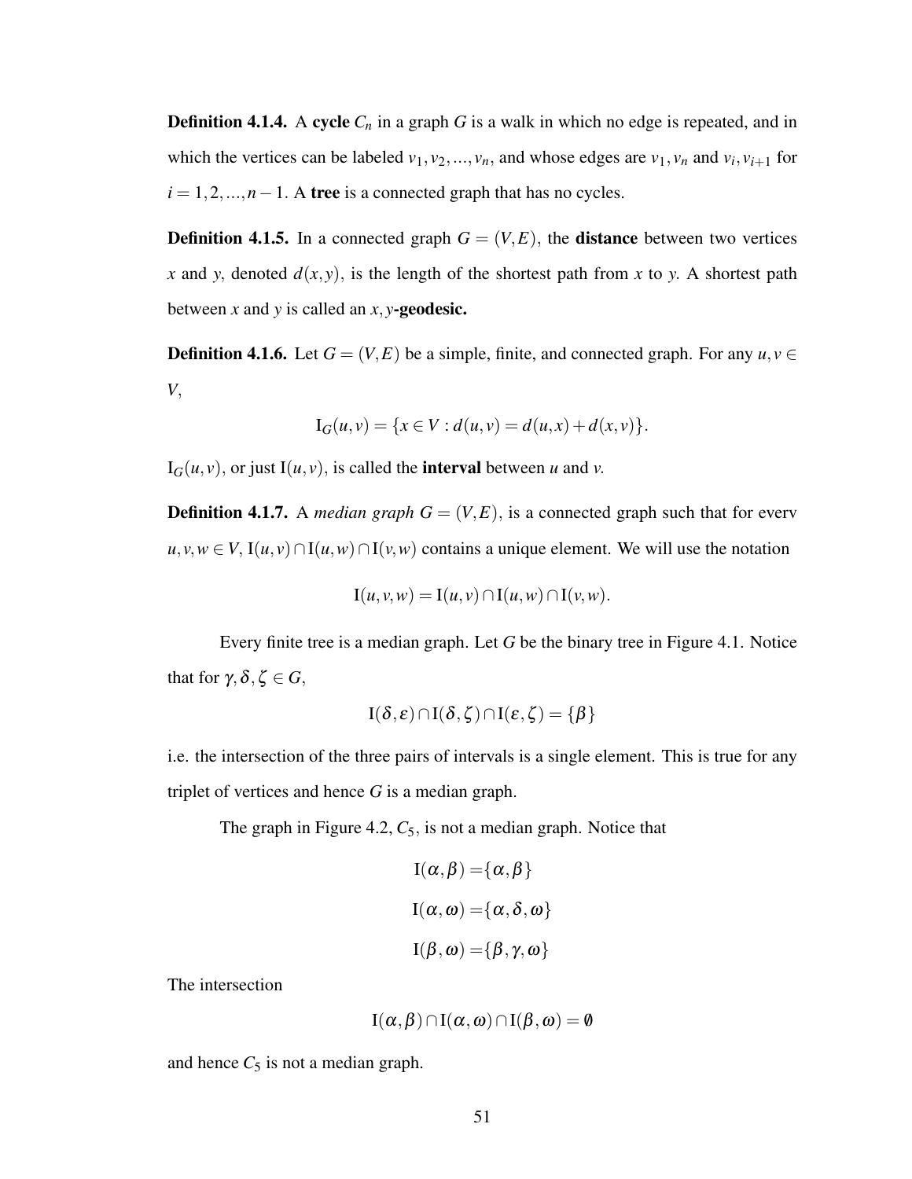**Definition 4.1.4.** A **cycle** $C_n$ in a graph $G$ is a walk in which no edge is repeated, and in which the vertices can be labeled $v_1, v_2, ..., v_n$, and whose edges are $v_1, v_n$ and $v_i, v_{i+1}$ for $i = 1, 2, ..., n-1$. A **tree** is a connected graph that has no cycles.

**Definition 4.1.5.** In a connected graph $G = (V, E)$, the **distance** between two vertices $x$ and $y$, denoted $d(x, y)$, is the length of the shortest path from $x$ to $y$. A shortest path between $x$ and $y$ is called an $x, y$**-geodesic.**

**Definition 4.1.6.** Let $G = (V, E)$ be a simple, finite, and connected graph. For any $u, v \in V$,

$$\mathrm{I}_G(u, v) = \{x \in V : d(u, v) = d(u, x) + d(x, v)\}.$$

$\mathrm{I}_G(u, v)$, or just $\mathrm{I}(u, v)$, is called the **interval** between $u$ and $v$.

**Definition 4.1.7.** A *median graph* $G = (V, E)$, is a connected graph such that for everv $u, v, w \in V$, $\mathrm{I}(u, v) \cap \mathrm{I}(u, w) \cap \mathrm{I}(v, w)$ contains a unique element. We will use the notation

$$\mathrm{I}(u, v, w) = \mathrm{I}(u, v) \cap \mathrm{I}(u, w) \cap \mathrm{I}(v, w).$$

Every finite tree is a median graph. Let $G$ be the binary tree in Figure 4.1. Notice that for $\gamma, \delta, \zeta \in G$,

$$\mathrm{I}(\delta, \varepsilon) \cap \mathrm{I}(\delta, \zeta) \cap \mathrm{I}(\varepsilon, \zeta) = \{\beta\}$$

i.e. the intersection of the three pairs of intervals is a single element. This is true for any triplet of vertices and hence $G$ is a median graph.

The graph in Figure 4.2, $C_5$, is not a median graph. Notice that

$$\begin{aligned}
\mathrm{I}(\alpha, \beta) =& \{\alpha, \beta\} \\
\mathrm{I}(\alpha, \omega) =& \{\alpha, \delta, \omega\} \\
\mathrm{I}(\beta, \omega) =& \{\beta, \gamma, \omega\}
\end{aligned}$$

The intersection

$$\mathrm{I}(\alpha, \beta) \cap \mathrm{I}(\alpha, \omega) \cap \mathrm{I}(\beta, \omega) = \emptyset$$

and hence $C_5$ is not a median graph.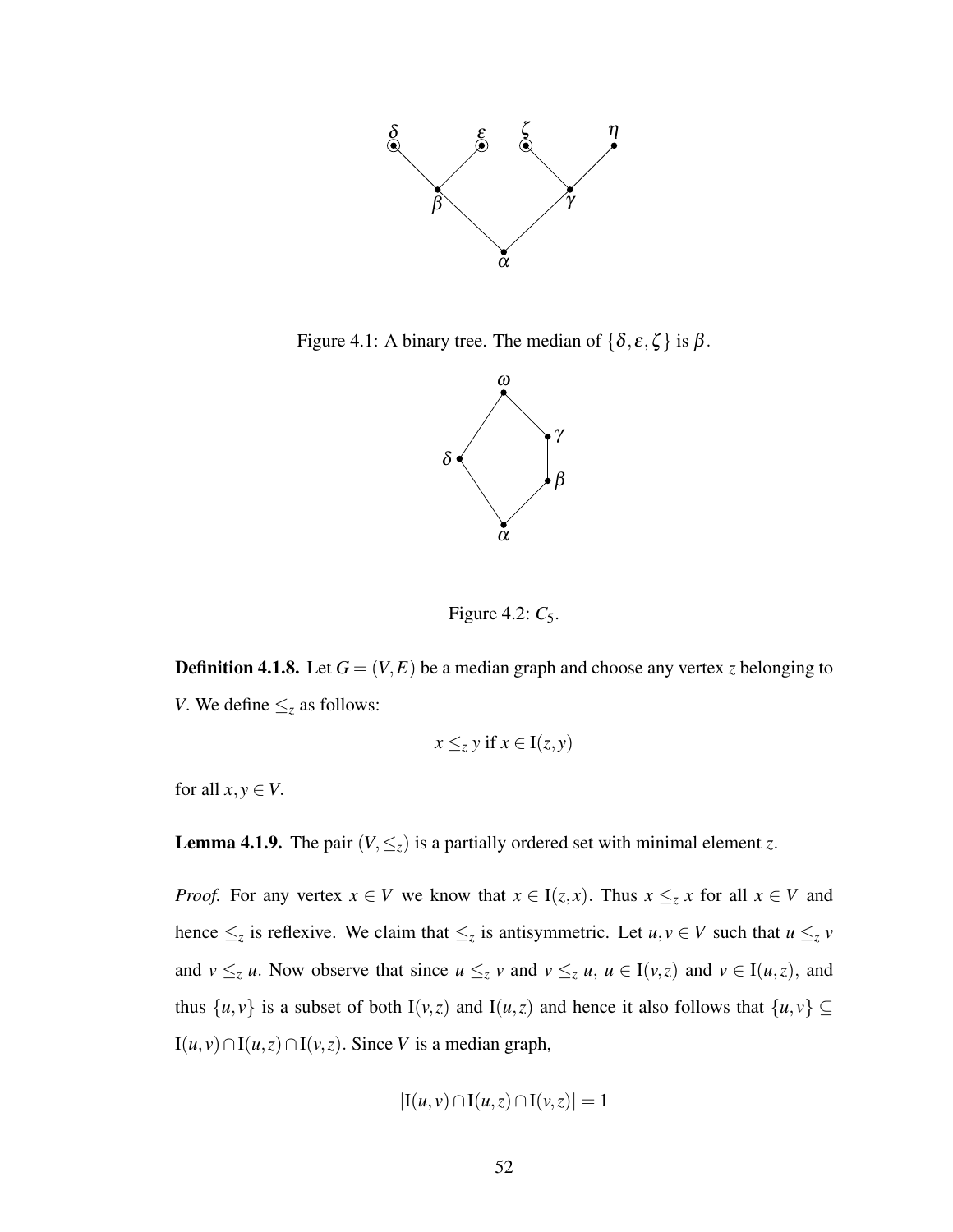Figure 4.1: A binary tree. The median of $\{\delta, \varepsilon, \zeta\}$ is $\beta$.

Figure 4.2: $C_5$.

**Definition 4.1.8.** Let $G = (V, E)$ be a median graph and choose any vertex $z$ belonging to $V$. We define $\leq_z$ as follows:

$$x \leq_z y \text{ if } x \in \mathrm{I}(z, y)$$

for all $x, y \in V$.

**Lemma 4.1.9.** The pair $(V, \leq_z)$ is a partially ordered set with minimal element $z$.

*Proof.* For any vertex $x \in V$ we know that $x \in \mathrm{I}(z, x)$. Thus $x \leq_z x$ for all $x \in V$ and hence $\leq_z$ is reflexive. We claim that $\leq_z$ is antisymmetric. Let $u, v \in V$ such that $u \leq_z v$ and $v \leq_z u$. Now observe that since $u \leq_z v$ and $v \leq_z u$, $u \in \mathrm{I}(v, z)$ and $v \in \mathrm{I}(u, z)$, and thus $\{u, v\}$ is a subset of both $\mathrm{I}(v, z)$ and $\mathrm{I}(u, z)$ and hence it also follows that $\{u, v\} \subseteq \mathrm{I}(u, v) \cap \mathrm{I}(u, z) \cap \mathrm{I}(v, z)$. Since $V$ is a median graph,

$$|\mathrm{I}(u, v) \cap \mathrm{I}(u, z) \cap \mathrm{I}(v, z)| = 1$$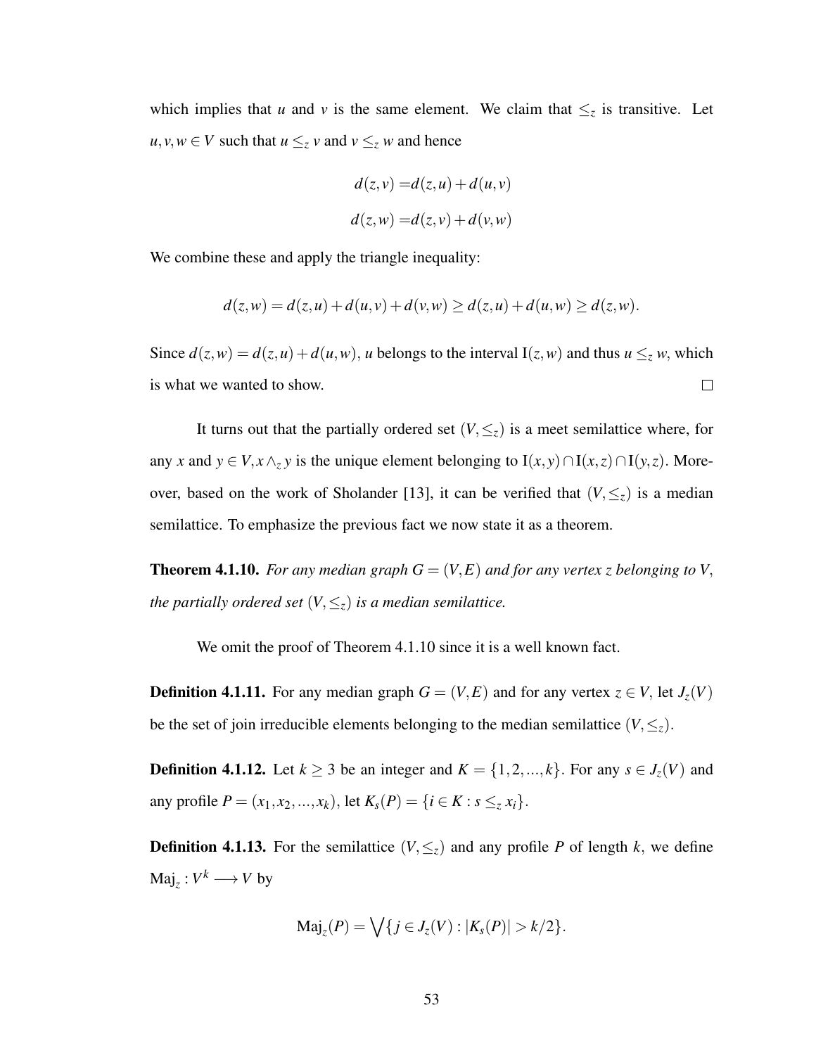which implies that $u$ and $v$ is the same element. We claim that $\leq_z$ is transitive. Let $u, v, w \in V$ such that $u \leq_z v$ and $v \leq_z w$ and hence

$$d(z,v) = d(z,u) + d(u,v)$$
$$d(z,w) = d(z,v) + d(v,w)$$

We combine these and apply the triangle inequality:

$$d(z,w) = d(z,u) + d(u,v) + d(v,w) \geq d(z,u) + d(u,w) \geq d(z,w).$$

Since $d(z,w) = d(z,u) + d(u,w)$, $u$ belongs to the interval $\mathrm{I}(z,w)$ and thus $u \leq_z w$, which is what we wanted to show. $\square$

It turns out that the partially ordered set $(V, \leq_z)$ is a meet semilattice where, for any $x$ and $y \in V, x \wedge_z y$ is the unique element belonging to $\mathrm{I}(x,y) \cap \mathrm{I}(x,z) \cap \mathrm{I}(y,z)$. Moreover, based on the work of Sholander [13], it can be verified that $(V, \leq_z)$ is a median semilattice. To emphasize the previous fact we now state it as a theorem.

**Theorem 4.1.10.** *For any median graph $G = (V,E)$ and for any vertex $z$ belonging to $V$, the partially ordered set $(V, \leq_z)$ is a median semilattice.*

We omit the proof of Theorem 4.1.10 since it is a well known fact.

**Definition 4.1.11.** For any median graph $G = (V,E)$ and for any vertex $z \in V$, let $J_z(V)$ be the set of join irreducible elements belonging to the median semilattice $(V, \leq_z)$.

**Definition 4.1.12.** Let $k \geq 3$ be an integer and $K = \{1,2,...,k\}$. For any $s \in J_z(V)$ and any profile $P = (x_1, x_2, ..., x_k)$, let $K_s(P) = \{i \in K : s \leq_z x_i\}$.

**Definition 4.1.13.** For the semilattice $(V, \leq_z)$ and any profile $P$ of length $k$, we define $\mathrm{Maj}_z : V^k \longrightarrow V$ by

$$\mathrm{Maj}_z(P) = \bigvee \{j \in J_z(V) : |K_s(P)| > k/2\}.$$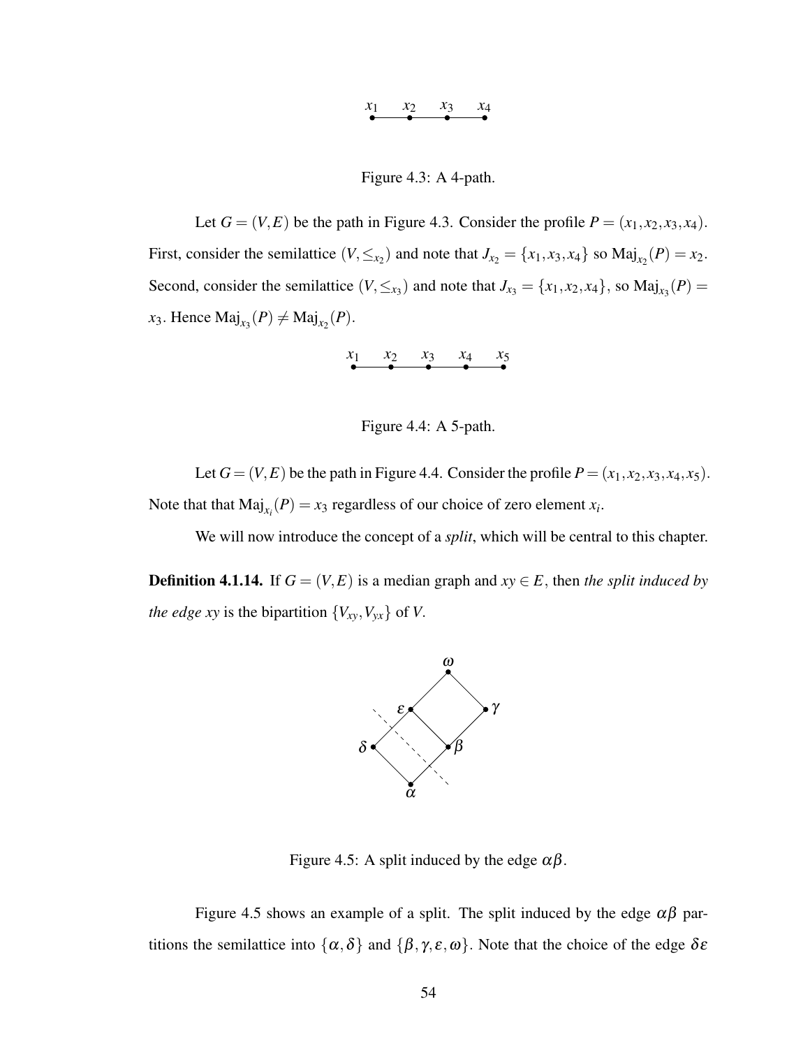Figure 4.3: A 4-path.

Let $G = (V, E)$ be the path in Figure 4.3. Consider the profile $P = (x_1, x_2, x_3, x_4)$. First, consider the semilattice $(V, \leq_{x_2})$ and note that $J_{x_2} = \{x_1, x_3, x_4\}$ so $\text{Maj}_{x_2}(P) = x_2$. Second, consider the semilattice $(V, \leq_{x_3})$ and note that $J_{x_3} = \{x_1, x_2, x_4\}$, so $\text{Maj}_{x_3}(P) = x_3$. Hence $\text{Maj}_{x_3}(P) \neq \text{Maj}_{x_2}(P)$.

Figure 4.4: A 5-path.

Let $G = (V, E)$ be the path in Figure 4.4. Consider the profile $P = (x_1, x_2, x_3, x_4, x_5)$. Note that that $\text{Maj}_{x_i}(P) = x_3$ regardless of our choice of zero element $x_i$.

We will now introduce the concept of a *split*, which will be central to this chapter.

**Definition 4.1.14.** If $G = (V, E)$ is a median graph and $xy \in E$, then *the split induced by the edge xy* is the bipartition $\{V_{xy}, V_{yx}\}$ of $V$.

Figure 4.5: A split induced by the edge $\alpha\beta$.

Figure 4.5 shows an example of a split. The split induced by the edge $\alpha\beta$ partitions the semilattice into $\{\alpha, \delta\}$ and $\{\beta, \gamma, \varepsilon, \omega\}$. Note that the choice of the edge $\delta\varepsilon$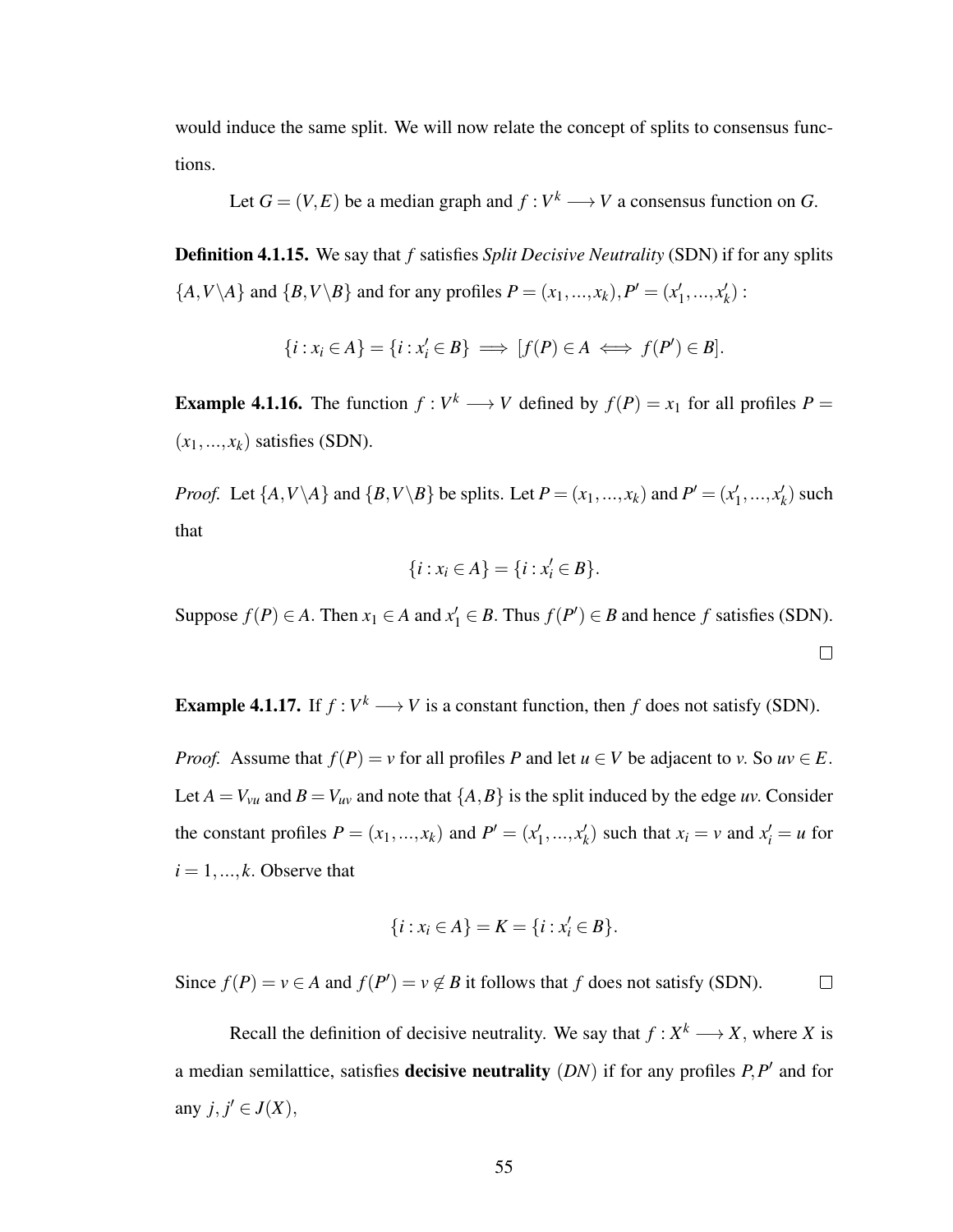would induce the same split. We will now relate the concept of splits to consensus functions.

Let $G = (V,E)$ be a median graph and $f : V^k \longrightarrow V$ a consensus function on $G$.

**Definition 4.1.15.** We say that $f$ satisfies *Split Decisive Neutrality* (SDN) if for any splits $\{A, V \backslash A\}$ and $\{B, V \backslash B\}$ and for any profiles $P = (x_1, ..., x_k), P' = (x'_1, ..., x'_k)$ :

$$\{i : x_i \in A\} = \{i : x'_i \in B\} \implies [f(P) \in A \iff f(P') \in B].$$

**Example 4.1.16.** The function $f : V^k \longrightarrow V$ defined by $f(P) = x_1$ for all profiles $P = (x_1, ..., x_k)$ satisfies (SDN).

*Proof.* Let $\{A, V \backslash A\}$ and $\{B, V \backslash B\}$ be splits. Let $P = (x_1, ..., x_k)$ and $P' = (x'_1, ..., x'_k)$ such that

$$\{i : x_i \in A\} = \{i : x'_i \in B\}.$$

Suppose $f(P) \in A$. Then $x_1 \in A$ and $x'_1 \in B$. Thus $f(P') \in B$ and hence $f$ satisfies (SDN). □

**Example 4.1.17.** If $f : V^k \longrightarrow V$ is a constant function, then $f$ does not satisfy (SDN).

*Proof.* Assume that $f(P) = v$ for all profiles $P$ and let $u \in V$ be adjacent to $v$. So $uv \in E$. Let $A = V_{vu}$ and $B = V_{uv}$ and note that $\{A, B\}$ is the split induced by the edge $uv$. Consider the constant profiles $P = (x_1, ..., x_k)$ and $P' = (x'_1, ..., x'_k)$ such that $x_i = v$ and $x'_i = u$ for $i = 1, ..., k$. Observe that

$$\{i : x_i \in A\} = K = \{i : x'_i \in B\}.$$

Since $f(P) = v \in A$ and $f(P') = v \notin B$ it follows that $f$ does not satisfy (SDN). □

Recall the definition of decisive neutrality. We say that $f : X^k \longrightarrow X$, where $X$ is a median semilattice, satisfies **decisive neutrality** $(DN)$ if for any profiles $P, P'$ and for any $j, j' \in J(X)$,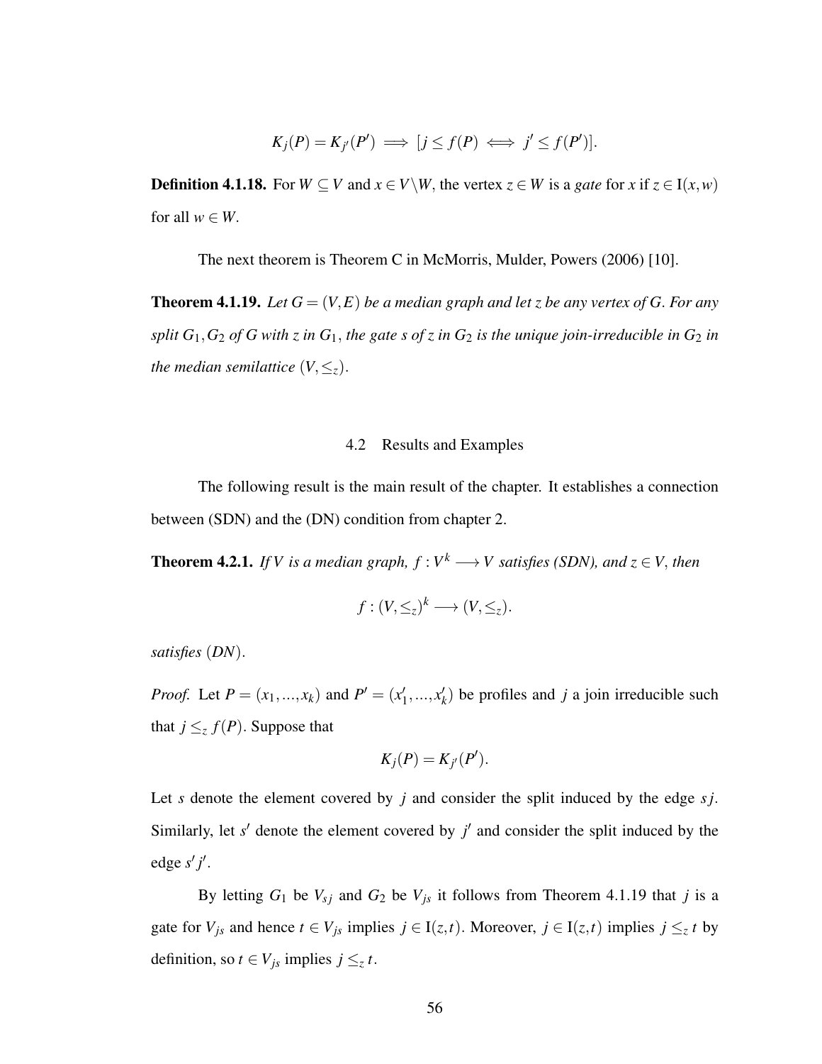$$K_j(P) = K_{j'}(P') \implies [j \leq f(P) \iff j' \leq f(P')].$$

**Definition 4.1.18.** For $W \subseteq V$ and $x \in V \backslash W$, the vertex $z \in W$ is a *gate* for $x$ if $z \in \mathrm{I}(x,w)$ for all $w \in W$.

The next theorem is Theorem C in McMorris, Mulder, Powers (2006) [10].

**Theorem 4.1.19.** *Let $G = (V,E)$ be a median graph and let $z$ be any vertex of $G$. For any split $G_1, G_2$ of $G$ with $z$ in $G_1$, the gate $s$ of $z$ in $G_2$ is the unique join-irreducible in $G_2$ in the median semilattice $(V, \leq_z)$.*

## 4.2 Results and Examples

The following result is the main result of the chapter. It establishes a connection between (SDN) and the (DN) condition from chapter 2.

**Theorem 4.2.1.** *If $V$ is a median graph, $f : V^k \longrightarrow V$ satisfies (SDN), and $z \in V$, then*

$$f : (V, \leq_z)^k \longrightarrow (V, \leq_z).$$

*satisfies $(DN)$.*

*Proof.* Let $P = (x_1, ..., x_k)$ and $P' = (x'_1, ..., x'_k)$ be profiles and $j$ a join irreducible such that $j \leq_z f(P)$. Suppose that

$$K_j(P) = K_{j'}(P').$$

Let $s$ denote the element covered by $j$ and consider the split induced by the edge $sj$. Similarly, let $s'$ denote the element covered by $j'$ and consider the split induced by the edge $s'j'$.

By letting $G_1$ be $V_{sj}$ and $G_2$ be $V_{js}$ it follows from Theorem 4.1.19 that $j$ is a gate for $V_{js}$ and hence $t \in V_{js}$ implies $j \in \mathrm{I}(z,t)$. Moreover, $j \in \mathrm{I}(z,t)$ implies $j \leq_z t$ by definition, so $t \in V_{js}$ implies $j \leq_z t$.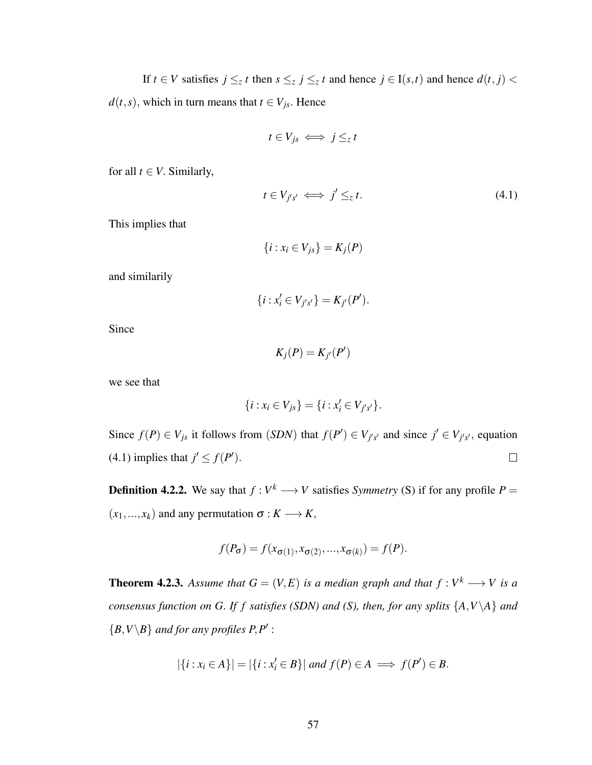If $t \in V$ satisfies $j \leq_z t$ then $s \leq_z j \leq_z t$ and hence $j \in \mathrm{I}(s,t)$ and hence $d(t,j) < d(t,s)$, which in turn means that $t \in V_{js}$. Hence

$$t \in V_{js} \iff j \leq_z t$$

for all $t \in V$. Similarly,

$$t \in V_{j's'} \iff j' \leq_z t. \tag{4.1}$$

This implies that

$$\{i : x_i \in V_{js}\} = K_j(P)$$

and similarily

$$\{i : x'_i \in V_{j's'}\} = K_{j'}(P').$$

Since

$$K_j(P) = K_{j'}(P')$$

we see that

$$\{i : x_i \in V_{js}\} = \{i : x'_i \in V_{j's'}\}.$$

Since $f(P) \in V_{js}$ it follows from $(SDN)$ that $f(P') \in V_{j's'}$ and since $j' \in V_{j's'}$, equation (4.1) implies that $j' \leq f(P')$. $\square$

**Definition 4.2.2.** We say that $f : V^k \longrightarrow V$ satisfies *Symmetry* (S) if for any profile $P = (x_1, ..., x_k)$ and any permutation $\sigma : K \longrightarrow K$,

$$f(P_\sigma) = f(x_{\sigma(1)}, x_{\sigma(2)}, ..., x_{\sigma(k)}) = f(P).$$

**Theorem 4.2.3.** *Assume that $G = (V,E)$ is a median graph and that $f : V^k \longrightarrow V$ is a consensus function on $G$. If $f$ satisfies (SDN) and (S), then, for any splits $\{A, V \backslash A\}$ and $\{B, V \backslash B\}$ and for any profiles $P, P'$ :*

$$|\{i : x_i \in A\}| = |\{i : x'_i \in B\}| \text{ and } f(P) \in A \implies f(P') \in B.$$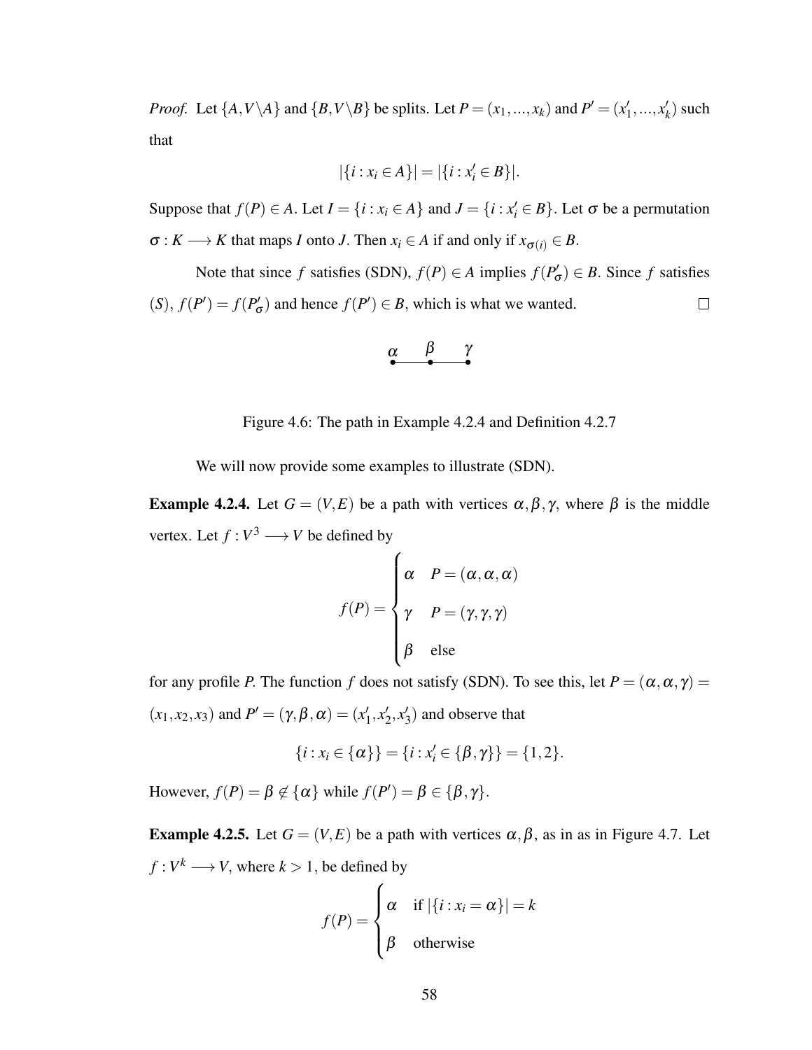*Proof.* Let $\{A, V \backslash A\}$ and $\{B, V \backslash B\}$ be splits. Let $P = (x_1, ..., x_k)$ and $P' = (x'_1, ..., x'_k)$ such that

$$|\{i : x_i \in A\}| = |\{i : x'_i \in B\}|.$$

Suppose that $f(P) \in A$. Let $I = \{i : x_i \in A\}$ and $J = \{i : x'_i \in B\}$. Let $\sigma$ be a permutation $\sigma : K \longrightarrow K$ that maps $I$ onto $J$. Then $x_i \in A$ if and only if $x_{\sigma(i)} \in B$.

Note that since $f$ satisfies (SDN), $f(P) \in A$ implies $f(P'_\sigma) \in B$. Since $f$ satisfies $(S)$, $f(P') = f(P'_\sigma)$ and hence $f(P') \in B$, which is what we wanted. $\square$

$\alpha$ — $\beta$ — $\gamma$

Figure 4.6: The path in Example 4.2.4 and Definition 4.2.7

We will now provide some examples to illustrate (SDN).

**Example 4.2.4.** Let $G = (V, E)$ be a path with vertices $\alpha, \beta, \gamma$, where $\beta$ is the middle vertex. Let $f : V^3 \longrightarrow V$ be defined by

$$f(P) = \begin{cases} \alpha & P = (\alpha, \alpha, \alpha) \\ \gamma & P = (\gamma, \gamma, \gamma) \\ \beta & \text{else} \end{cases}$$

for any profile $P$. The function $f$ does not satisfy (SDN). To see this, let $P = (\alpha, \alpha, \gamma) = (x_1, x_2, x_3)$ and $P' = (\gamma, \beta, \alpha) = (x'_1, x'_2, x'_3)$ and observe that

$$\{i : x_i \in \{\alpha\}\} = \{i : x'_i \in \{\beta, \gamma\}\} = \{1, 2\}.$$

However, $f(P) = \beta \notin \{\alpha\}$ while $f(P') = \beta \in \{\beta, \gamma\}$.

**Example 4.2.5.** Let $G = (V, E)$ be a path with vertices $\alpha, \beta$, as in as in Figure 4.7. Let $f : V^k \longrightarrow V$, where $k > 1$, be defined by

$$f(P) = \begin{cases} \alpha & \text{if } |\{i : x_i = \alpha\}| = k \\ \beta & \text{otherwise} \end{cases}$$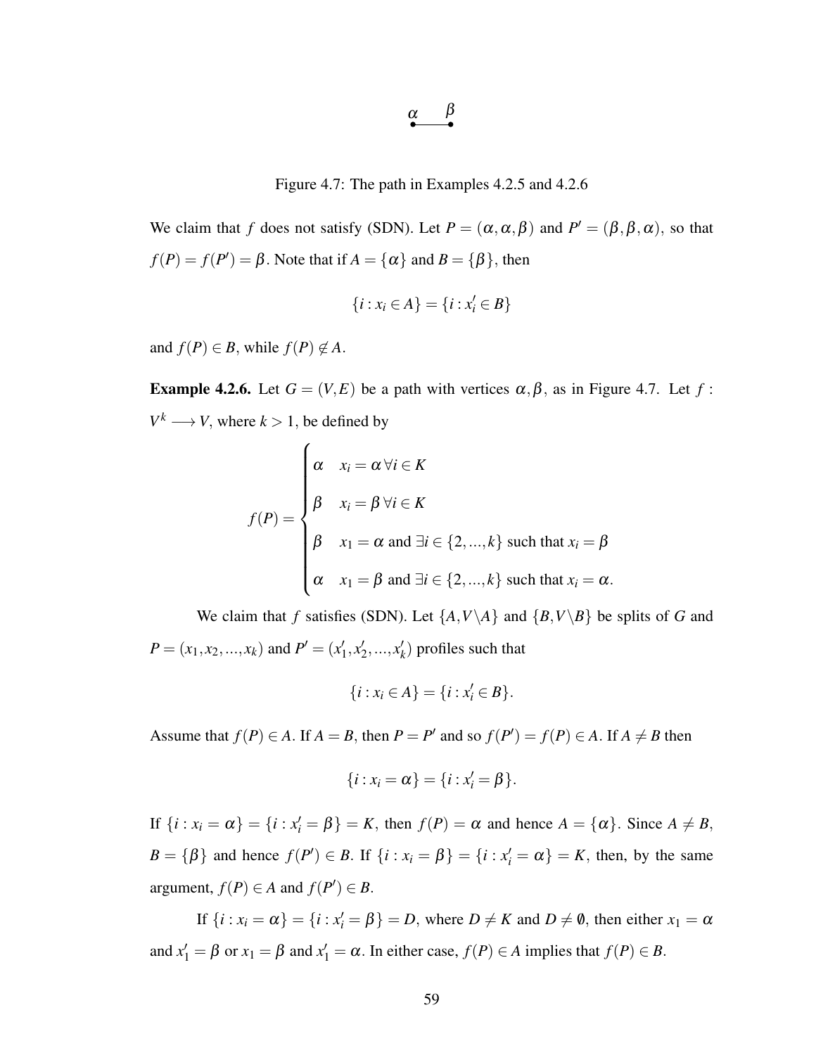$$\alpha \quad \beta$$

Figure 4.7: The path in Examples 4.2.5 and 4.2.6

We claim that $f$ does not satisfy (SDN). Let $P = (\alpha,\alpha,\beta)$ and $P' = (\beta,\beta,\alpha)$, so that $f(P) = f(P') = \beta$. Note that if $A = \{\alpha\}$ and $B = \{\beta\}$, then

$$\{i : x_i \in A\} = \{i : x'_i \in B\}$$

and $f(P) \in B$, while $f(P) \notin A$.

**Example 4.2.6.** Let $G = (V,E)$ be a path with vertices $\alpha,\beta$, as in Figure 4.7. Let $f : V^k \longrightarrow V$, where $k > 1$, be defined by

$$f(P) = \begin{cases} \alpha & x_i = \alpha \,\forall i \in K \\ \beta & x_i = \beta \,\forall i \in K \\ \beta & x_1 = \alpha \text{ and } \exists i \in \{2,...,k\} \text{ such that } x_i = \beta \\ \alpha & x_1 = \beta \text{ and } \exists i \in \{2,...,k\} \text{ such that } x_i = \alpha. \end{cases}$$

We claim that $f$ satisfies (SDN). Let $\{A, V\backslash A\}$ and $\{B, V\backslash B\}$ be splits of $G$ and $P = (x_1,x_2,...,x_k)$ and $P' = (x'_1,x'_2,...,x'_k)$ profiles such that

$$\{i : x_i \in A\} = \{i : x'_i \in B\}.$$

Assume that $f(P) \in A$. If $A = B$, then $P = P'$ and so $f(P') = f(P) \in A$. If $A \neq B$ then

$$\{i : x_i = \alpha\} = \{i : x'_i = \beta\}.$$

If $\{i : x_i = \alpha\} = \{i : x'_i = \beta\} = K$, then $f(P) = \alpha$ and hence $A = \{\alpha\}$. Since $A \neq B$, $B = \{\beta\}$ and hence $f(P') \in B$. If $\{i : x_i = \beta\} = \{i : x'_i = \alpha\} = K$, then, by the same argument, $f(P) \in A$ and $f(P') \in B$.

If $\{i : x_i = \alpha\} = \{i : x'_i = \beta\} = D$, where $D \neq K$ and $D \neq \emptyset$, then either $x_1 = \alpha$ and $x'_1 = \beta$ or $x_1 = \beta$ and $x'_1 = \alpha$. In either case, $f(P) \in A$ implies that $f(P) \in B$.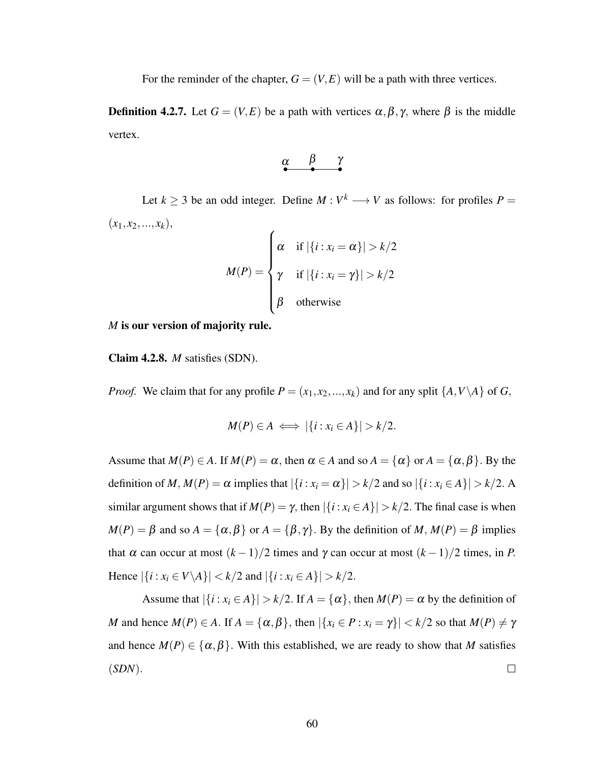For the reminder of the chapter, $G = (V, E)$ will be a path with three vertices.

**Definition 4.2.7.** Let $G = (V, E)$ be a path with vertices $\alpha, \beta, \gamma$, where $\beta$ is the middle vertex.

$$\alpha \quad \beta \quad \gamma$$

Let $k \geq 3$ be an odd integer. Define $M : V^k \longrightarrow V$ as follows: for profiles $P = (x_1, x_2, ..., x_k)$,

$$M(P) = \begin{cases} \alpha & \text{if } |\{i : x_i = \alpha\}| > k/2 \\ \gamma & \text{if } |\{i : x_i = \gamma\}| > k/2 \\ \beta & \text{otherwise} \end{cases}$$

***M* is our version of majority rule.**

**Claim 4.2.8.** *M* satisfies (SDN).

*Proof.* We claim that for any profile $P = (x_1, x_2, ..., x_k)$ and for any split $\{A, V \backslash A\}$ of $G$,

$$M(P) \in A \iff |\{i : x_i \in A\}| > k/2.$$

Assume that $M(P) \in A$. If $M(P) = \alpha$, then $\alpha \in A$ and so $A = \{\alpha\}$ or $A = \{\alpha, \beta\}$. By the definition of $M$, $M(P) = \alpha$ implies that $|\{i : x_i = \alpha\}| > k/2$ and so $|\{i : x_i \in A\}| > k/2$. A similar argument shows that if $M(P) = \gamma$, then $|\{i : x_i \in A\}| > k/2$. The final case is when $M(P) = \beta$ and so $A = \{\alpha, \beta\}$ or $A = \{\beta, \gamma\}$. By the definition of $M$, $M(P) = \beta$ implies that $\alpha$ can occur at most $(k-1)/2$ times and $\gamma$ can occur at most $(k-1)/2$ times, in $P$. Hence $|\{i : x_i \in V \backslash A\}| < k/2$ and $|\{i : x_i \in A\}| > k/2$.

Assume that $|\{i : x_i \in A\}| > k/2$. If $A = \{\alpha\}$, then $M(P) = \alpha$ by the definition of $M$ and hence $M(P) \in A$. If $A = \{\alpha, \beta\}$, then $|\{x_i \in P : x_i = \gamma\}| < k/2$ so that $M(P) \neq \gamma$ and hence $M(P) \in \{\alpha, \beta\}$. With this established, we are ready to show that $M$ satisfies $(SDN)$. □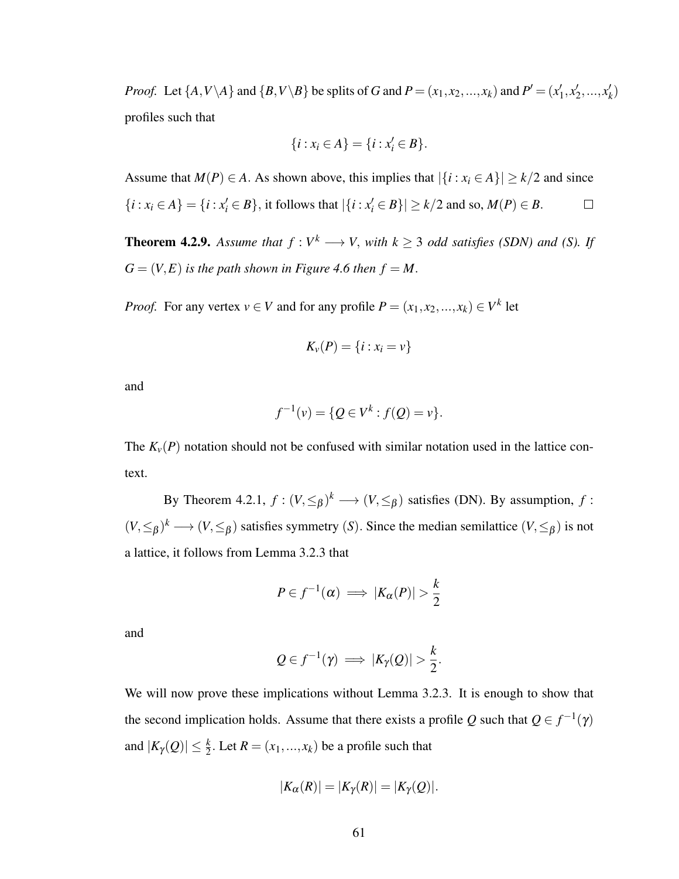*Proof.* Let $\{A, V\backslash A\}$ and $\{B, V\backslash B\}$ be splits of $G$ and $P = (x_1, x_2, ..., x_k)$ and $P' = (x'_1, x'_2, ..., x'_k)$ profiles such that

$$\{i : x_i \in A\} = \{i : x'_i \in B\}.$$

Assume that $M(P) \in A$. As shown above, this implies that $|\{i : x_i \in A\}| \geq k/2$ and since $\{i : x_i \in A\} = \{i : x'_i \in B\}$, it follows that $|\{i : x'_i \in B\}| \geq k/2$ and so, $M(P) \in B$. $\square$

**Theorem 4.2.9.** *Assume that $f : V^k \longrightarrow V$, with $k \geq 3$ odd satisfies (SDN) and (S). If $G = (V, E)$ is the path shown in Figure 4.6 then $f = M$.*

*Proof.* For any vertex $v \in V$ and for any profile $P = (x_1, x_2, ..., x_k) \in V^k$ let

$$K_v(P) = \{i : x_i = v\}$$

and

$$f^{-1}(v) = \{Q \in V^k : f(Q) = v\}.$$

The $K_v(P)$ notation should not be confused with similar notation used in the lattice context.

By Theorem 4.2.1, $f : (V, \leq_\beta)^k \longrightarrow (V, \leq_\beta)$ satisfies (DN). By assumption, $f : (V, \leq_\beta)^k \longrightarrow (V, \leq_\beta)$ satisfies symmetry $(S)$. Since the median semilattice $(V, \leq_\beta)$ is not a lattice, it follows from Lemma 3.2.3 that

$$P \in f^{-1}(\alpha) \implies |K_\alpha(P)| > \frac{k}{2}$$

and

$$Q \in f^{-1}(\gamma) \implies |K_\gamma(Q)| > \frac{k}{2}.$$

We will now prove these implications without Lemma 3.2.3. It is enough to show that the second implication holds. Assume that there exists a profile $Q$ such that $Q \in f^{-1}(\gamma)$ and $|K_\gamma(Q)| \leq \frac{k}{2}$. Let $R = (x_1, ..., x_k)$ be a profile such that

$$|K_\alpha(R)| = |K_\gamma(R)| = |K_\gamma(Q)|.$$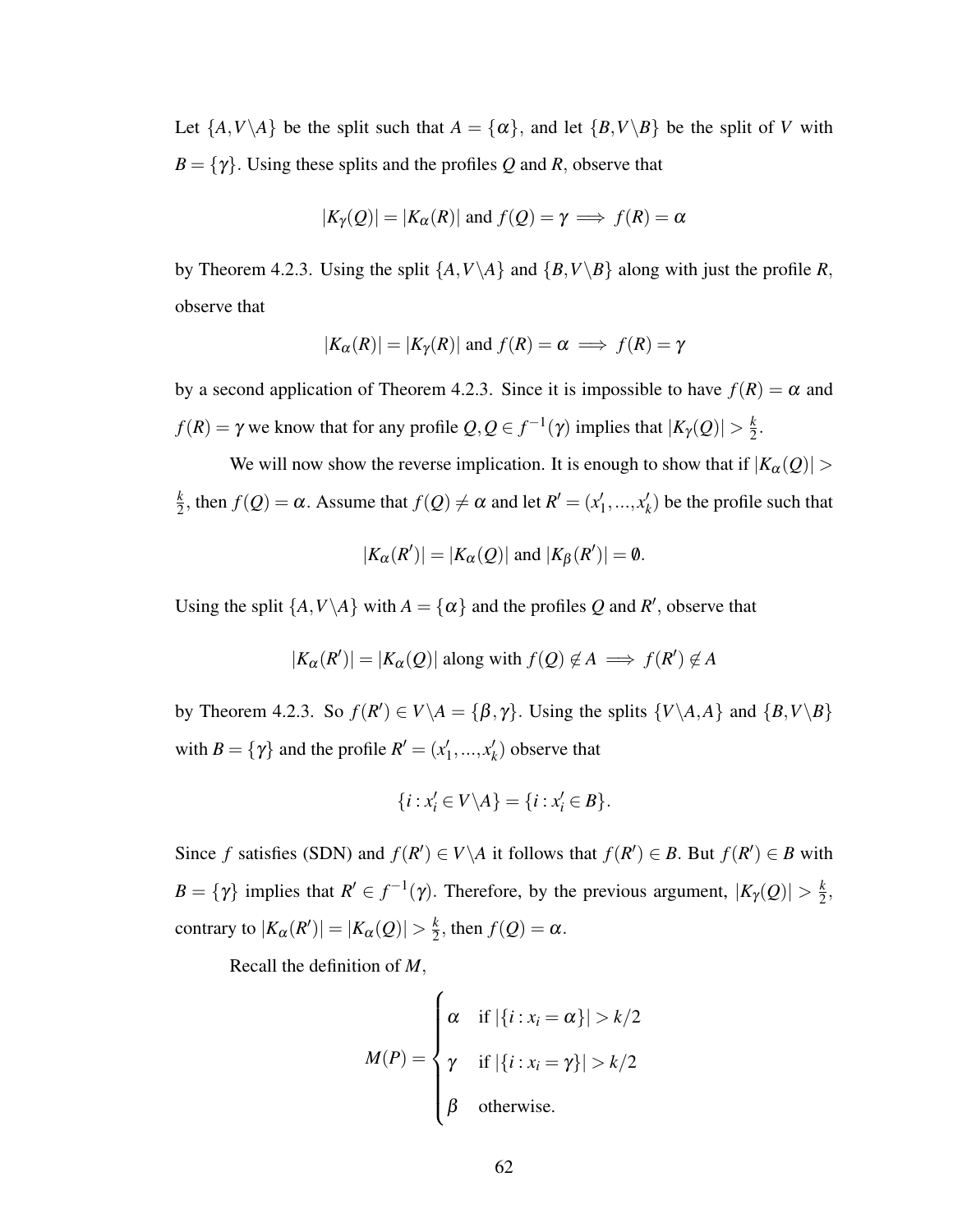Let $\{A, V \backslash A\}$ be the split such that $A = \{\alpha\}$, and let $\{B, V \backslash B\}$ be the split of $V$ with $B = \{\gamma\}$. Using these splits and the profiles $Q$ and $R$, observe that

$$|K_\gamma(Q)| = |K_\alpha(R)| \text{ and } f(Q) = \gamma \implies f(R) = \alpha$$

by Theorem 4.2.3. Using the split $\{A, V \backslash A\}$ and $\{B, V \backslash B\}$ along with just the profile $R$, observe that

$$|K_\alpha(R)| = |K_\gamma(R)| \text{ and } f(R) = \alpha \implies f(R) = \gamma$$

by a second application of Theorem 4.2.3. Since it is impossible to have $f(R) = \alpha$ and $f(R) = \gamma$ we know that for any profile $Q, Q \in f^{-1}(\gamma)$ implies that $|K_\gamma(Q)| > \frac{k}{2}$.

We will now show the reverse implication. It is enough to show that if $|K_\alpha(Q)| > \frac{k}{2}$, then $f(Q) = \alpha$. Assume that $f(Q) \neq \alpha$ and let $R' = (x'_1, ..., x'_k)$ be the profile such that

$$|K_\alpha(R')| = |K_\alpha(Q)| \text{ and } |K_\beta(R')| = \emptyset.$$

Using the split $\{A, V \backslash A\}$ with $A = \{\alpha\}$ and the profiles $Q$ and $R'$, observe that

$$|K_\alpha(R')| = |K_\alpha(Q)| \text{ along with } f(Q) \notin A \implies f(R') \notin A$$

by Theorem 4.2.3. So $f(R') \in V \backslash A = \{\beta, \gamma\}$. Using the splits $\{V \backslash A, A\}$ and $\{B, V \backslash B\}$ with $B = \{\gamma\}$ and the profile $R' = (x'_1, ..., x'_k)$ observe that

$$\{i : x'_i \in V \backslash A\} = \{i : x'_i \in B\}.$$

Since $f$ satisfies (SDN) and $f(R') \in V \backslash A$ it follows that $f(R') \in B$. But $f(R') \in B$ with $B = \{\gamma\}$ implies that $R' \in f^{-1}(\gamma)$. Therefore, by the previous argument, $|K_\gamma(Q)| > \frac{k}{2}$, contrary to $|K_\alpha(R')| = |K_\alpha(Q)| > \frac{k}{2}$, then $f(Q) = \alpha$.

Recall the definition of $M$,

$$M(P) = \begin{cases} \alpha & \text{if } |\{i : x_i = \alpha\}| > k/2 \\ \gamma & \text{if } |\{i : x_i = \gamma\}| > k/2 \\ \beta & \text{otherwise.} \end{cases}$$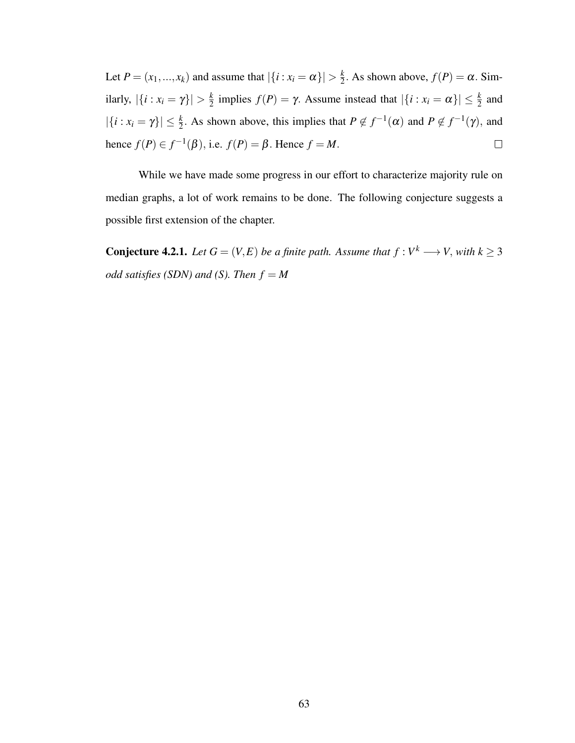Let $P = (x_1, ..., x_k)$ and assume that $|\{i : x_i = \alpha\}| > \frac{k}{2}$. As shown above, $f(P) = \alpha$. Similarly, $|\{i : x_i = \gamma\}| > \frac{k}{2}$ implies $f(P) = \gamma$. Assume instead that $|\{i : x_i = \alpha\}| \leq \frac{k}{2}$ and $|\{i : x_i = \gamma\}| \leq \frac{k}{2}$. As shown above, this implies that $P \notin f^{-1}(\alpha)$ and $P \notin f^{-1}(\gamma)$, and hence $f(P) \in f^{-1}(\beta)$, i.e. $f(P) = \beta$. Hence $f = M$. □

While we have made some progress in our effort to characterize majority rule on median graphs, a lot of work remains to be done. The following conjecture suggests a possible first extension of the chapter.

**Conjecture 4.2.1.** *Let $G = (V, E)$ be a finite path. Assume that $f : V^k \longrightarrow V$, with $k \geq 3$ odd satisfies (SDN) and (S). Then $f = M$*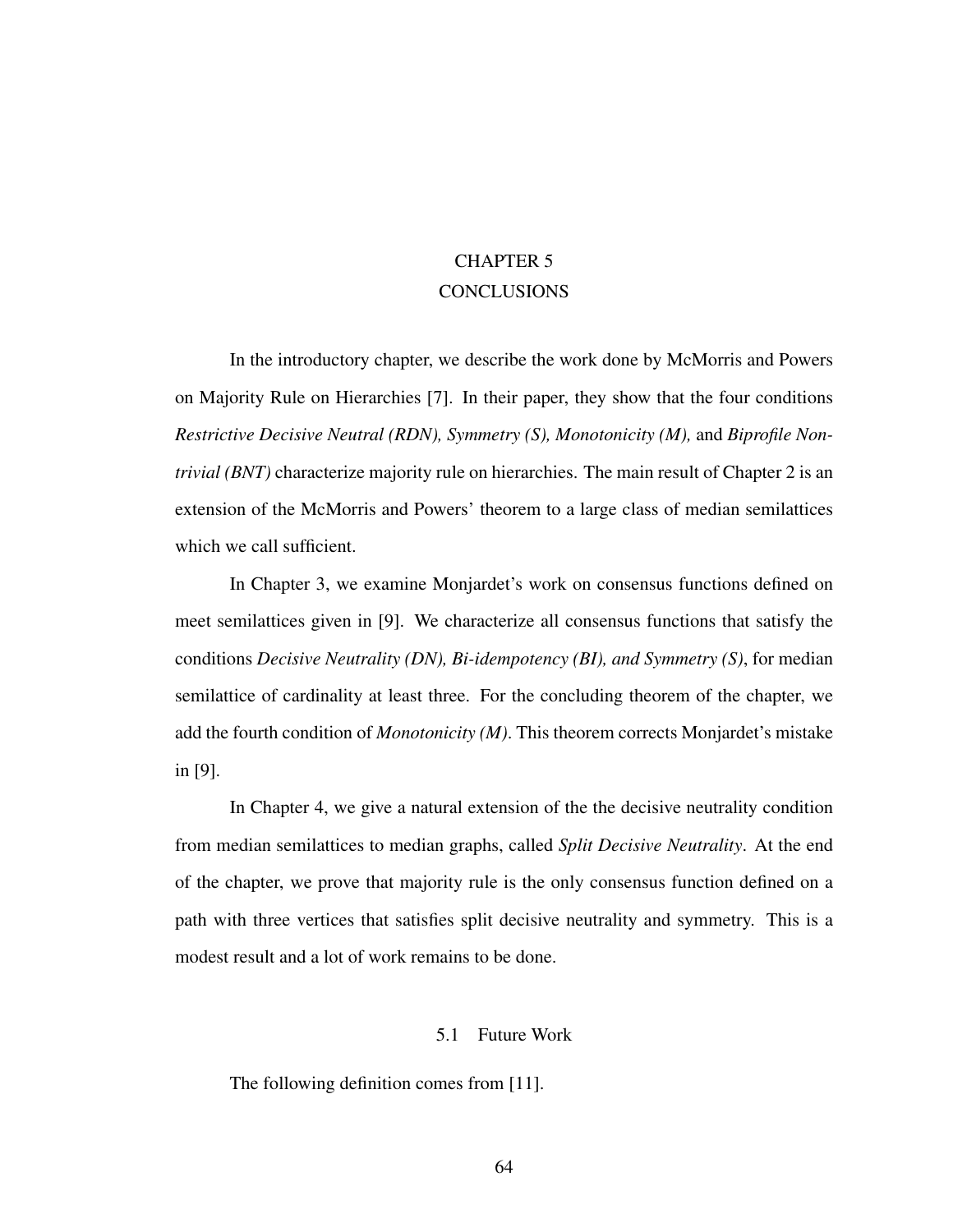# CHAPTER 5
# CONCLUSIONS

In the introductory chapter, we describe the work done by McMorris and Powers on Majority Rule on Hierarchies [7]. In their paper, they show that the four conditions *Restrictive Decisive Neutral (RDN), Symmetry (S), Monotonicity (M),* and *Biprofile Nontrivial (BNT)* characterize majority rule on hierarchies. The main result of Chapter 2 is an extension of the McMorris and Powers' theorem to a large class of median semilattices which we call sufficient.

In Chapter 3, we examine Monjardet's work on consensus functions defined on meet semilattices given in [9]. We characterize all consensus functions that satisfy the conditions *Decisive Neutrality (DN), Bi-idempotency (BI), and Symmetry (S)*, for median semilattice of cardinality at least three. For the concluding theorem of the chapter, we add the fourth condition of *Monotonicity (M)*. This theorem corrects Monjardet's mistake in [9].

In Chapter 4, we give a natural extension of the the decisive neutrality condition from median semilattices to median graphs, called *Split Decisive Neutrality*. At the end of the chapter, we prove that majority rule is the only consensus function defined on a path with three vertices that satisfies split decisive neutrality and symmetry. This is a modest result and a lot of work remains to be done.

## 5.1 Future Work

The following definition comes from [11].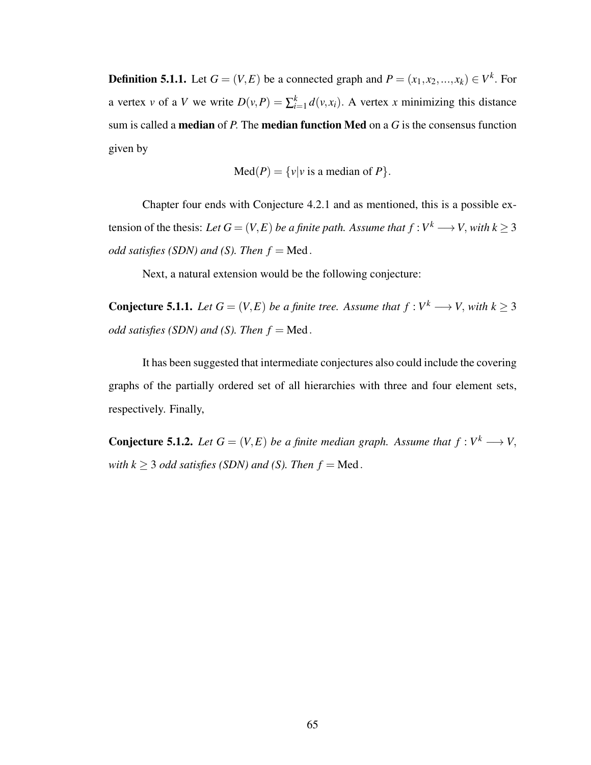**Definition 5.1.1.** Let $G = (V,E)$ be a connected graph and $P = (x_1, x_2, ..., x_k) \in V^k$. For a vertex $v$ of a $V$ we write $D(v,P) = \sum_{i=1}^{k} d(v, x_i)$. A vertex $x$ minimizing this distance sum is called a **median** of $P$. The **median function Med** on a $G$ is the consensus function given by

$$\text{Med}(P) = \{v | v \text{ is a median of } P\}.$$

Chapter four ends with Conjecture 4.2.1 and as mentioned, this is a possible extension of the thesis: *Let $G = (V,E)$ be a finite path. Assume that $f : V^k \longrightarrow V$, with $k \geq 3$ odd satisfies (SDN) and (S). Then $f = \text{Med}$.*

Next, a natural extension would be the following conjecture:

**Conjecture 5.1.1.** *Let $G = (V,E)$ be a finite tree. Assume that $f : V^k \longrightarrow V$, with $k \geq 3$ odd satisfies (SDN) and (S). Then $f = \text{Med}$.*

It has been suggested that intermediate conjectures also could include the covering graphs of the partially ordered set of all hierarchies with three and four element sets, respectively. Finally,

**Conjecture 5.1.2.** *Let $G = (V,E)$ be a finite median graph. Assume that $f : V^k \longrightarrow V$, with $k \geq 3$ odd satisfies (SDN) and (S). Then $f = \text{Med}$.*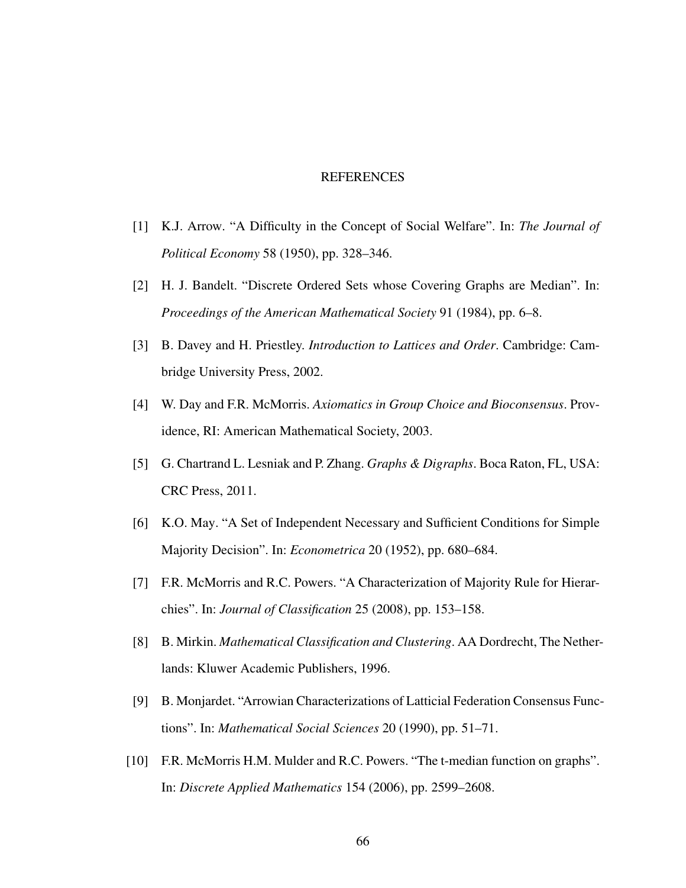# REFERENCES

[1] K.J. Arrow. "A Difficulty in the Concept of Social Welfare". In: *The Journal of Political Economy* 58 (1950), pp. 328–346.

[2] H. J. Bandelt. "Discrete Ordered Sets whose Covering Graphs are Median". In: *Proceedings of the American Mathematical Society* 91 (1984), pp. 6–8.

[3] B. Davey and H. Priestley. *Introduction to Lattices and Order*. Cambridge: Cambridge University Press, 2002.

[4] W. Day and F.R. McMorris. *Axiomatics in Group Choice and Bioconsensus*. Providence, RI: American Mathematical Society, 2003.

[5] G. Chartrand L. Lesniak and P. Zhang. *Graphs & Digraphs*. Boca Raton, FL, USA: CRC Press, 2011.

[6] K.O. May. "A Set of Independent Necessary and Sufficient Conditions for Simple Majority Decision". In: *Econometrica* 20 (1952), pp. 680–684.

[7] F.R. McMorris and R.C. Powers. "A Characterization of Majority Rule for Hierarchies". In: *Journal of Classification* 25 (2008), pp. 153–158.

[8] B. Mirkin. *Mathematical Classification and Clustering*. AA Dordrecht, The Netherlands: Kluwer Academic Publishers, 1996.

[9] B. Monjardet. "Arrowian Characterizations of Latticial Federation Consensus Functions". In: *Mathematical Social Sciences* 20 (1990), pp. 51–71.

[10] F.R. McMorris H.M. Mulder and R.C. Powers. "The t-median function on graphs". In: *Discrete Applied Mathematics* 154 (2006), pp. 2599–2608.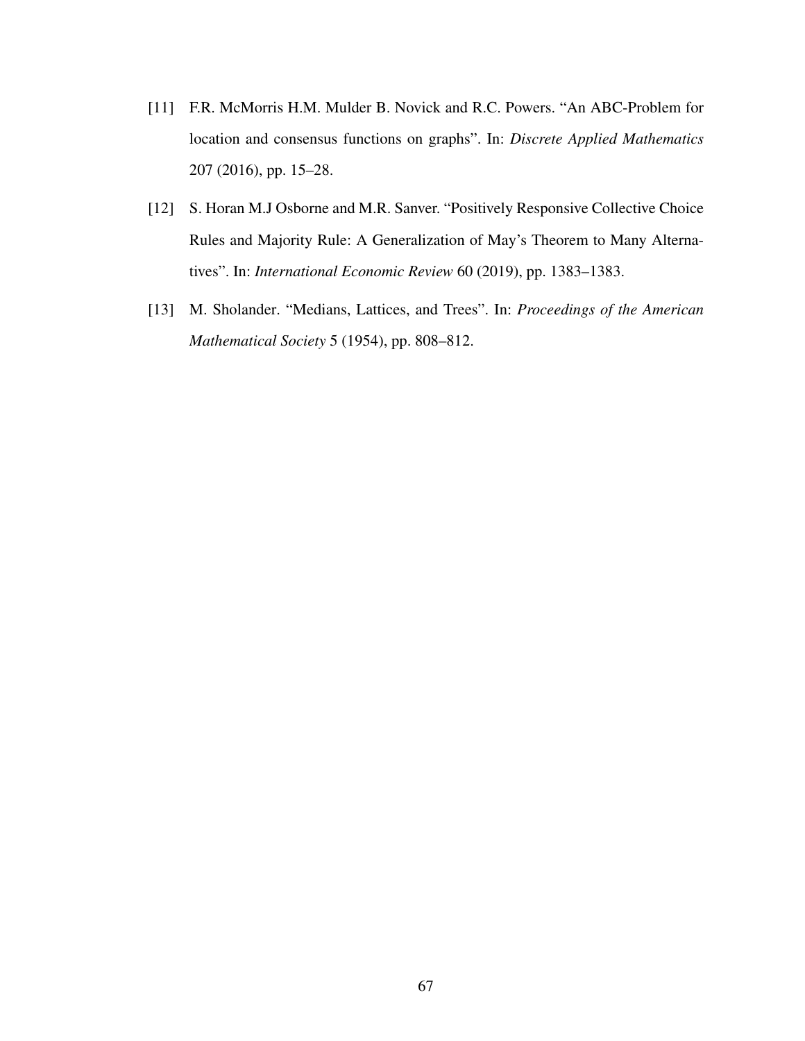[11] F.R. McMorris H.M. Mulder B. Novick and R.C. Powers. "An ABC-Problem for location and consensus functions on graphs". In: *Discrete Applied Mathematics* 207 (2016), pp. 15–28.

[12] S. Horan M.J Osborne and M.R. Sanver. "Positively Responsive Collective Choice Rules and Majority Rule: A Generalization of May's Theorem to Many Alternatives". In: *International Economic Review* 60 (2019), pp. 1383–1383.

[13] M. Sholander. "Medians, Lattices, and Trees". In: *Proceedings of the American Mathematical Society* 5 (1954), pp. 808–812.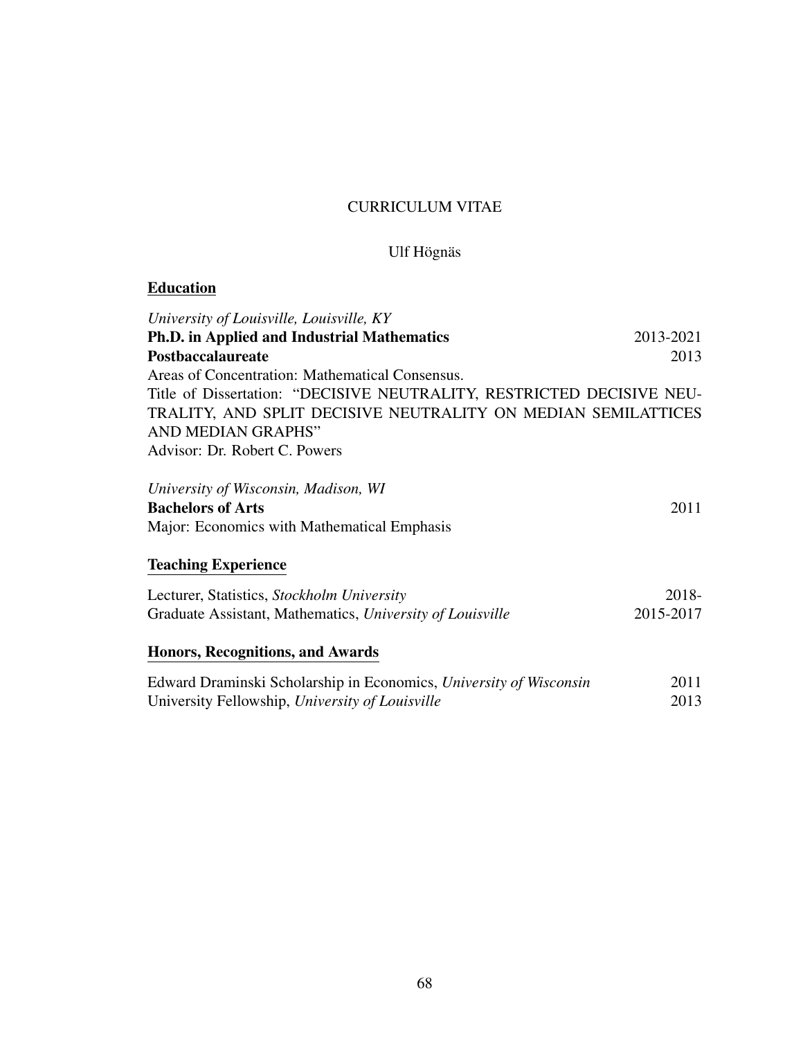CURRICULUM VITAE

Ulf Högnäs

## Education

*University of Louisville, Louisville, KY*

**Ph.D. in Applied and Industrial Mathematics** 2013-2021

**Postbaccalaureate** 2013

Areas of Concentration: Mathematical Consensus.

Title of Dissertation: "DECISIVE NEUTRALITY, RESTRICTED DECISIVE NEUTRALITY, AND SPLIT DECISIVE NEUTRALITY ON MEDIAN SEMILATTICES AND MEDIAN GRAPHS"

Advisor: Dr. Robert C. Powers

*University of Wisconsin, Madison, WI*

**Bachelors of Arts** 2011

Major: Economics with Mathematical Emphasis

## Teaching Experience

Lecturer, Statistics, *Stockholm University* 2018-

Graduate Assistant, Mathematics, *University of Louisville* 2015-2017

## Honors, Recognitions, and Awards

Edward Draminski Scholarship in Economics, *University of Wisconsin* 2011

University Fellowship, *University of Louisville* 2013